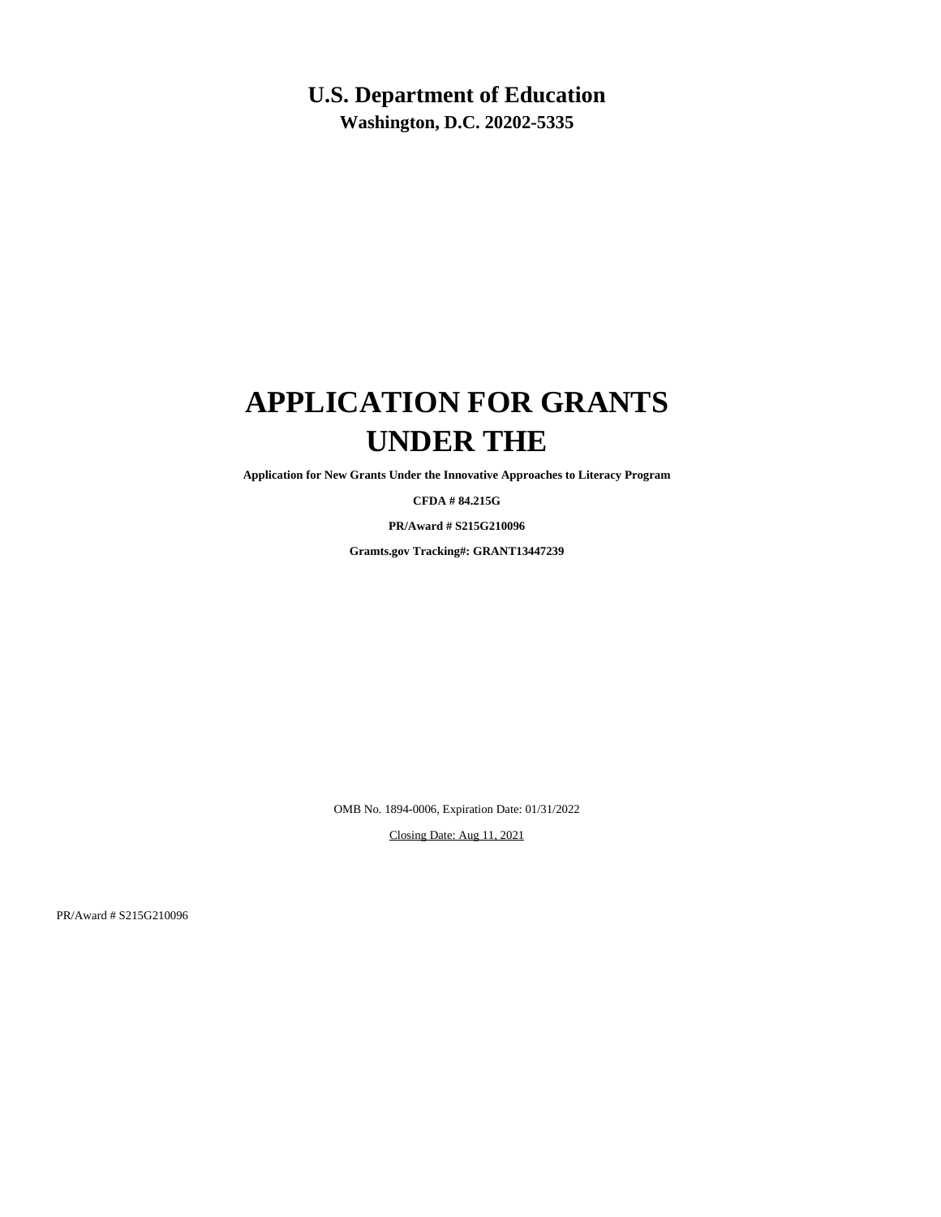**U.S. Department of Education**
**Washington, D.C. 20202-5335**

# APPLICATION FOR GRANTS UNDER THE

**Application for New Grants Under the Innovative Approaches to Literacy Program**

**CFDA # 84.215G**

**PR/Award # S215G210096**

**Gramts.gov Tracking#: GRANT13447239**

OMB No. 1894-0006, Expiration Date: 01/31/2022

Closing Date: Aug 11, 2021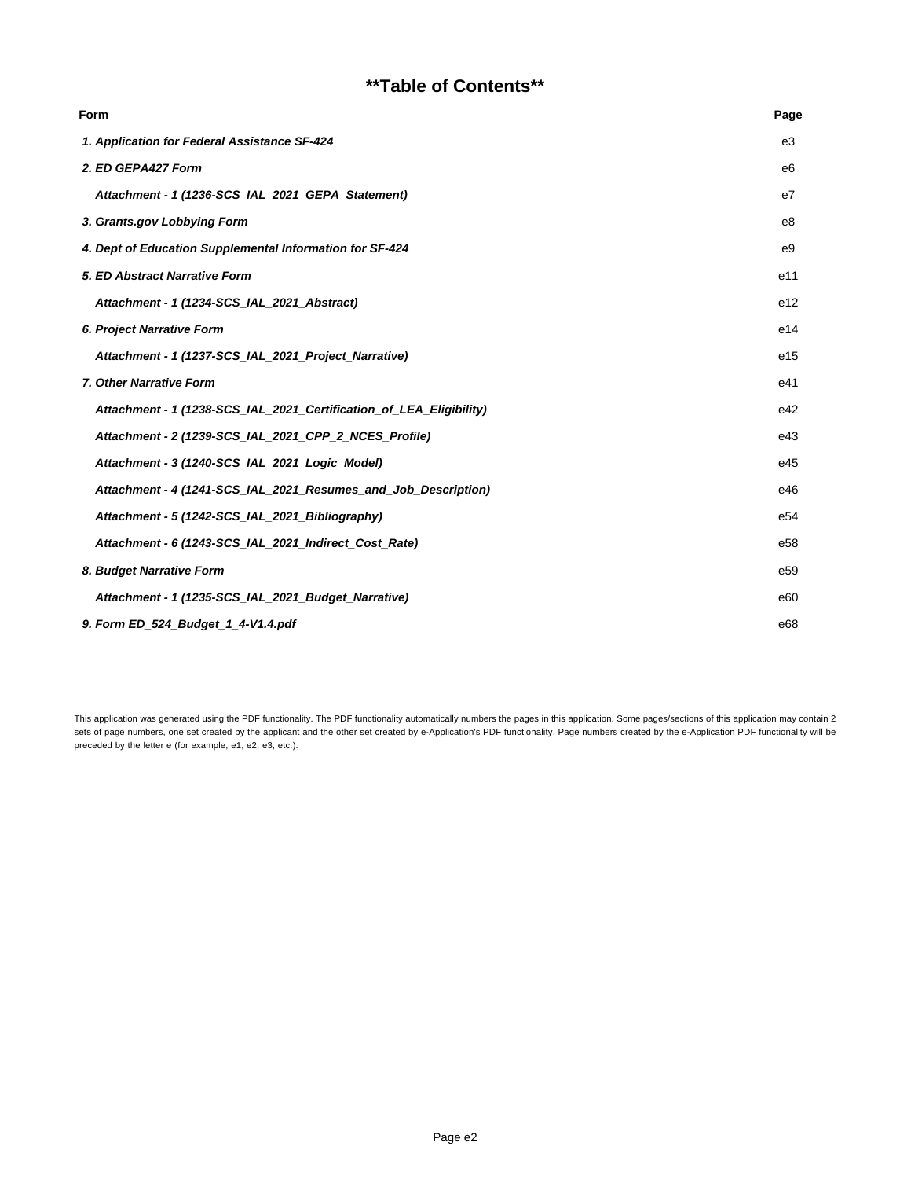# **Table of Contents**

| Form | Page |
| --- | --- |
| ***1. Application for Federal Assistance SF-424*** | e3 |
| ***2. ED GEPA427 Form*** | e6 |
| ***Attachment - 1 (1236-SCS_IAL_2021_GEPA_Statement)*** | e7 |
| ***3. Grants.gov Lobbying Form*** | e8 |
| ***4. Dept of Education Supplemental Information for SF-424*** | e9 |
| ***5. ED Abstract Narrative Form*** | e11 |
| ***Attachment - 1 (1234-SCS_IAL_2021_Abstract)*** | e12 |
| ***6. Project Narrative Form*** | e14 |
| ***Attachment - 1 (1237-SCS_IAL_2021_Project_Narrative)*** | e15 |
| ***7. Other Narrative Form*** | e41 |
| ***Attachment - 1 (1238-SCS_IAL_2021_Certification_of_LEA_Eligibility)*** | e42 |
| ***Attachment - 2 (1239-SCS_IAL_2021_CPP_2_NCES_Profile)*** | e43 |
| ***Attachment - 3 (1240-SCS_IAL_2021_Logic_Model)*** | e45 |
| ***Attachment - 4 (1241-SCS_IAL_2021_Resumes_and_Job_Description)*** | e46 |
| ***Attachment - 5 (1242-SCS_IAL_2021_Bibliography)*** | e54 |
| ***Attachment - 6 (1243-SCS_IAL_2021_Indirect_Cost_Rate)*** | e58 |
| ***8. Budget Narrative Form*** | e59 |
| ***Attachment - 1 (1235-SCS_IAL_2021_Budget_Narrative)*** | e60 |
| ***9. Form ED_524_Budget_1_4-V1.4.pdf*** | e68 |

This application was generated using the PDF functionality. The PDF functionality automatically numbers the pages in this application. Some pages/sections of this application may contain 2 sets of page numbers, one set created by the applicant and the other set created by e-Application's PDF functionality. Page numbers created by the e-Application PDF functionality will be preceded by the letter e (for example, e1, e2, e3, etc.).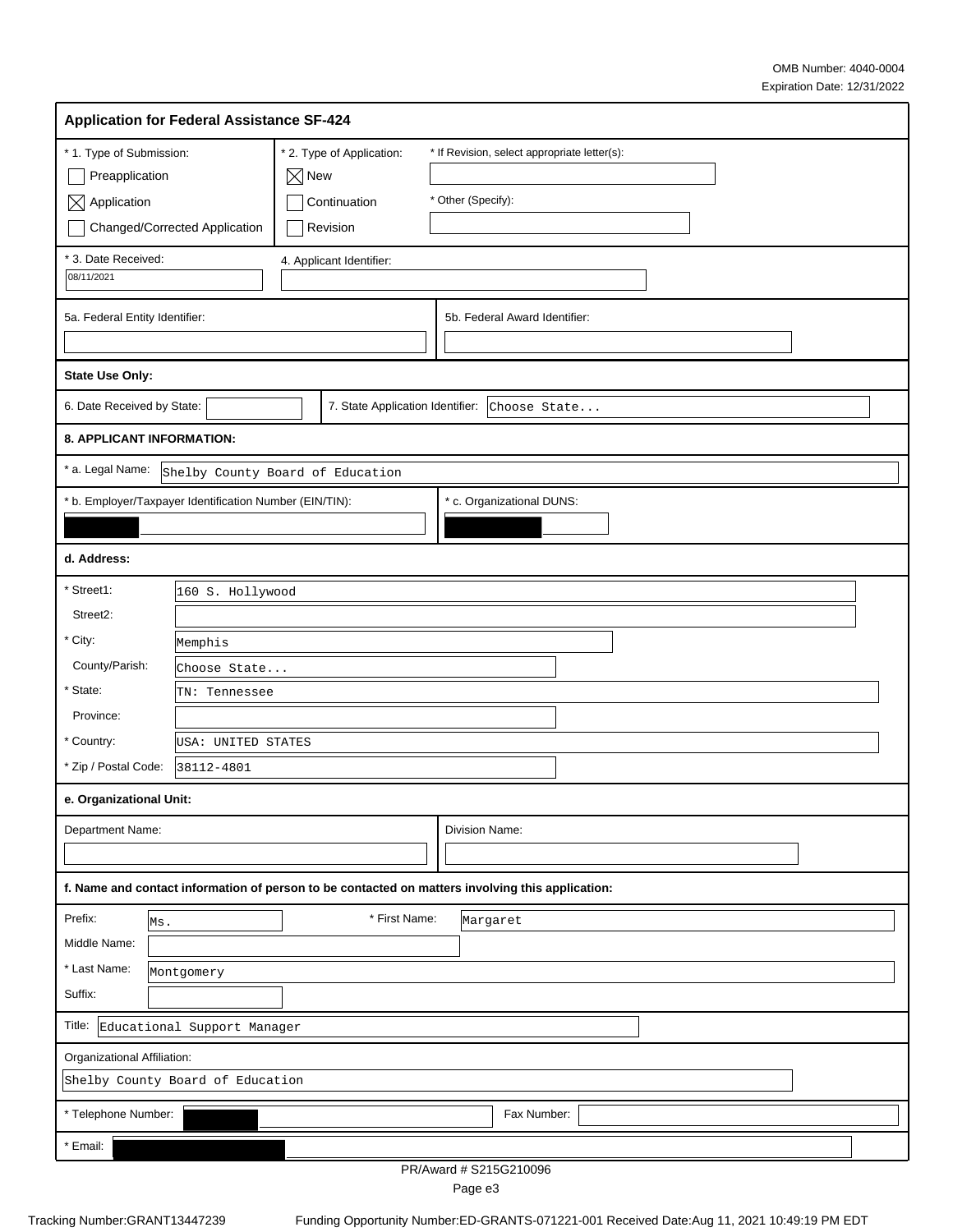OMB Number: 4040-0004
Expiration Date: 12/31/2022

## Application for Federal Assistance SF-424

**\* 1. Type of Submission:**
- ☐ Preapplication
- ☒ Application
- ☐ Changed/Corrected Application

**\* 2. Type of Application:**
- ☒ New
- ☐ Continuation
- ☐ Revision

\* If Revision, select appropriate letter(s):

\* Other (Specify):

\* 3. Date Received: 08/11/2021

4. Applicant Identifier:

5a. Federal Entity Identifier:

5b. Federal Award Identifier:

**State Use Only:**

6. Date Received by State:

7. State Application Identifier: Choose State...

**8. APPLICANT INFORMATION:**

\* a. Legal Name: Shelby County Board of Education

\* b. Employer/Taxpayer Identification Number (EIN/TIN): [redacted]

\* c. Organizational DUNS: [redacted]

**d. Address:**

| | |
|---|---|
| \* Street1: | 160 S. Hollywood |
| Street2: | |
| \* City: | Memphis |
| County/Parish: | Choose State... |
| \* State: | TN: Tennessee |
| Province: | |
| \* Country: | USA: UNITED STATES |
| \* Zip / Postal Code: | 38112-4801 |

**e. Organizational Unit:**

Department Name:

Division Name:

**f. Name and contact information of person to be contacted on matters involving this application:**

| | |
|---|---|
| Prefix: | Ms. |
| \* First Name: | Margaret |
| Middle Name: | |
| \* Last Name: | Montgomery |
| Suffix: | |

Title: Educational Support Manager

Organizational Affiliation:

Shelby County Board of Education

\* Telephone Number: [redacted]

Fax Number:

\* Email: [redacted]

PR/Award # S215G210096

Tracking Number:GRANT13447239 Funding Opportunity Number:ED-GRANTS-071221-001 Received Date:Aug 11, 2021 10:49:19 PM EDT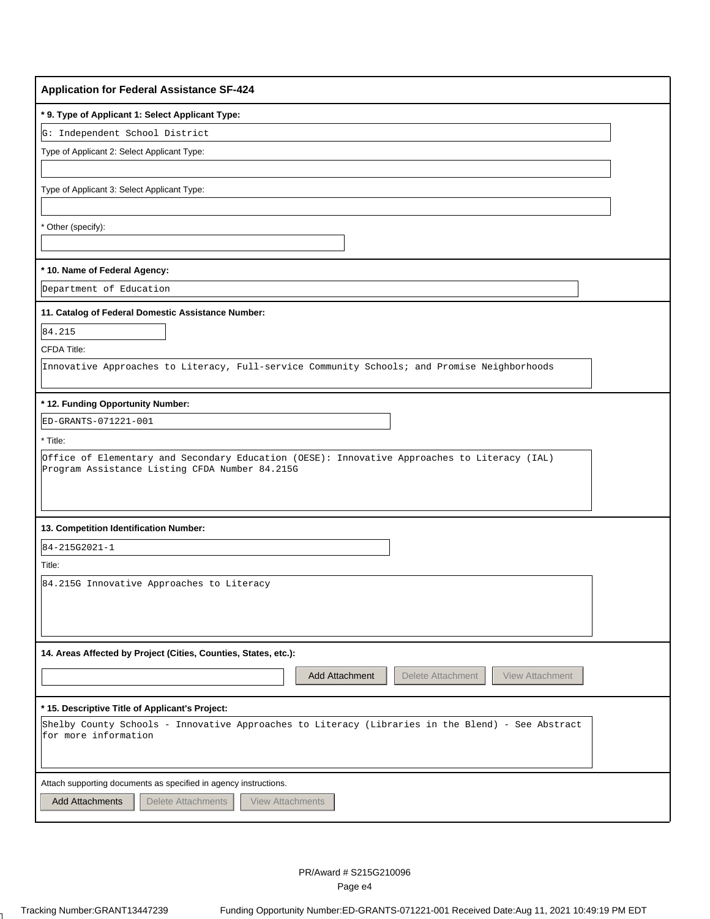## Application for Federal Assistance SF-424

**\* 9. Type of Applicant 1: Select Applicant Type:**

G: Independent School District

Type of Applicant 2: Select Applicant Type:

Type of Applicant 3: Select Applicant Type:

\* Other (specify):

**\* 10. Name of Federal Agency:**

Department of Education

**11. Catalog of Federal Domestic Assistance Number:**

84.215

CFDA Title:

Innovative Approaches to Literacy, Full-service Community Schools; and Promise Neighborhoods

**\* 12. Funding Opportunity Number:**

ED-GRANTS-071221-001

\* Title:

Office of Elementary and Secondary Education (OESE): Innovative Approaches to Literacy (IAL) Program Assistance Listing CFDA Number 84.215G

**13. Competition Identification Number:**

84-215G2021-1

Title:

84.215G Innovative Approaches to Literacy

**14. Areas Affected by Project (Cities, Counties, States, etc.):**

Add Attachment | Delete Attachment | View Attachment

**\* 15. Descriptive Title of Applicant's Project:**

Shelby County Schools - Innovative Approaches to Literacy (Libraries in the Blend) - See Abstract for more information

Attach supporting documents as specified in agency instructions.

Add Attachments | Delete Attachments | View Attachments

PR/Award # S215G210096

Tracking Number:GRANT13447239 Funding Opportunity Number:ED-GRANTS-071221-001 Received Date:Aug 11, 2021 10:49:19 PM EDT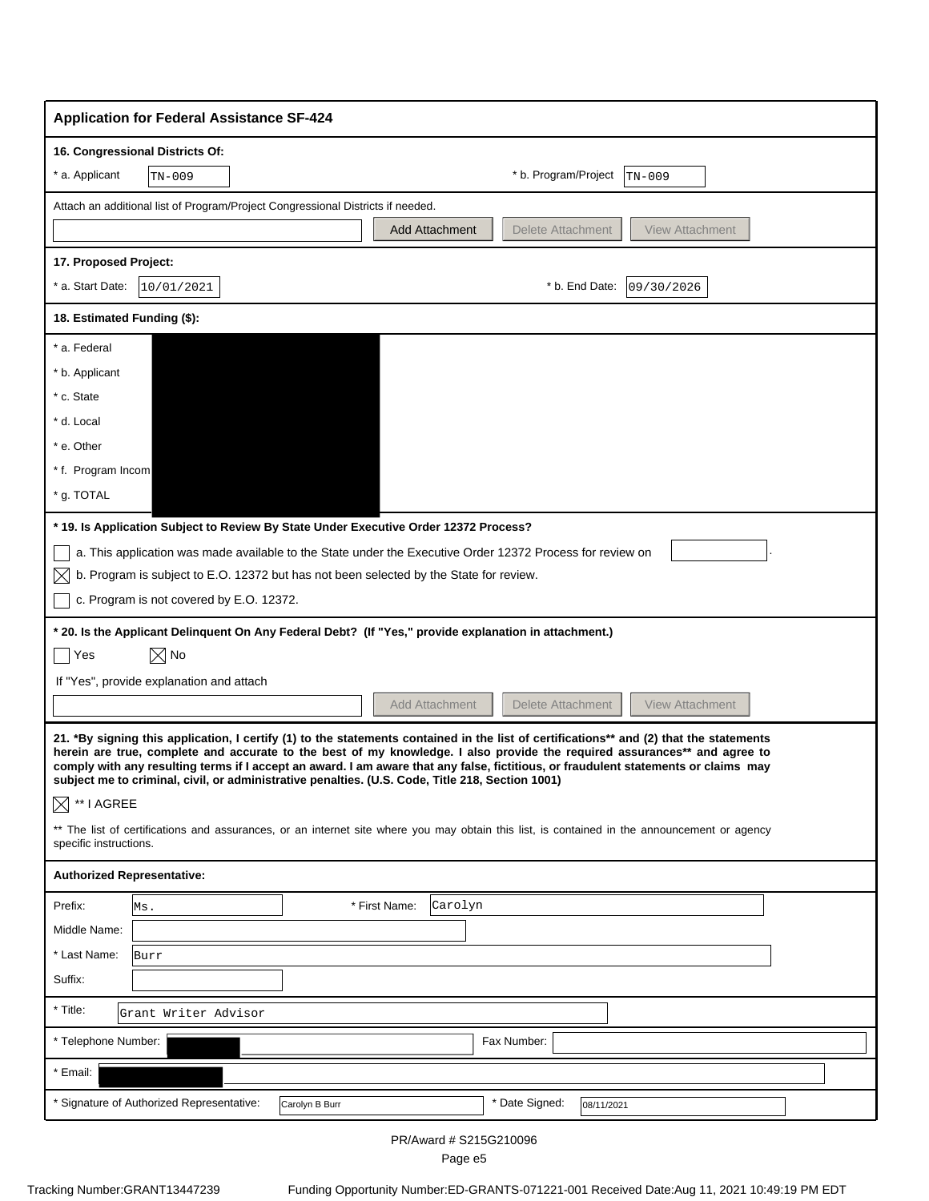## Application for Federal Assistance SF-424

**16. Congressional Districts Of:**

\* a. Applicant: TN-009

\* b. Program/Project: TN-009

Attach an additional list of Program/Project Congressional Districts if needed.

Add Attachment | Delete Attachment | View Attachment

**17. Proposed Project:**

\* a. Start Date: 10/01/2021

\* b. End Date: 09/30/2026

**18. Estimated Funding ($):**

| | |
|---|---|
| * a. Federal | [REDACTED] |
| * b. Applicant | [REDACTED] |
| * c. State | [REDACTED] |
| * d. Local | [REDACTED] |
| * e. Other | [REDACTED] |
| * f. Program Income | [REDACTED] |
| * g. TOTAL | [REDACTED] |

**\* 19. Is Application Subject to Review By State Under Executive Order 12372 Process?**

☐ a. This application was made available to the State under the Executive Order 12372 Process for review on

☒ b. Program is subject to E.O. 12372 but has not been selected by the State for review.

☐ c. Program is not covered by E.O. 12372.

**\* 20. Is the Applicant Delinquent On Any Federal Debt? (If "Yes," provide explanation in attachment.)**

☐ Yes ☒ No

If "Yes", provide explanation and attach

Add Attachment | Delete Attachment | View Attachment

**21. \*By signing this application, I certify (1) to the statements contained in the list of certifications\*\* and (2) that the statements herein are true, complete and accurate to the best of my knowledge. I also provide the required assurances\*\* and agree to comply with any resulting terms if I accept an award. I am aware that any false, fictitious, or fraudulent statements or claims may subject me to criminal, civil, or administrative penalties. (U.S. Code, Title 218, Section 1001)**

☒ \*\* I AGREE

\*\* The list of certifications and assurances, or an internet site where you may obtain this list, is contained in the announcement or agency specific instructions.

**Authorized Representative:**

Prefix: Ms.

\* First Name: Carolyn

Middle Name:

\* Last Name: Burr

Suffix:

\* Title: Grant Writer Advisor

\* Telephone Number: [REDACTED]

Fax Number:

\* Email: [REDACTED]

\* Signature of Authorized Representative: Carolyn B Burr

\* Date Signed: 08/11/2021

PR/Award # S215G210096

Tracking Number:GRANT13447239 Funding Opportunity Number:ED-GRANTS-071221-001 Received Date:Aug 11, 2021 10:49:19 PM EDT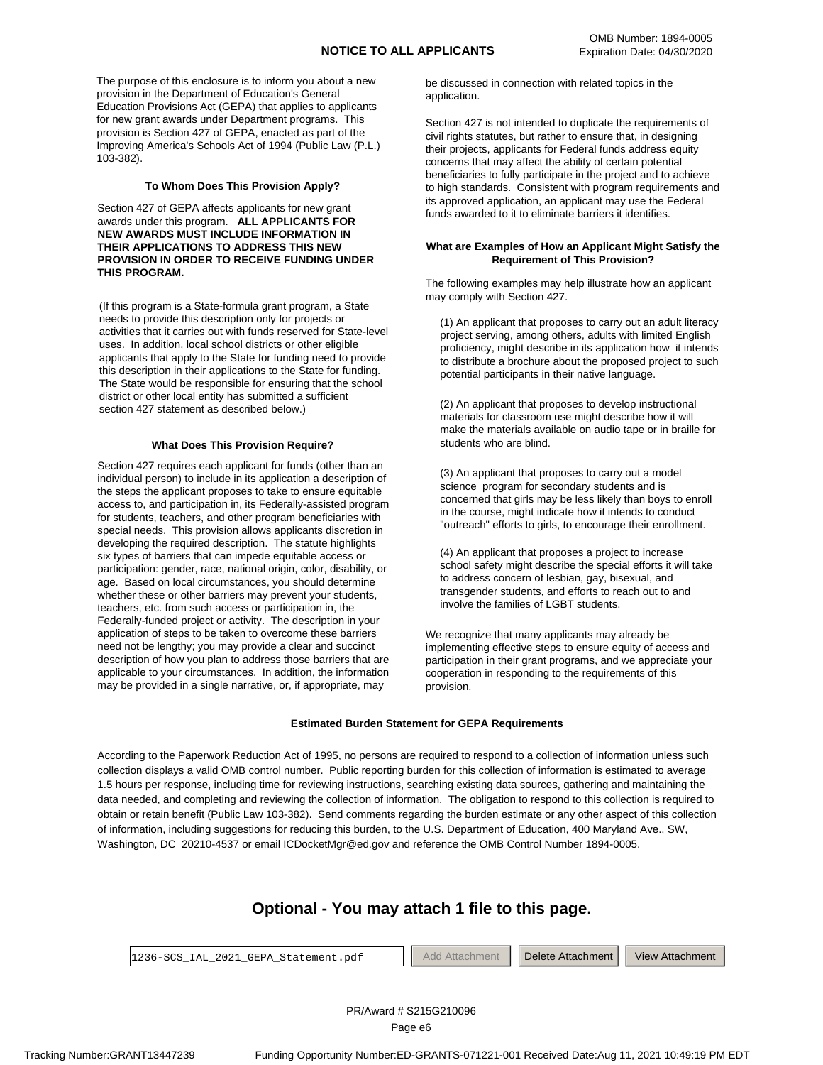OMB Number: 1894-0005
Expiration Date: 04/30/2020

# NOTICE TO ALL APPLICANTS

The purpose of this enclosure is to inform you about a new provision in the Department of Education's General Education Provisions Act (GEPA) that applies to applicants for new grant awards under Department programs. This provision is Section 427 of GEPA, enacted as part of the Improving America's Schools Act of 1994 (Public Law (P.L.) 103-382).

### To Whom Does This Provision Apply?

Section 427 of GEPA affects applicants for new grant awards under this program. **ALL APPLICANTS FOR NEW AWARDS MUST INCLUDE INFORMATION IN THEIR APPLICATIONS TO ADDRESS THIS NEW PROVISION IN ORDER TO RECEIVE FUNDING UNDER THIS PROGRAM.**

(If this program is a State-formula grant program, a State needs to provide this description only for projects or activities that it carries out with funds reserved for State-level uses. In addition, local school districts or other eligible applicants that apply to the State for funding need to provide this description in their applications to the State for funding. The State would be responsible for ensuring that the school district or other local entity has submitted a sufficient section 427 statement as described below.)

### What Does This Provision Require?

Section 427 requires each applicant for funds (other than an individual person) to include in its application a description of the steps the applicant proposes to take to ensure equitable access to, and participation in, its Federally-assisted program for students, teachers, and other program beneficiaries with special needs. This provision allows applicants discretion in developing the required description. The statute highlights six types of barriers that can impede equitable access or participation: gender, race, national origin, color, disability, or age. Based on local circumstances, you should determine whether these or other barriers may prevent your students, teachers, etc. from such access or participation in, the Federally-funded project or activity. The description in your application of steps to be taken to overcome these barriers need not be lengthy; you may provide a clear and succinct description of how you plan to address those barriers that are applicable to your circumstances. In addition, the information may be provided in a single narrative, or, if appropriate, may be discussed in connection with related topics in the application.

Section 427 is not intended to duplicate the requirements of civil rights statutes, but rather to ensure that, in designing their projects, applicants for Federal funds address equity concerns that may affect the ability of certain potential beneficiaries to fully participate in the project and to achieve to high standards. Consistent with program requirements and its approved application, an applicant may use the Federal funds awarded to it to eliminate barriers it identifies.

### What are Examples of How an Applicant Might Satisfy the Requirement of This Provision?

The following examples may help illustrate how an applicant may comply with Section 427.

(1) An applicant that proposes to carry out an adult literacy project serving, among others, adults with limited English proficiency, might describe in its application how it intends to distribute a brochure about the proposed project to such potential participants in their native language.

(2) An applicant that proposes to develop instructional materials for classroom use might describe how it will make the materials available on audio tape or in braille for students who are blind.

(3) An applicant that proposes to carry out a model science program for secondary students and is concerned that girls may be less likely than boys to enroll in the course, might indicate how it intends to conduct "outreach" efforts to girls, to encourage their enrollment.

(4) An applicant that proposes a project to increase school safety might describe the special efforts it will take to address concern of lesbian, gay, bisexual, and transgender students, and efforts to reach out to and involve the families of LGBT students.

We recognize that many applicants may already be implementing effective steps to ensure equity of access and participation in their grant programs, and we appreciate your cooperation in responding to the requirements of this provision.

### Estimated Burden Statement for GEPA Requirements

According to the Paperwork Reduction Act of 1995, no persons are required to respond to a collection of information unless such collection displays a valid OMB control number. Public reporting burden for this collection of information is estimated to average 1.5 hours per response, including time for reviewing instructions, searching existing data sources, gathering and maintaining the data needed, and completing and reviewing the collection of information. The obligation to respond to this collection is required to obtain or retain benefit (Public Law 103-382). Send comments regarding the burden estimate or any other aspect of this collection of information, including suggestions for reducing this burden, to the U.S. Department of Education, 400 Maryland Ave., SW, Washington, DC 20210-4537 or email ICDocketMgr@ed.gov and reference the OMB Control Number 1894-0005.

## Optional - You may attach 1 file to this page.

1236-SCS_IAL_2021_GEPA_Statement.pdf

Add Attachment | Delete Attachment | View Attachment

PR/Award # S215G210096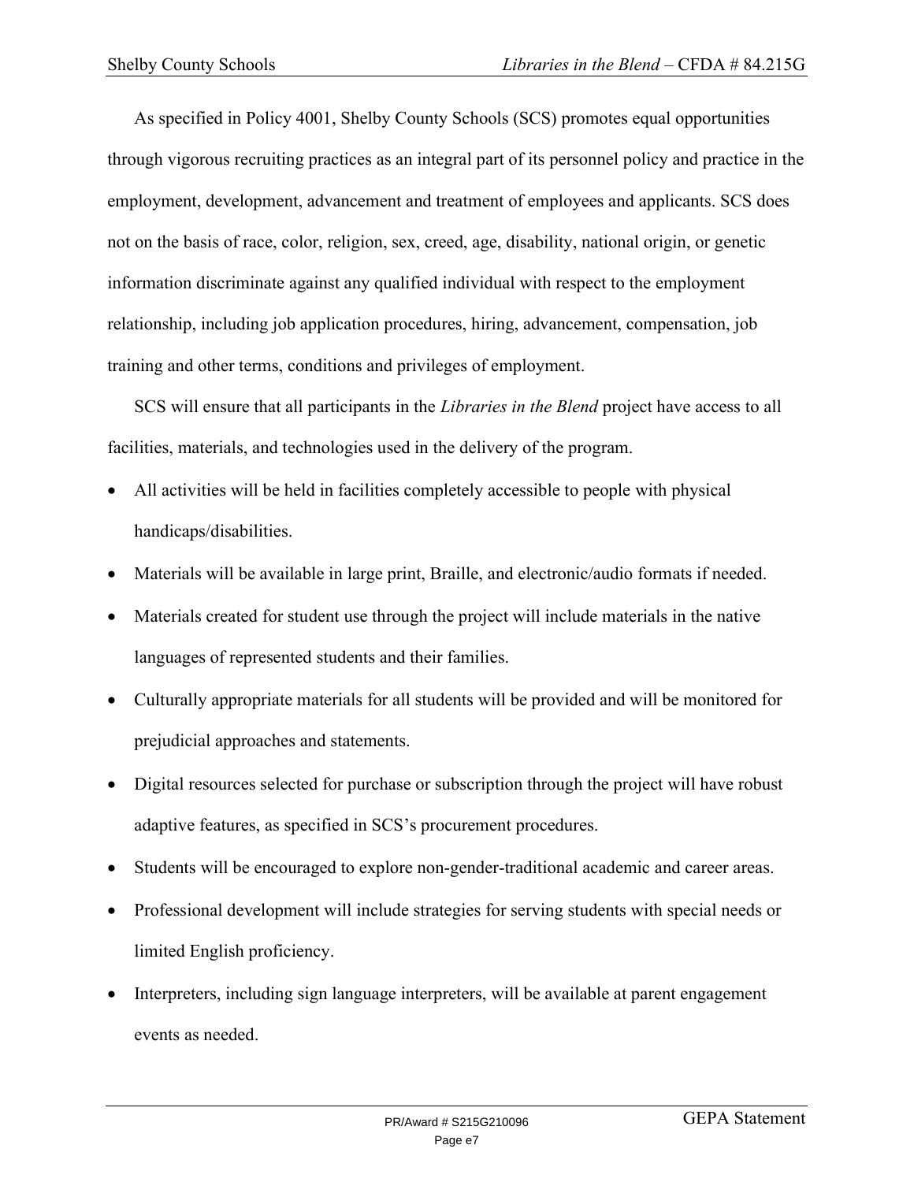As specified in Policy 4001, Shelby County Schools (SCS) promotes equal opportunities through vigorous recruiting practices as an integral part of its personnel policy and practice in the employment, development, advancement and treatment of employees and applicants. SCS does not on the basis of race, color, religion, sex, creed, age, disability, national origin, or genetic information discriminate against any qualified individual with respect to the employment relationship, including job application procedures, hiring, advancement, compensation, job training and other terms, conditions and privileges of employment.

SCS will ensure that all participants in the *Libraries in the Blend* project have access to all facilities, materials, and technologies used in the delivery of the program.

- All activities will be held in facilities completely accessible to people with physical handicaps/disabilities.
- Materials will be available in large print, Braille, and electronic/audio formats if needed.
- Materials created for student use through the project will include materials in the native languages of represented students and their families.
- Culturally appropriate materials for all students will be provided and will be monitored for prejudicial approaches and statements.
- Digital resources selected for purchase or subscription through the project will have robust adaptive features, as specified in SCS's procurement procedures.
- Students will be encouraged to explore non-gender-traditional academic and career areas.
- Professional development will include strategies for serving students with special needs or limited English proficiency.
- Interpreters, including sign language interpreters, will be available at parent engagement events as needed.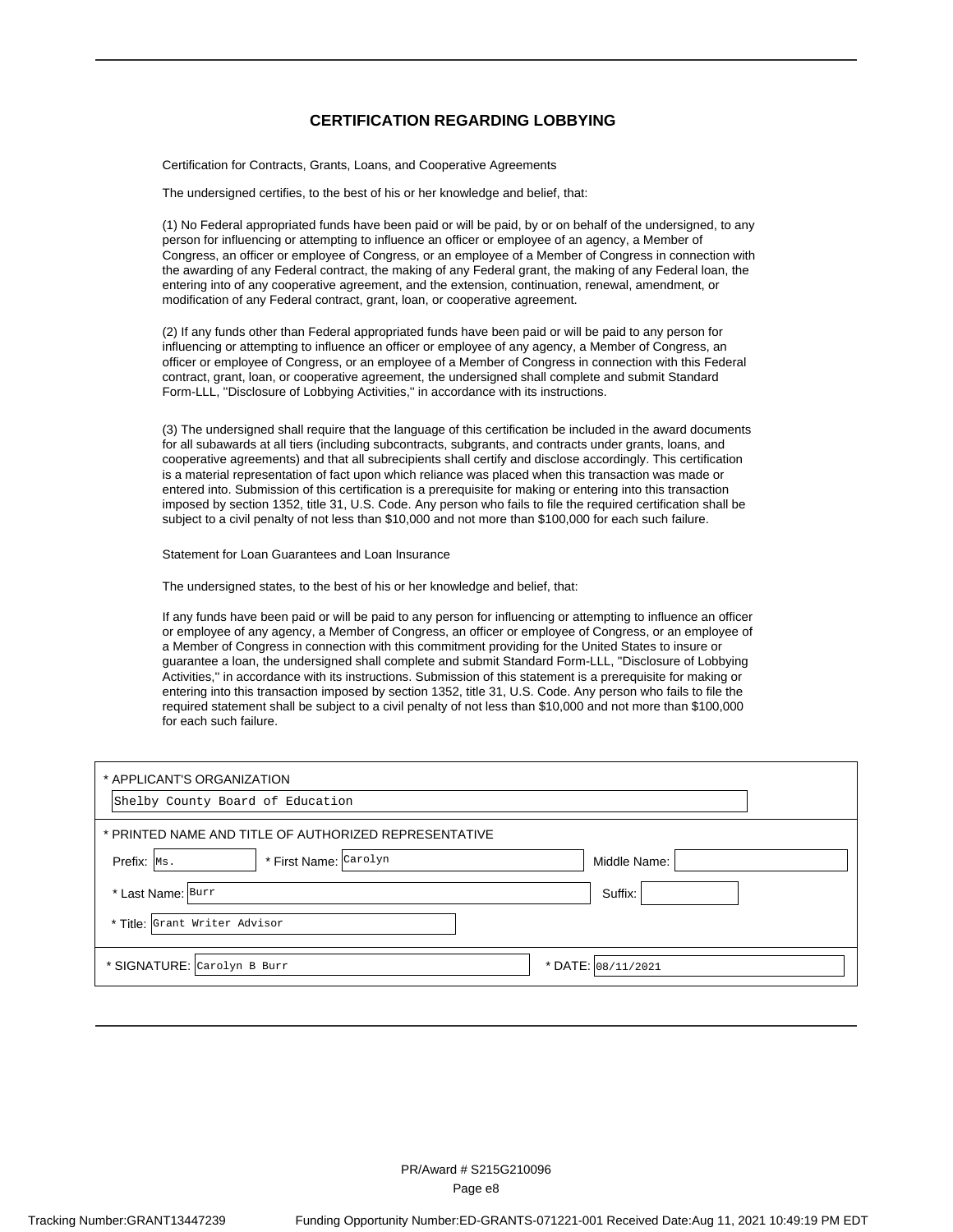# CERTIFICATION REGARDING LOBBYING

Certification for Contracts, Grants, Loans, and Cooperative Agreements

The undersigned certifies, to the best of his or her knowledge and belief, that:

(1) No Federal appropriated funds have been paid or will be paid, by or on behalf of the undersigned, to any person for influencing or attempting to influence an officer or employee of an agency, a Member of Congress, an officer or employee of Congress, or an employee of a Member of Congress in connection with the awarding of any Federal contract, the making of any Federal grant, the making of any Federal loan, the entering into of any cooperative agreement, and the extension, continuation, renewal, amendment, or modification of any Federal contract, grant, loan, or cooperative agreement.

(2) If any funds other than Federal appropriated funds have been paid or will be paid to any person for influencing or attempting to influence an officer or employee of any agency, a Member of Congress, an officer or employee of Congress, or an employee of a Member of Congress in connection with this Federal contract, grant, loan, or cooperative agreement, the undersigned shall complete and submit Standard Form-LLL, ''Disclosure of Lobbying Activities,'' in accordance with its instructions.

(3) The undersigned shall require that the language of this certification be included in the award documents for all subawards at all tiers (including subcontracts, subgrants, and contracts under grants, loans, and cooperative agreements) and that all subrecipients shall certify and disclose accordingly. This certification is a material representation of fact upon which reliance was placed when this transaction was made or entered into. Submission of this certification is a prerequisite for making or entering into this transaction imposed by section 1352, title 31, U.S. Code. Any person who fails to file the required certification shall be subject to a civil penalty of not less than $10,000 and not more than $100,000 for each such failure.

Statement for Loan Guarantees and Loan Insurance

The undersigned states, to the best of his or her knowledge and belief, that:

If any funds have been paid or will be paid to any person for influencing or attempting to influence an officer or employee of any agency, a Member of Congress, an officer or employee of Congress, or an employee of a Member of Congress in connection with this commitment providing for the United States to insure or guarantee a loan, the undersigned shall complete and submit Standard Form-LLL, ''Disclosure of Lobbying Activities,'' in accordance with its instructions. Submission of this statement is a prerequisite for making or entering into this transaction imposed by section 1352, title 31, U.S. Code. Any person who fails to file the required statement shall be subject to a civil penalty of not less than $10,000 and not more than $100,000 for each such failure.

\* APPLICANT'S ORGANIZATION: Shelby County Board of Education

\* PRINTED NAME AND TITLE OF AUTHORIZED REPRESENTATIVE

Prefix: Ms. * First Name: Carolyn Middle Name:

\* Last Name: Burr Suffix:

\* Title: Grant Writer Advisor

\* SIGNATURE: Carolyn B Burr * DATE: 08/11/2021

PR/Award # S215G210096

Tracking Number:GRANT13447239 Funding Opportunity Number:ED-GRANTS-071221-001 Received Date:Aug 11, 2021 10:49:19 PM EDT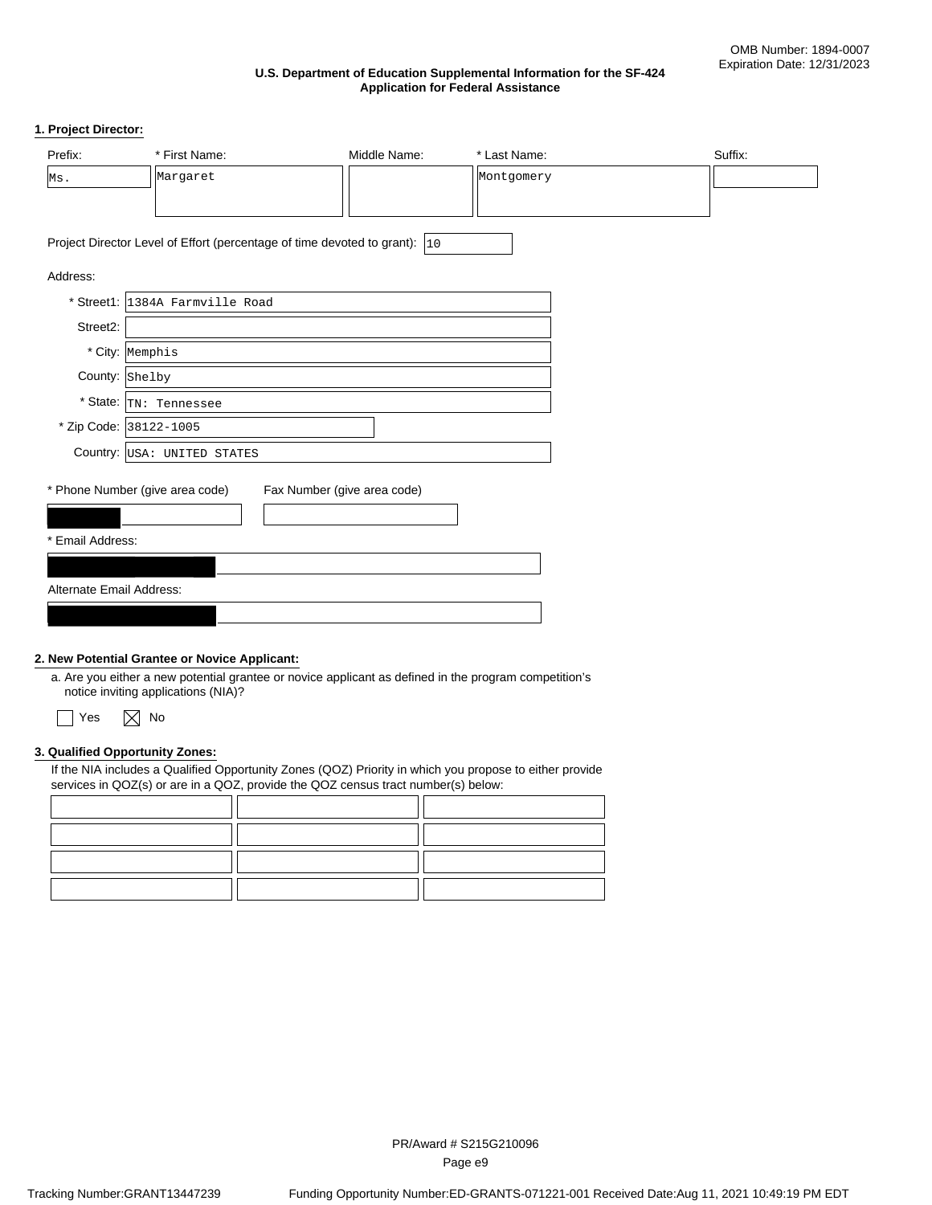OMB Number: 1894-0007
Expiration Date: 12/31/2023

**U.S. Department of Education Supplemental Information for the SF-424 Application for Federal Assistance**

**1. Project Director:**

| Prefix: | * First Name: | Middle Name: | * Last Name: | Suffix: |
| --- | --- | --- | --- | --- |
| Ms. | Margaret | | Montgomery | |

Project Director Level of Effort (percentage of time devoted to grant): 10

Address:

* Street1: 1384A Farmville Road
Street2:
* City: Memphis
County: Shelby
* State: TN: Tennessee
* Zip Code: 38122-1005
Country: USA: UNITED STATES

* Phone Number (give area code): [redacted]
Fax Number (give area code):

* Email Address: [redacted]

Alternate Email Address: [redacted]

**2. New Potential Grantee or Novice Applicant:**

a. Are you either a new potential grantee or novice applicant as defined in the program competition's notice inviting applications (NIA)?

☐ Yes ☒ No

**3. Qualified Opportunity Zones:**

If the NIA includes a Qualified Opportunity Zones (QOZ) Priority in which you propose to either provide services in QOZ(s) or are in a QOZ, provide the QOZ census tract number(s) below:

| | | |
| --- | --- | --- |
| | | |
| | | |
| | | |
| | | |

PR/Award # S215G210096

Tracking Number:GRANT13447239 Funding Opportunity Number:ED-GRANTS-071221-001 Received Date:Aug 11, 2021 10:49:19 PM EDT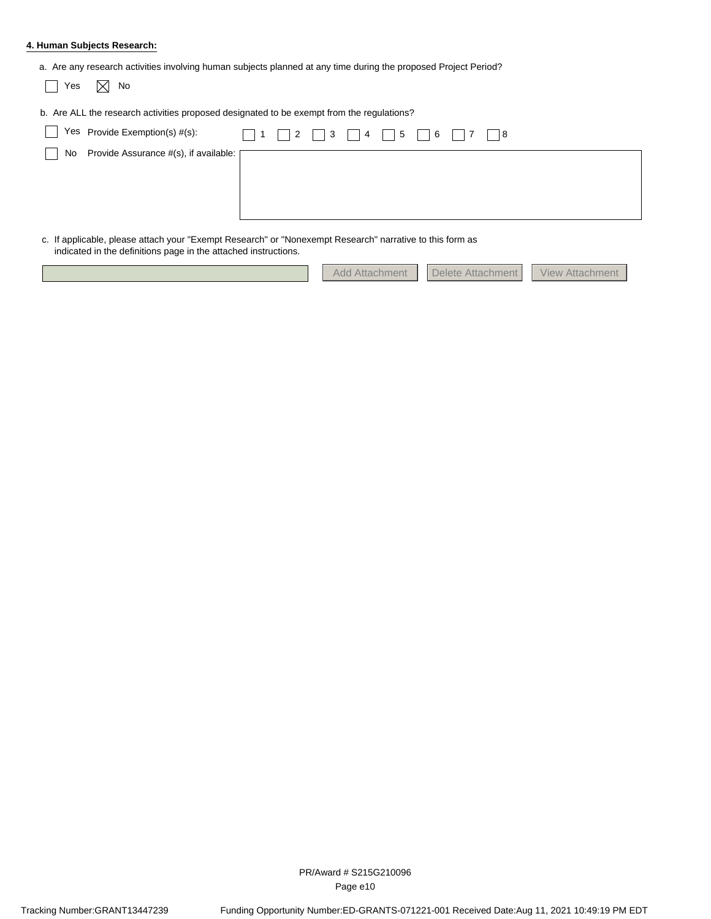**4. Human Subjects Research:**

a. Are any research activities involving human subjects planned at any time during the proposed Project Period?

☐ Yes ☒ No

b. Are ALL the research activities proposed designated to be exempt from the regulations?

☐ Yes Provide Exemption(s) #(s): ☐ 1 ☐ 2 ☐ 3 ☐ 4 ☐ 5 ☐ 6 ☐ 7 ☐ 8

☐ No Provide Assurance #(s), if available:

c. If applicable, please attach your "Exempt Research" or "Nonexempt Research" narrative to this form as indicated in the definitions page in the attached instructions.

Add Attachment | Delete Attachment | View Attachment

PR/Award # S215G210096

Tracking Number:GRANT13447239 Funding Opportunity Number:ED-GRANTS-071221-001 Received Date:Aug 11, 2021 10:49:19 PM EDT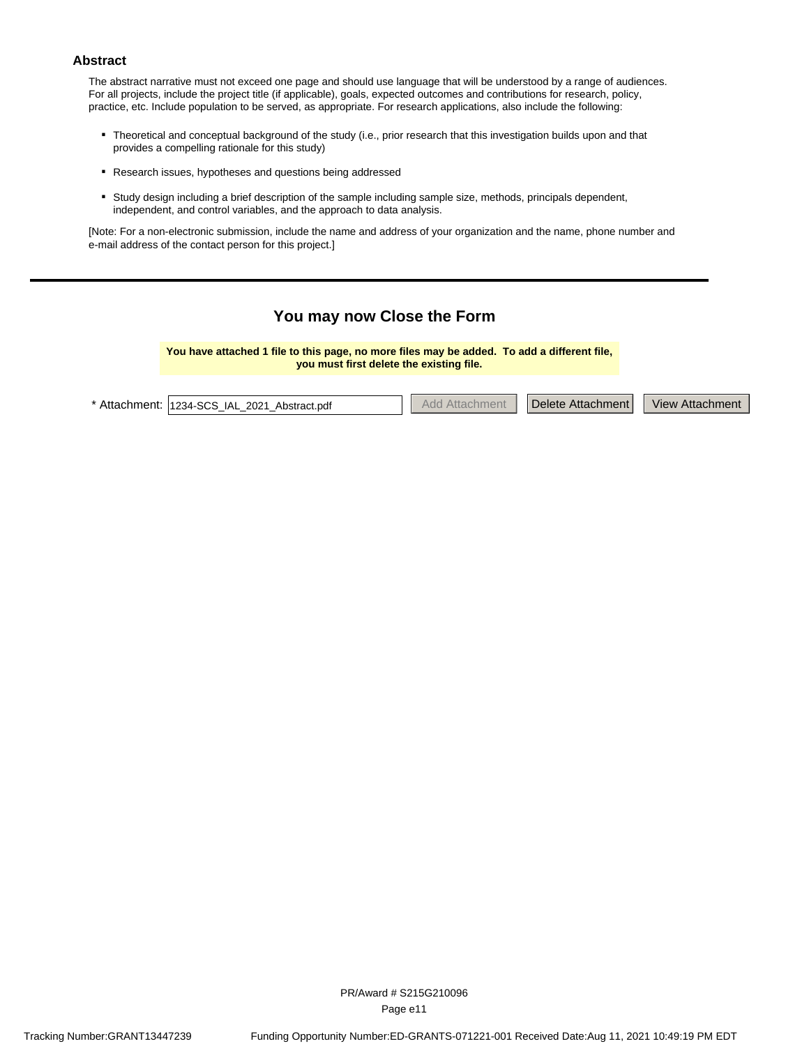## Abstract

The abstract narrative must not exceed one page and should use language that will be understood by a range of audiences. For all projects, include the project title (if applicable), goals, expected outcomes and contributions for research, policy, practice, etc. Include population to be served, as appropriate. For research applications, also include the following:

- Theoretical and conceptual background of the study (i.e., prior research that this investigation builds upon and that provides a compelling rationale for this study)
- Research issues, hypotheses and questions being addressed
- Study design including a brief description of the sample including sample size, methods, principals dependent, independent, and control variables, and the approach to data analysis.

[Note: For a non-electronic submission, include the name and address of your organization and the name, phone number and e-mail address of the contact person for this project.]

---

### You may now Close the Form

**You have attached 1 file to this page, no more files may be added. To add a different file, you must first delete the existing file.**

* Attachment: 1234-SCS_IAL_2021_Abstract.pdf | Add Attachment | Delete Attachment | View Attachment

PR/Award # S215G210096

Tracking Number:GRANT13447239 Funding Opportunity Number:ED-GRANTS-071221-001 Received Date:Aug 11, 2021 10:49:19 PM EDT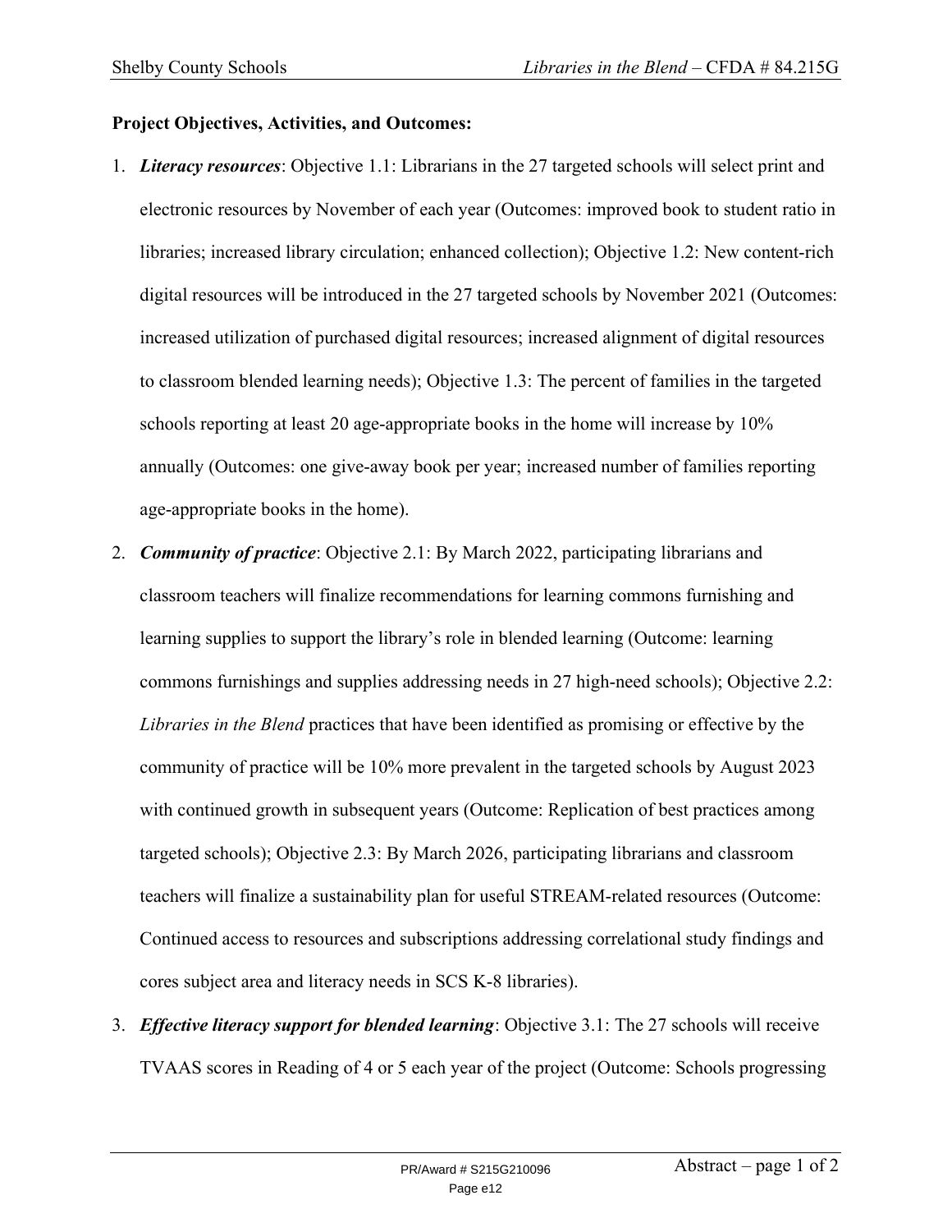**Project Objectives, Activities, and Outcomes:**

1. ***Literacy resources***: Objective 1.1: Librarians in the 27 targeted schools will select print and electronic resources by November of each year (Outcomes: improved book to student ratio in libraries; increased library circulation; enhanced collection); Objective 1.2: New content-rich digital resources will be introduced in the 27 targeted schools by November 2021 (Outcomes: increased utilization of purchased digital resources; increased alignment of digital resources to classroom blended learning needs); Objective 1.3: The percent of families in the targeted schools reporting at least 20 age-appropriate books in the home will increase by 10% annually (Outcomes: one give-away book per year; increased number of families reporting age-appropriate books in the home).
2. ***Community of practice***: Objective 2.1: By March 2022, participating librarians and classroom teachers will finalize recommendations for learning commons furnishing and learning supplies to support the library's role in blended learning (Outcome: learning commons furnishings and supplies addressing needs in 27 high-need schools); Objective 2.2: *Libraries in the Blend* practices that have been identified as promising or effective by the community of practice will be 10% more prevalent in the targeted schools by August 2023 with continued growth in subsequent years (Outcome: Replication of best practices among targeted schools); Objective 2.3: By March 2026, participating librarians and classroom teachers will finalize a sustainability plan for useful STREAM-related resources (Outcome: Continued access to resources and subscriptions addressing correlational study findings and cores subject area and literacy needs in SCS K-8 libraries).
3. ***Effective literacy support for blended learning***: Objective 3.1: The 27 schools will receive TVAAS scores in Reading of 4 or 5 each year of the project (Outcome: Schools progressing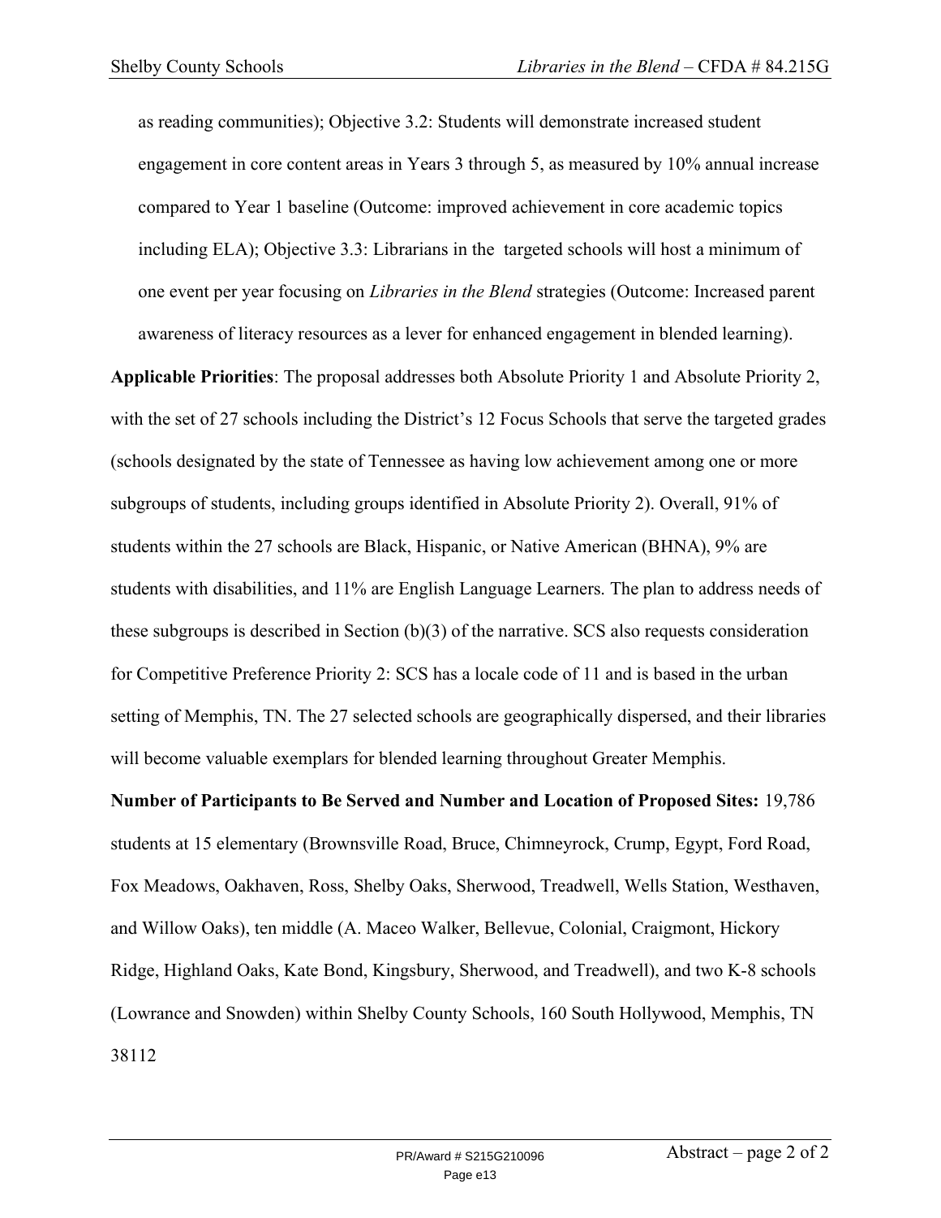as reading communities); Objective 3.2: Students will demonstrate increased student engagement in core content areas in Years 3 through 5, as measured by 10% annual increase compared to Year 1 baseline (Outcome: improved achievement in core academic topics including ELA); Objective 3.3: Librarians in the targeted schools will host a minimum of one event per year focusing on *Libraries in the Blend* strategies (Outcome: Increased parent awareness of literacy resources as a lever for enhanced engagement in blended learning).

**Applicable Priorities**: The proposal addresses both Absolute Priority 1 and Absolute Priority 2, with the set of 27 schools including the District's 12 Focus Schools that serve the targeted grades (schools designated by the state of Tennessee as having low achievement among one or more subgroups of students, including groups identified in Absolute Priority 2). Overall, 91% of students within the 27 schools are Black, Hispanic, or Native American (BHNA), 9% are students with disabilities, and 11% are English Language Learners. The plan to address needs of these subgroups is described in Section (b)(3) of the narrative. SCS also requests consideration for Competitive Preference Priority 2: SCS has a locale code of 11 and is based in the urban setting of Memphis, TN. The 27 selected schools are geographically dispersed, and their libraries will become valuable exemplars for blended learning throughout Greater Memphis.

**Number of Participants to Be Served and Number and Location of Proposed Sites:** 19,786 students at 15 elementary (Brownsville Road, Bruce, Chimneyrock, Crump, Egypt, Ford Road, Fox Meadows, Oakhaven, Ross, Shelby Oaks, Sherwood, Treadwell, Wells Station, Westhaven, and Willow Oaks), ten middle (A. Maceo Walker, Bellevue, Colonial, Craigmont, Hickory Ridge, Highland Oaks, Kate Bond, Kingsbury, Sherwood, and Treadwell), and two K-8 schools (Lowrance and Snowden) within Shelby County Schools, 160 South Hollywood, Memphis, TN 38112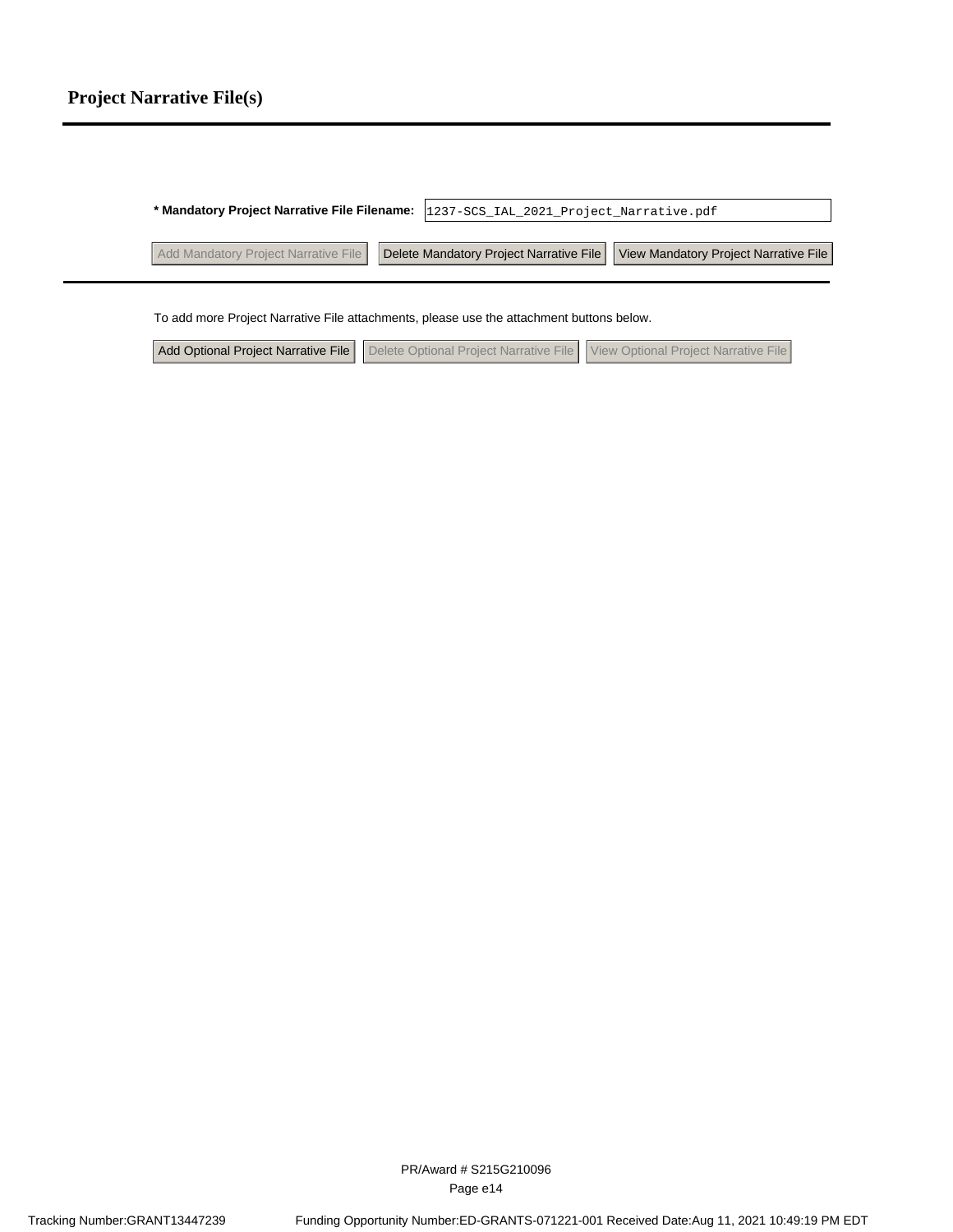# Project Narrative File(s)

**\* Mandatory Project Narrative File Filename:** 1237-SCS_IAL_2021_Project_Narrative.pdf

Add Mandatory Project Narrative File | Delete Mandatory Project Narrative File | View Mandatory Project Narrative File

To add more Project Narrative File attachments, please use the attachment buttons below.

Add Optional Project Narrative File | Delete Optional Project Narrative File | View Optional Project Narrative File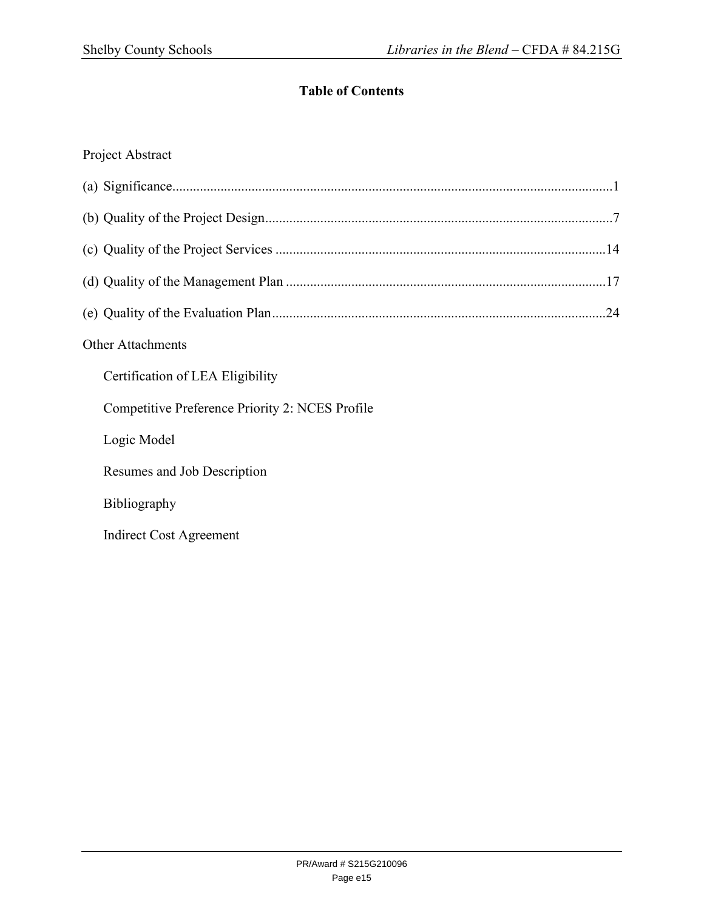# Table of Contents

Project Abstract

(a) Significance....................................................................................................................1

(b) Quality of the Project Design.........................................................................................7

(c) Quality of the Project Services .....................................................................................14

(d) Quality of the Management Plan ..................................................................................17

(e) Quality of the Evaluation Plan......................................................................................24

Other Attachments

- Certification of LEA Eligibility
- Competitive Preference Priority 2: NCES Profile
- Logic Model
- Resumes and Job Description
- Bibliography
- Indirect Cost Agreement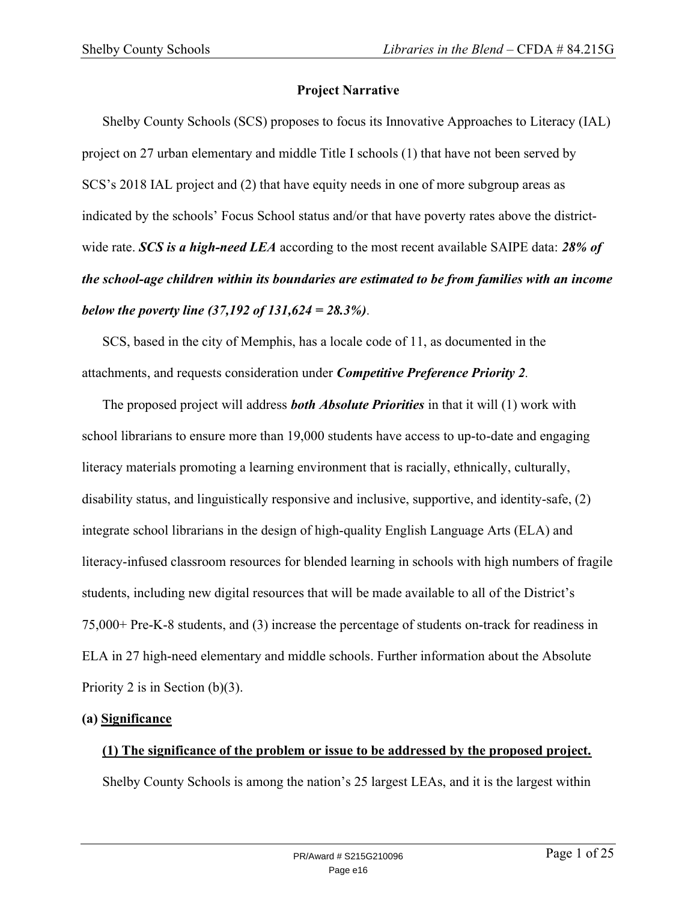## Project Narrative

Shelby County Schools (SCS) proposes to focus its Innovative Approaches to Literacy (IAL) project on 27 urban elementary and middle Title I schools (1) that have not been served by SCS's 2018 IAL project and (2) that have equity needs in one of more subgroup areas as indicated by the schools' Focus School status and/or that have poverty rates above the district-wide rate. ***SCS is a high-need LEA*** according to the most recent available SAIPE data: ***28% of the school-age children within its boundaries are estimated to be from families with an income below the poverty line (37,192 of 131,624 = 28.3%)***.

SCS, based in the city of Memphis, has a locale code of 11, as documented in the attachments, and requests consideration under ***Competitive Preference Priority 2***.

The proposed project will address ***both Absolute Priorities*** in that it will (1) work with school librarians to ensure more than 19,000 students have access to up-to-date and engaging literacy materials promoting a learning environment that is racially, ethnically, culturally, disability status, and linguistically responsive and inclusive, supportive, and identity-safe, (2) integrate school librarians in the design of high-quality English Language Arts (ELA) and literacy-infused classroom resources for blended learning in schools with high numbers of fragile students, including new digital resources that will be made available to all of the District's 75,000+ Pre-K-8 students, and (3) increase the percentage of students on-track for readiness in ELA in 27 high-need elementary and middle schools. Further information about the Absolute Priority 2 is in Section (b)(3).

### (a) <u>Significance</u>

#### <u>(1) The significance of the problem or issue to be addressed by the proposed project.</u>

Shelby County Schools is among the nation's 25 largest LEAs, and it is the largest within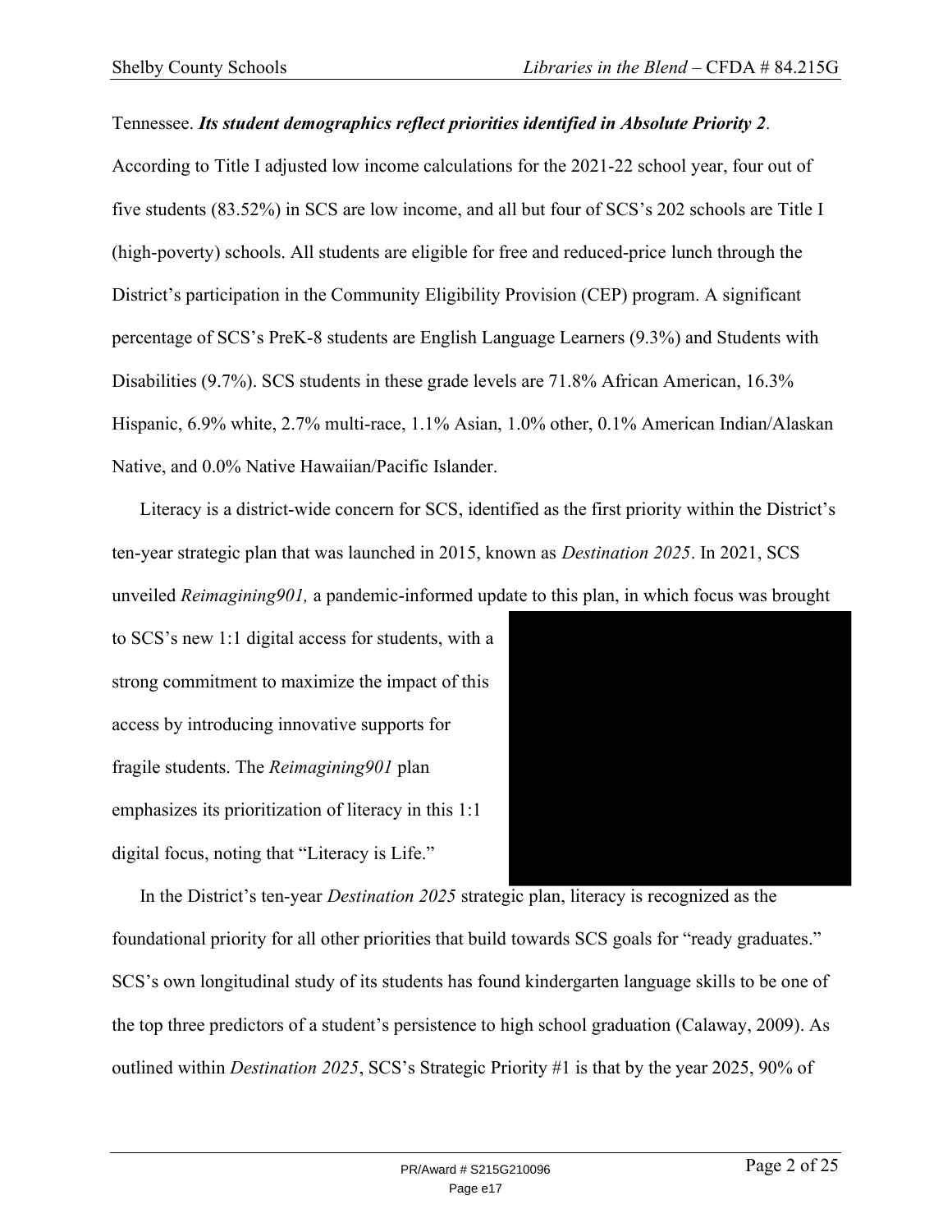Tennessee. ***Its student demographics reflect priorities identified in Absolute Priority 2***. According to Title I adjusted low income calculations for the 2021-22 school year, four out of five students (83.52%) in SCS are low income, and all but four of SCS's 202 schools are Title I (high-poverty) schools. All students are eligible for free and reduced-price lunch through the District's participation in the Community Eligibility Provision (CEP) program. A significant percentage of SCS's PreK-8 students are English Language Learners (9.3%) and Students with Disabilities (9.7%). SCS students in these grade levels are 71.8% African American, 16.3% Hispanic, 6.9% white, 2.7% multi-race, 1.1% Asian, 1.0% other, 0.1% American Indian/Alaskan Native, and 0.0% Native Hawaiian/Pacific Islander.

Literacy is a district-wide concern for SCS, identified as the first priority within the District's ten-year strategic plan that was launched in 2015, known as *Destination 2025*. In 2021, SCS unveiled *Reimagining901,* a pandemic-informed update to this plan, in which focus was brought to SCS's new 1:1 digital access for students, with a strong commitment to maximize the impact of this access by introducing innovative supports for fragile students. The *Reimagining901* plan emphasizes its prioritization of literacy in this 1:1 digital focus, noting that "Literacy is Life."

In the District's ten-year *Destination 2025* strategic plan, literacy is recognized as the foundational priority for all other priorities that build towards SCS goals for "ready graduates." SCS's own longitudinal study of its students has found kindergarten language skills to be one of the top three predictors of a student's persistence to high school graduation (Calaway, 2009). As outlined within *Destination 2025*, SCS's Strategic Priority #1 is that by the year 2025, 90% of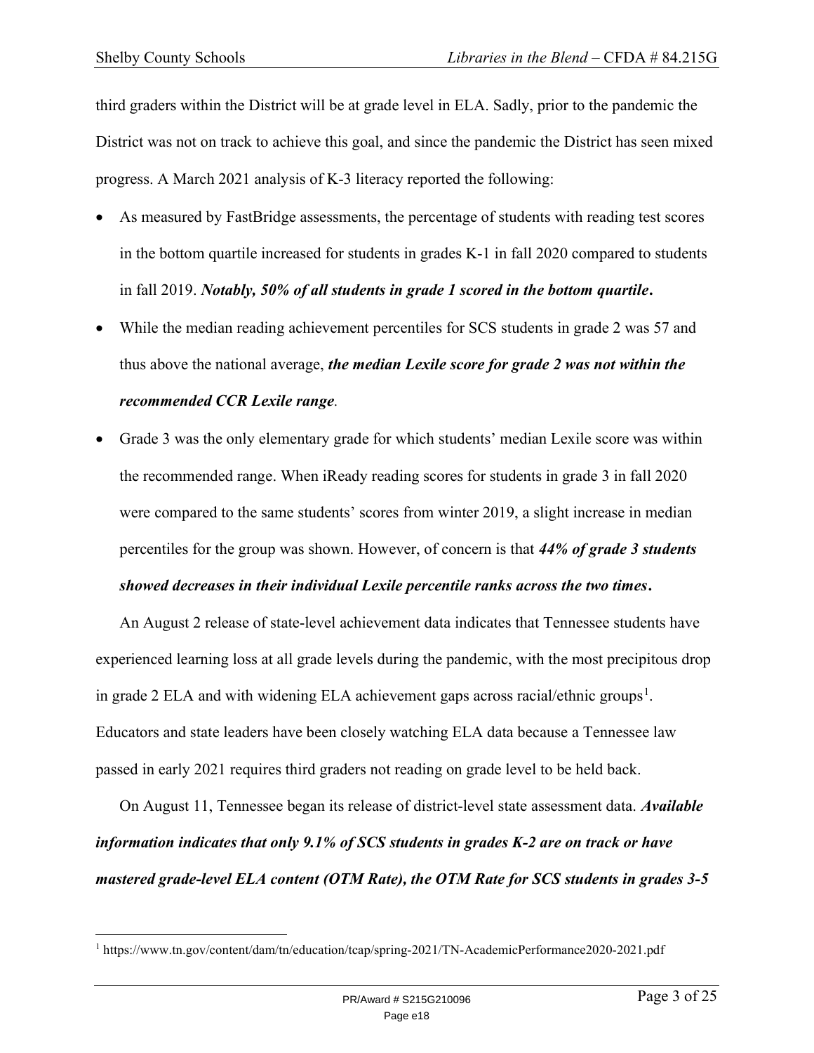third graders within the District will be at grade level in ELA. Sadly, prior to the pandemic the District was not on track to achieve this goal, and since the pandemic the District has seen mixed progress. A March 2021 analysis of K-3 literacy reported the following:

- As measured by FastBridge assessments, the percentage of students with reading test scores in the bottom quartile increased for students in grades K-1 in fall 2020 compared to students in fall 2019. ***Notably, 50% of all students in grade 1 scored in the bottom quartile*.**
- While the median reading achievement percentiles for SCS students in grade 2 was 57 and thus above the national average, ***the median Lexile score for grade 2 was not within the recommended CCR Lexile range***.
- Grade 3 was the only elementary grade for which students' median Lexile score was within the recommended range. When iReady reading scores for students in grade 3 in fall 2020 were compared to the same students' scores from winter 2019, a slight increase in median percentiles for the group was shown. However, of concern is that ***44% of grade 3 students showed decreases in their individual Lexile percentile ranks across the two times*.**

An August 2 release of state-level achievement data indicates that Tennessee students have experienced learning loss at all grade levels during the pandemic, with the most precipitous drop in grade 2 ELA and with widening ELA achievement gaps across racial/ethnic groups[1]. Educators and state leaders have been closely watching ELA data because a Tennessee law passed in early 2021 requires third graders not reading on grade level to be held back.

On August 11, Tennessee began its release of district-level state assessment data. ***Available information indicates that only 9.1% of SCS students in grades K-2 are on track or have mastered grade-level ELA content (OTM Rate), the OTM Rate for SCS students in grades 3-5***

[1] https://www.tn.gov/content/dam/tn/education/tcap/spring-2021/TN-AcademicPerformance2020-2021.pdf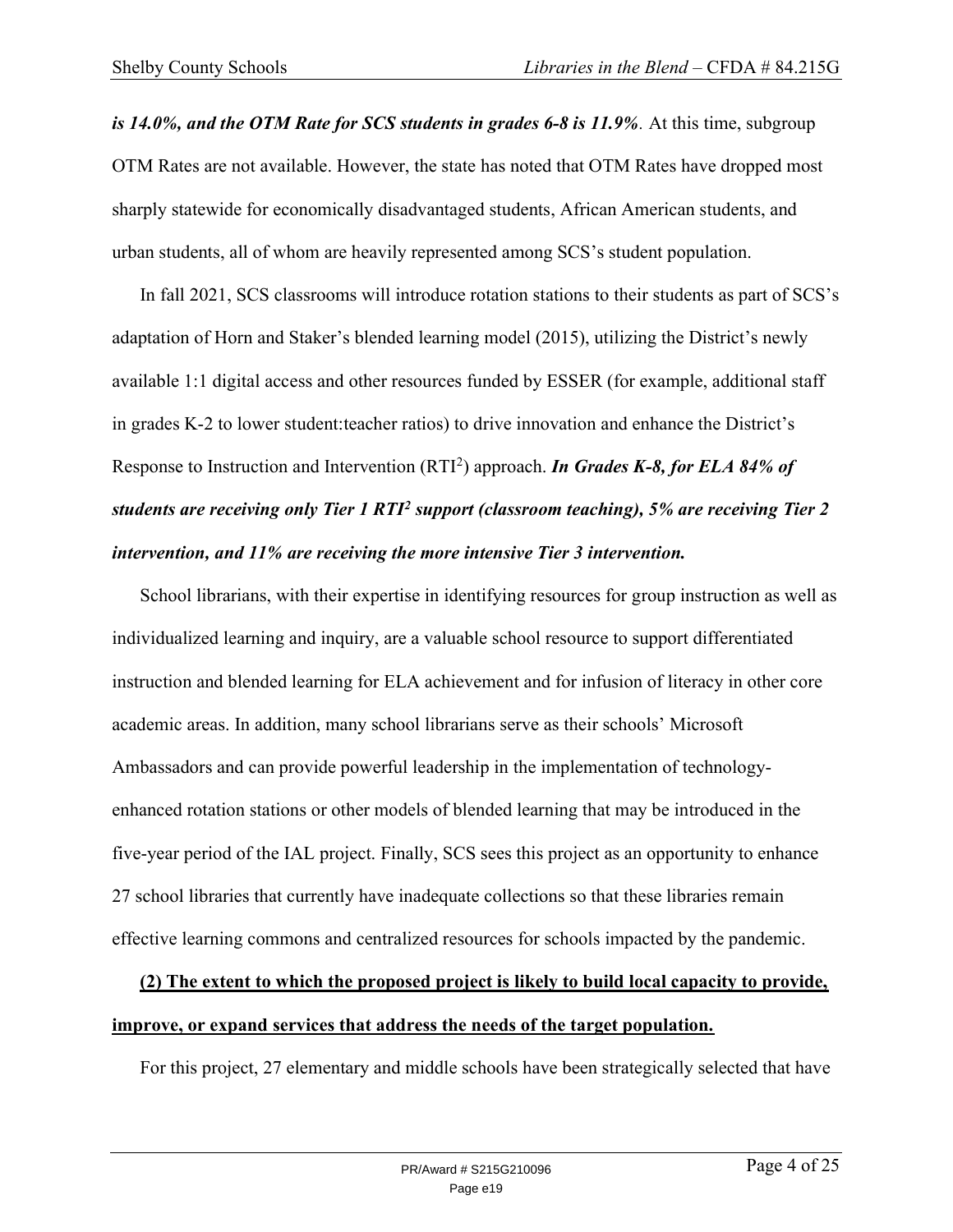***is 14.0%, and the OTM Rate for SCS students in grades 6-8 is 11.9%**.* At this time, subgroup OTM Rates are not available. However, the state has noted that OTM Rates have dropped most sharply statewide for economically disadvantaged students, African American students, and urban students, all of whom are heavily represented among SCS's student population.

In fall 2021, SCS classrooms will introduce rotation stations to their students as part of SCS's adaptation of Horn and Staker's blended learning model (2015), utilizing the District's newly available 1:1 digital access and other resources funded by ESSER (for example, additional staff in grades K-2 to lower student:teacher ratios) to drive innovation and enhance the District's Response to Instruction and Intervention ($RTI^2$) approach. ***In Grades K-8, for ELA 84% of students are receiving only Tier 1 $RTI^2$ support (classroom teaching), 5% are receiving Tier 2 intervention, and 11% are receiving the more intensive Tier 3 intervention.***

School librarians, with their expertise in identifying resources for group instruction as well as individualized learning and inquiry, are a valuable school resource to support differentiated instruction and blended learning for ELA achievement and for infusion of literacy in other core academic areas. In addition, many school librarians serve as their schools' Microsoft Ambassadors and can provide powerful leadership in the implementation of technology-enhanced rotation stations or other models of blended learning that may be introduced in the five-year period of the IAL project. Finally, SCS sees this project as an opportunity to enhance 27 school libraries that currently have inadequate collections so that these libraries remain effective learning commons and centralized resources for schools impacted by the pandemic.

**(2) The extent to which the proposed project is likely to build local capacity to provide, improve, or expand services that address the needs of the target population.**

For this project, 27 elementary and middle schools have been strategically selected that have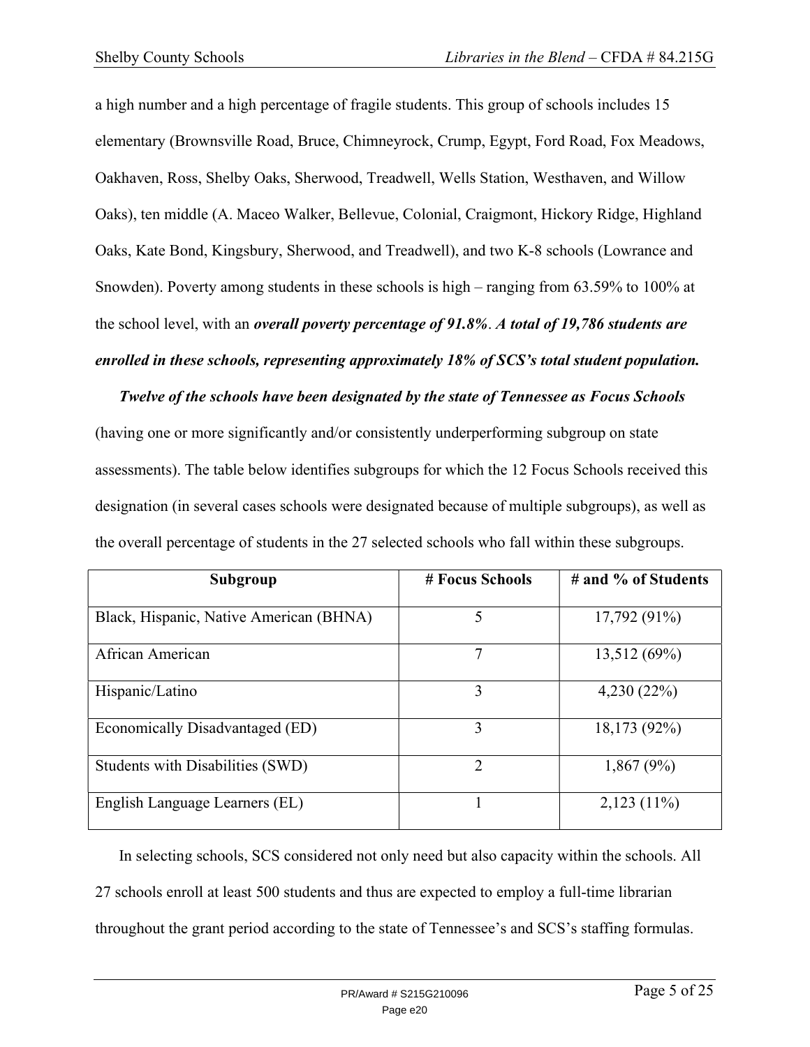a high number and a high percentage of fragile students. This group of schools includes 15 elementary (Brownsville Road, Bruce, Chimneyrock, Crump, Egypt, Ford Road, Fox Meadows, Oakhaven, Ross, Shelby Oaks, Sherwood, Treadwell, Wells Station, Westhaven, and Willow Oaks), ten middle (A. Maceo Walker, Bellevue, Colonial, Craigmont, Hickory Ridge, Highland Oaks, Kate Bond, Kingsbury, Sherwood, and Treadwell), and two K-8 schools (Lowrance and Snowden). Poverty among students in these schools is high – ranging from 63.59% to 100% at the school level, with an ***overall poverty percentage of 91.8%***. ***A total of 19,786 students are enrolled in these schools, representing approximately 18% of SCS's total student population.***

***Twelve of the schools have been designated by the state of Tennessee as Focus Schools*** (having one or more significantly and/or consistently underperforming subgroup on state assessments). The table below identifies subgroups for which the 12 Focus Schools received this designation (in several cases schools were designated because of multiple subgroups), as well as the overall percentage of students in the 27 selected schools who fall within these subgroups.

| Subgroup | # Focus Schools | # and % of Students |
|---|---|---|
| Black, Hispanic, Native American (BHNA) | 5 | 17,792 (91%) |
| African American | 7 | 13,512 (69%) |
| Hispanic/Latino | 3 | 4,230 (22%) |
| Economically Disadvantaged (ED) | 3 | 18,173 (92%) |
| Students with Disabilities (SWD) | 2 | 1,867 (9%) |
| English Language Learners (EL) | 1 | 2,123 (11%) |

In selecting schools, SCS considered not only need but also capacity within the schools. All 27 schools enroll at least 500 students and thus are expected to employ a full-time librarian throughout the grant period according to the state of Tennessee's and SCS's staffing formulas.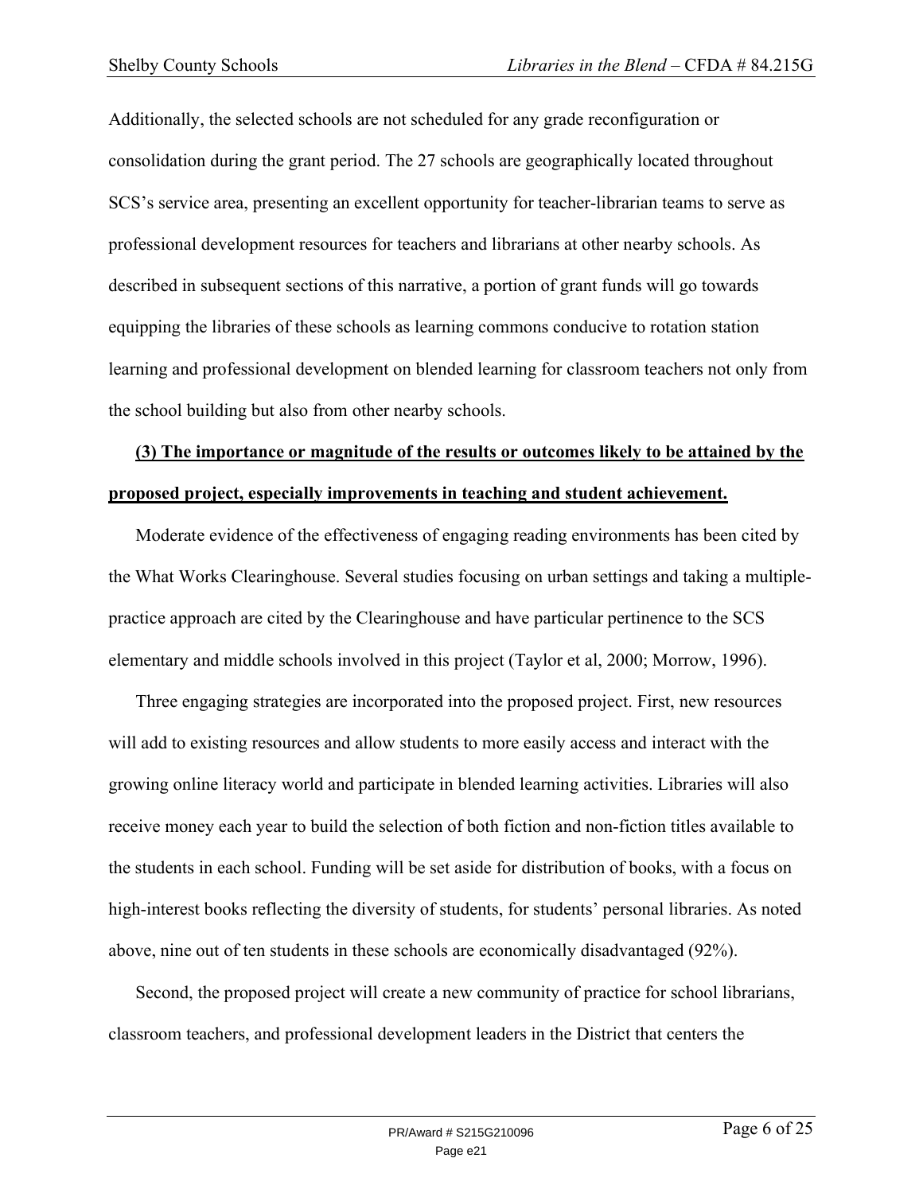Additionally, the selected schools are not scheduled for any grade reconfiguration or consolidation during the grant period. The 27 schools are geographically located throughout SCS's service area, presenting an excellent opportunity for teacher-librarian teams to serve as professional development resources for teachers and librarians at other nearby schools. As described in subsequent sections of this narrative, a portion of grant funds will go towards equipping the libraries of these schools as learning commons conducive to rotation station learning and professional development on blended learning for classroom teachers not only from the school building but also from other nearby schools.

**(3) The importance or magnitude of the results or outcomes likely to be attained by the proposed project, especially improvements in teaching and student achievement.**

Moderate evidence of the effectiveness of engaging reading environments has been cited by the What Works Clearinghouse. Several studies focusing on urban settings and taking a multiple-practice approach are cited by the Clearinghouse and have particular pertinence to the SCS elementary and middle schools involved in this project (Taylor et al, 2000; Morrow, 1996).

Three engaging strategies are incorporated into the proposed project. First, new resources will add to existing resources and allow students to more easily access and interact with the growing online literacy world and participate in blended learning activities. Libraries will also receive money each year to build the selection of both fiction and non-fiction titles available to the students in each school. Funding will be set aside for distribution of books, with a focus on high-interest books reflecting the diversity of students, for students' personal libraries. As noted above, nine out of ten students in these schools are economically disadvantaged (92%).

Second, the proposed project will create a new community of practice for school librarians, classroom teachers, and professional development leaders in the District that centers the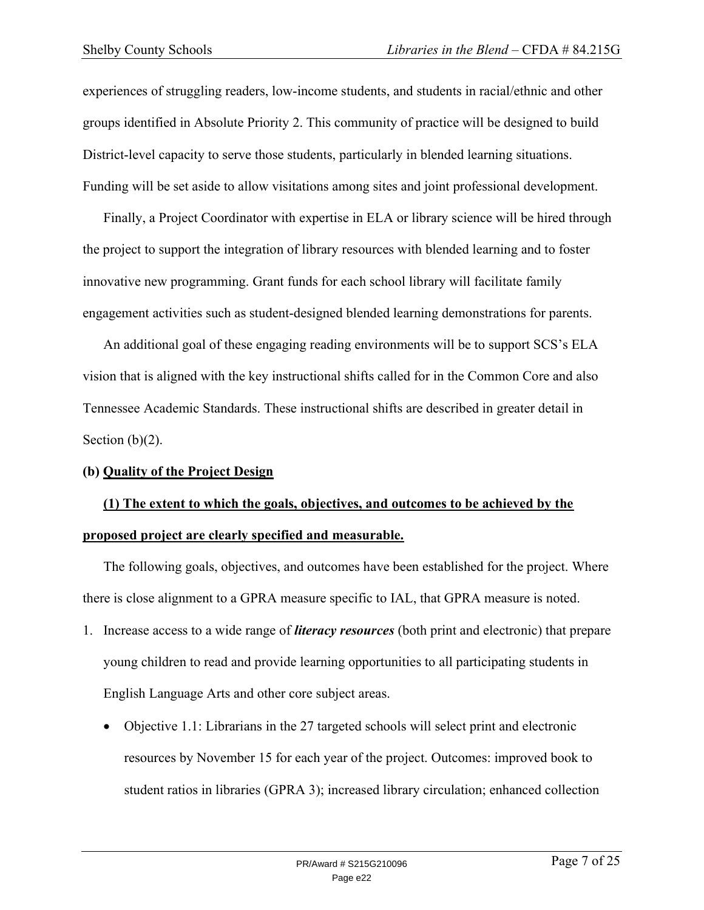experiences of struggling readers, low-income students, and students in racial/ethnic and other groups identified in Absolute Priority 2. This community of practice will be designed to build District-level capacity to serve those students, particularly in blended learning situations. Funding will be set aside to allow visitations among sites and joint professional development.

Finally, a Project Coordinator with expertise in ELA or library science will be hired through the project to support the integration of library resources with blended learning and to foster innovative new programming. Grant funds for each school library will facilitate family engagement activities such as student-designed blended learning demonstrations for parents.

An additional goal of these engaging reading environments will be to support SCS's ELA vision that is aligned with the key instructional shifts called for in the Common Core and also Tennessee Academic Standards. These instructional shifts are described in greater detail in Section (b)(2).

**(b) <u>Quality of the Project Design</u>**

**<u>(1) The extent to which the goals, objectives, and outcomes to be achieved by the proposed project are clearly specified and measurable.</u>**

The following goals, objectives, and outcomes have been established for the project. Where there is close alignment to a GPRA measure specific to IAL, that GPRA measure is noted.

1. Increase access to a wide range of ***literacy resources*** (both print and electronic) that prepare young children to read and provide learning opportunities to all participating students in English Language Arts and other core subject areas.
   - Objective 1.1: Librarians in the 27 targeted schools will select print and electronic resources by November 15 for each year of the project. Outcomes: improved book to student ratios in libraries (GPRA 3); increased library circulation; enhanced collection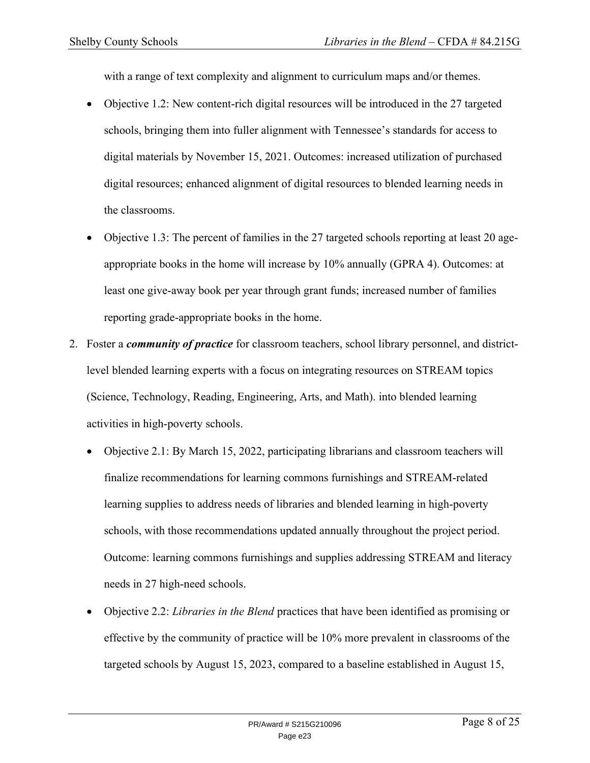with a range of text complexity and alignment to curriculum maps and/or themes.

- Objective 1.2: New content-rich digital resources will be introduced in the 27 targeted schools, bringing them into fuller alignment with Tennessee's standards for access to digital materials by November 15, 2021. Outcomes: increased utilization of purchased digital resources; enhanced alignment of digital resources to blended learning needs in the classrooms.
- Objective 1.3: The percent of families in the 27 targeted schools reporting at least 20 age-appropriate books in the home will increase by 10% annually (GPRA 4). Outcomes: at least one give-away book per year through grant funds; increased number of families reporting grade-appropriate books in the home.

2. Foster a ***community of practice*** for classroom teachers, school library personnel, and district-level blended learning experts with a focus on integrating resources on STREAM topics (Science, Technology, Reading, Engineering, Arts, and Math). into blended learning activities in high-poverty schools.
   - Objective 2.1: By March 15, 2022, participating librarians and classroom teachers will finalize recommendations for learning commons furnishings and STREAM-related learning supplies to address needs of libraries and blended learning in high-poverty schools, with those recommendations updated annually throughout the project period. Outcome: learning commons furnishings and supplies addressing STREAM and literacy needs in 27 high-need schools.
   - Objective 2.2: *Libraries in the Blend* practices that have been identified as promising or effective by the community of practice will be 10% more prevalent in classrooms of the targeted schools by August 15, 2023, compared to a baseline established in August 15,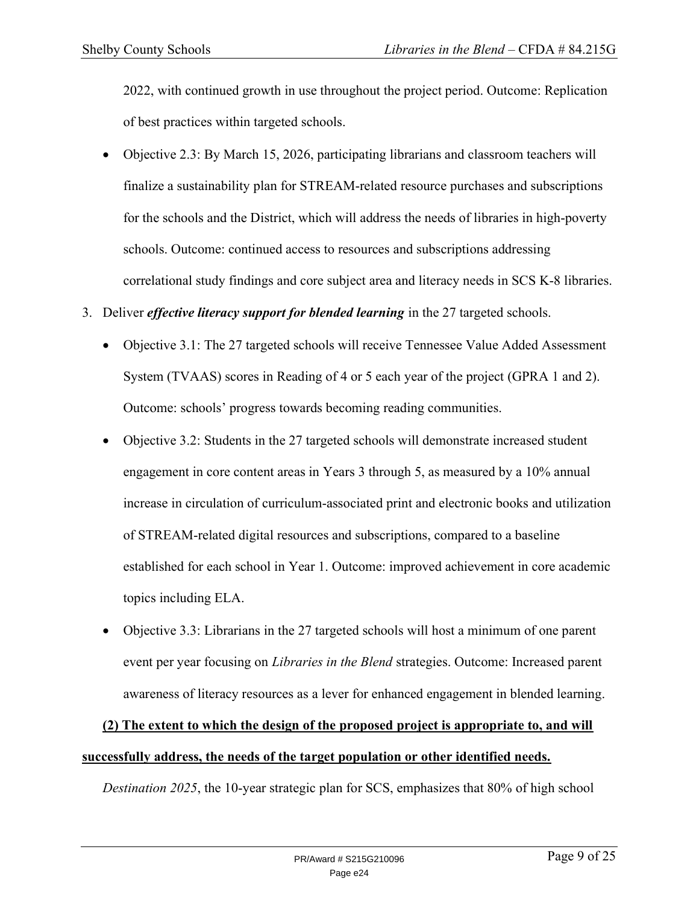2022, with continued growth in use throughout the project period. Outcome: Replication of best practices within targeted schools.

- Objective 2.3: By March 15, 2026, participating librarians and classroom teachers will finalize a sustainability plan for STREAM-related resource purchases and subscriptions for the schools and the District, which will address the needs of libraries in high-poverty schools. Outcome: continued access to resources and subscriptions addressing correlational study findings and core subject area and literacy needs in SCS K-8 libraries.

3. Deliver ***effective literacy support for blended learning*** in the 27 targeted schools.

   - Objective 3.1: The 27 targeted schools will receive Tennessee Value Added Assessment System (TVAAS) scores in Reading of 4 or 5 each year of the project (GPRA 1 and 2). Outcome: schools' progress towards becoming reading communities.
   - Objective 3.2: Students in the 27 targeted schools will demonstrate increased student engagement in core content areas in Years 3 through 5, as measured by a 10% annual increase in circulation of curriculum-associated print and electronic books and utilization of STREAM-related digital resources and subscriptions, compared to a baseline established for each school in Year 1. Outcome: improved achievement in core academic topics including ELA.
   - Objective 3.3: Librarians in the 27 targeted schools will host a minimum of one parent event per year focusing on *Libraries in the Blend* strategies. Outcome: Increased parent awareness of literacy resources as a lever for enhanced engagement in blended learning.

**(2) The extent to which the design of the proposed project is appropriate to, and will successfully address, the needs of the target population or other identified needs.**

*Destination 2025*, the 10-year strategic plan for SCS, emphasizes that 80% of high school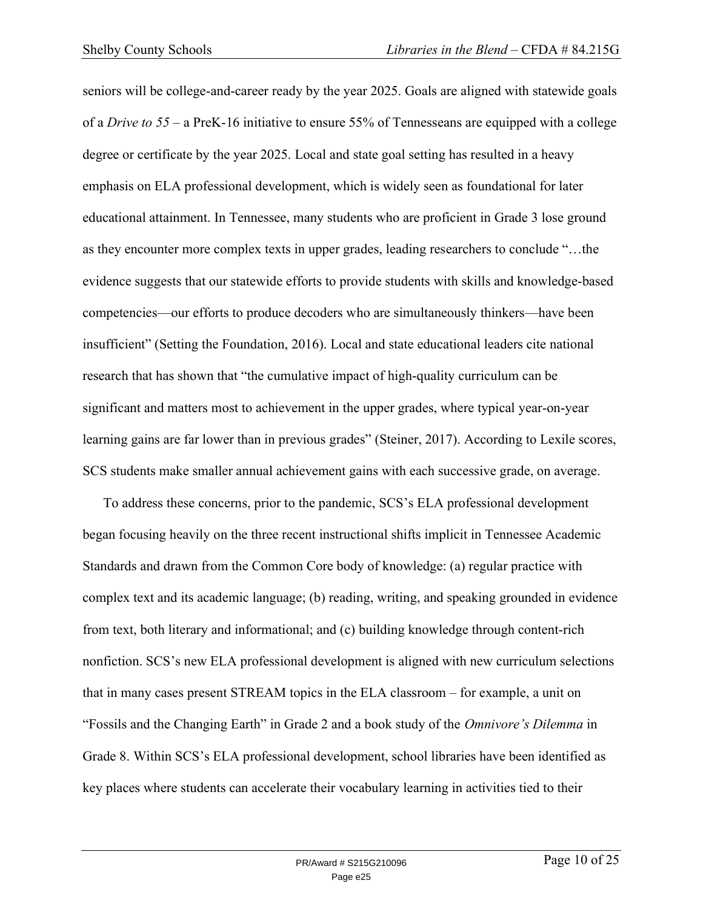seniors will be college-and-career ready by the year 2025. Goals are aligned with statewide goals of a *Drive to 55* – a PreK-16 initiative to ensure 55% of Tennesseans are equipped with a college degree or certificate by the year 2025. Local and state goal setting has resulted in a heavy emphasis on ELA professional development, which is widely seen as foundational for later educational attainment. In Tennessee, many students who are proficient in Grade 3 lose ground as they encounter more complex texts in upper grades, leading researchers to conclude "…the evidence suggests that our statewide efforts to provide students with skills and knowledge-based competencies—our efforts to produce decoders who are simultaneously thinkers—have been insufficient" (Setting the Foundation, 2016). Local and state educational leaders cite national research that has shown that "the cumulative impact of high-quality curriculum can be significant and matters most to achievement in the upper grades, where typical year-on-year learning gains are far lower than in previous grades" (Steiner, 2017). According to Lexile scores, SCS students make smaller annual achievement gains with each successive grade, on average.

To address these concerns, prior to the pandemic, SCS's ELA professional development began focusing heavily on the three recent instructional shifts implicit in Tennessee Academic Standards and drawn from the Common Core body of knowledge: (a) regular practice with complex text and its academic language; (b) reading, writing, and speaking grounded in evidence from text, both literary and informational; and (c) building knowledge through content-rich nonfiction. SCS's new ELA professional development is aligned with new curriculum selections that in many cases present STREAM topics in the ELA classroom – for example, a unit on "Fossils and the Changing Earth" in Grade 2 and a book study of the *Omnivore's Dilemma* in Grade 8. Within SCS's ELA professional development, school libraries have been identified as key places where students can accelerate their vocabulary learning in activities tied to their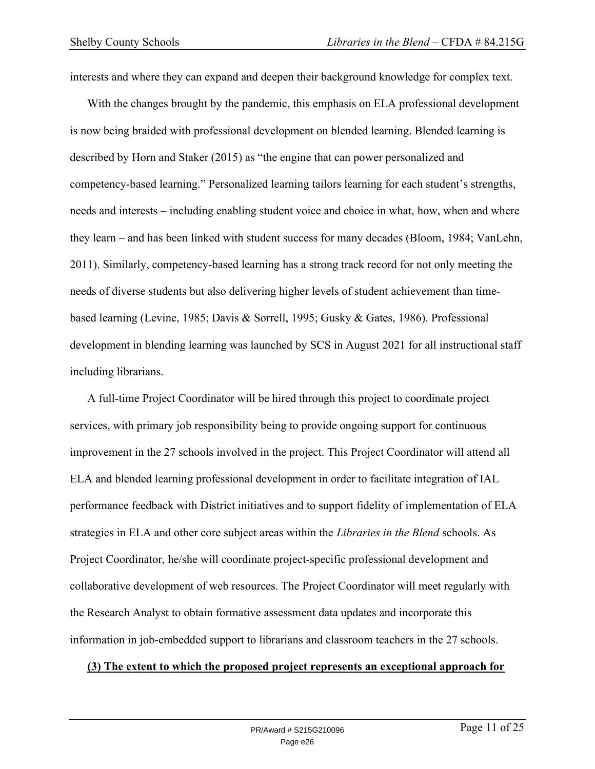interests and where they can expand and deepen their background knowledge for complex text.

With the changes brought by the pandemic, this emphasis on ELA professional development is now being braided with professional development on blended learning. Blended learning is described by Horn and Staker (2015) as "the engine that can power personalized and competency-based learning." Personalized learning tailors learning for each student's strengths, needs and interests – including enabling student voice and choice in what, how, when and where they learn – and has been linked with student success for many decades (Bloom, 1984; VanLehn, 2011). Similarly, competency-based learning has a strong track record for not only meeting the needs of diverse students but also delivering higher levels of student achievement than time-based learning (Levine, 1985; Davis & Sorrell, 1995; Gusky & Gates, 1986). Professional development in blending learning was launched by SCS in August 2021 for all instructional staff including librarians.

A full-time Project Coordinator will be hired through this project to coordinate project services, with primary job responsibility being to provide ongoing support for continuous improvement in the 27 schools involved in the project. This Project Coordinator will attend all ELA and blended learning professional development in order to facilitate integration of IAL performance feedback with District initiatives and to support fidelity of implementation of ELA strategies in ELA and other core subject areas within the *Libraries in the Blend* schools. As Project Coordinator, he/she will coordinate project-specific professional development and collaborative development of web resources. The Project Coordinator will meet regularly with the Research Analyst to obtain formative assessment data updates and incorporate this information in job-embedded support to librarians and classroom teachers in the 27 schools.

**(3) The extent to which the proposed project represents an exceptional approach for**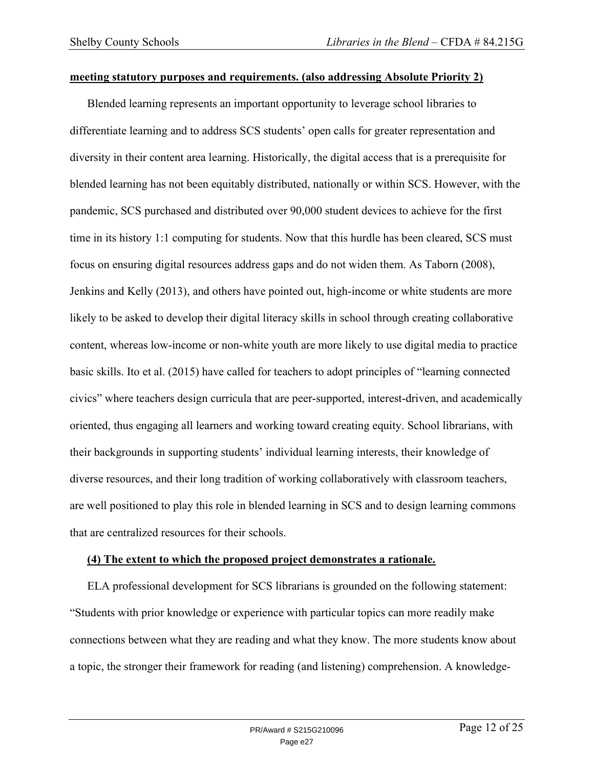**meeting statutory purposes and requirements. (also addressing Absolute Priority 2)**

Blended learning represents an important opportunity to leverage school libraries to differentiate learning and to address SCS students' open calls for greater representation and diversity in their content area learning. Historically, the digital access that is a prerequisite for blended learning has not been equitably distributed, nationally or within SCS. However, with the pandemic, SCS purchased and distributed over 90,000 student devices to achieve for the first time in its history 1:1 computing for students. Now that this hurdle has been cleared, SCS must focus on ensuring digital resources address gaps and do not widen them. As Taborn (2008), Jenkins and Kelly (2013), and others have pointed out, high-income or white students are more likely to be asked to develop their digital literacy skills in school through creating collaborative content, whereas low-income or non-white youth are more likely to use digital media to practice basic skills. Ito et al. (2015) have called for teachers to adopt principles of "learning connected civics" where teachers design curricula that are peer-supported, interest-driven, and academically oriented, thus engaging all learners and working toward creating equity. School librarians, with their backgrounds in supporting students' individual learning interests, their knowledge of diverse resources, and their long tradition of working collaboratively with classroom teachers, are well positioned to play this role in blended learning in SCS and to design learning commons that are centralized resources for their schools.

**(4) The extent to which the proposed project demonstrates a rationale.**

ELA professional development for SCS librarians is grounded on the following statement: "Students with prior knowledge or experience with particular topics can more readily make connections between what they are reading and what they know. The more students know about a topic, the stronger their framework for reading (and listening) comprehension. A knowledge-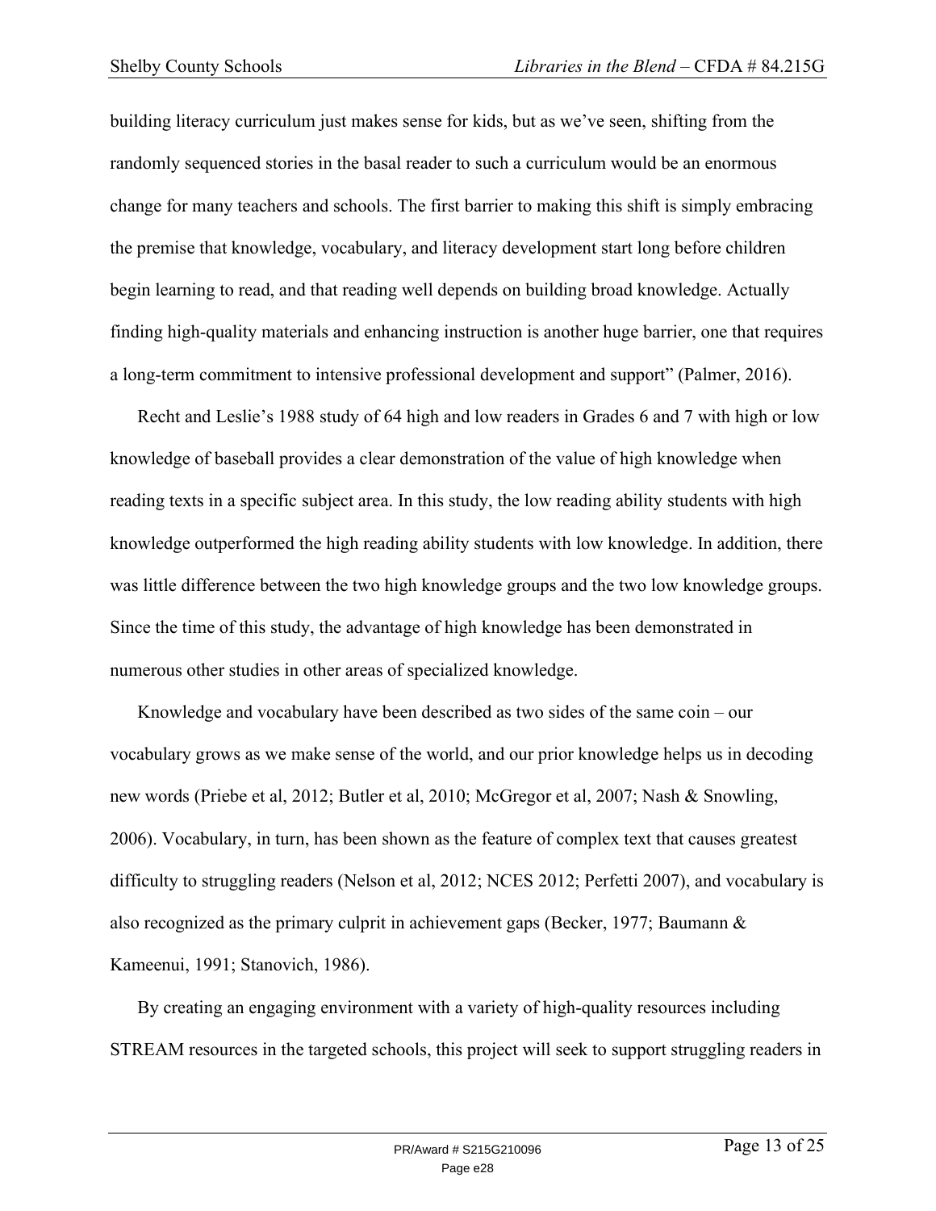building literacy curriculum just makes sense for kids, but as we've seen, shifting from the randomly sequenced stories in the basal reader to such a curriculum would be an enormous change for many teachers and schools. The first barrier to making this shift is simply embracing the premise that knowledge, vocabulary, and literacy development start long before children begin learning to read, and that reading well depends on building broad knowledge. Actually finding high-quality materials and enhancing instruction is another huge barrier, one that requires a long-term commitment to intensive professional development and support" (Palmer, 2016).

Recht and Leslie's 1988 study of 64 high and low readers in Grades 6 and 7 with high or low knowledge of baseball provides a clear demonstration of the value of high knowledge when reading texts in a specific subject area. In this study, the low reading ability students with high knowledge outperformed the high reading ability students with low knowledge. In addition, there was little difference between the two high knowledge groups and the two low knowledge groups. Since the time of this study, the advantage of high knowledge has been demonstrated in numerous other studies in other areas of specialized knowledge.

Knowledge and vocabulary have been described as two sides of the same coin – our vocabulary grows as we make sense of the world, and our prior knowledge helps us in decoding new words (Priebe et al, 2012; Butler et al, 2010; McGregor et al, 2007; Nash & Snowling, 2006). Vocabulary, in turn, has been shown as the feature of complex text that causes greatest difficulty to struggling readers (Nelson et al, 2012; NCES 2012; Perfetti 2007), and vocabulary is also recognized as the primary culprit in achievement gaps (Becker, 1977; Baumann & Kameenui, 1991; Stanovich, 1986).

By creating an engaging environment with a variety of high-quality resources including STREAM resources in the targeted schools, this project will seek to support struggling readers in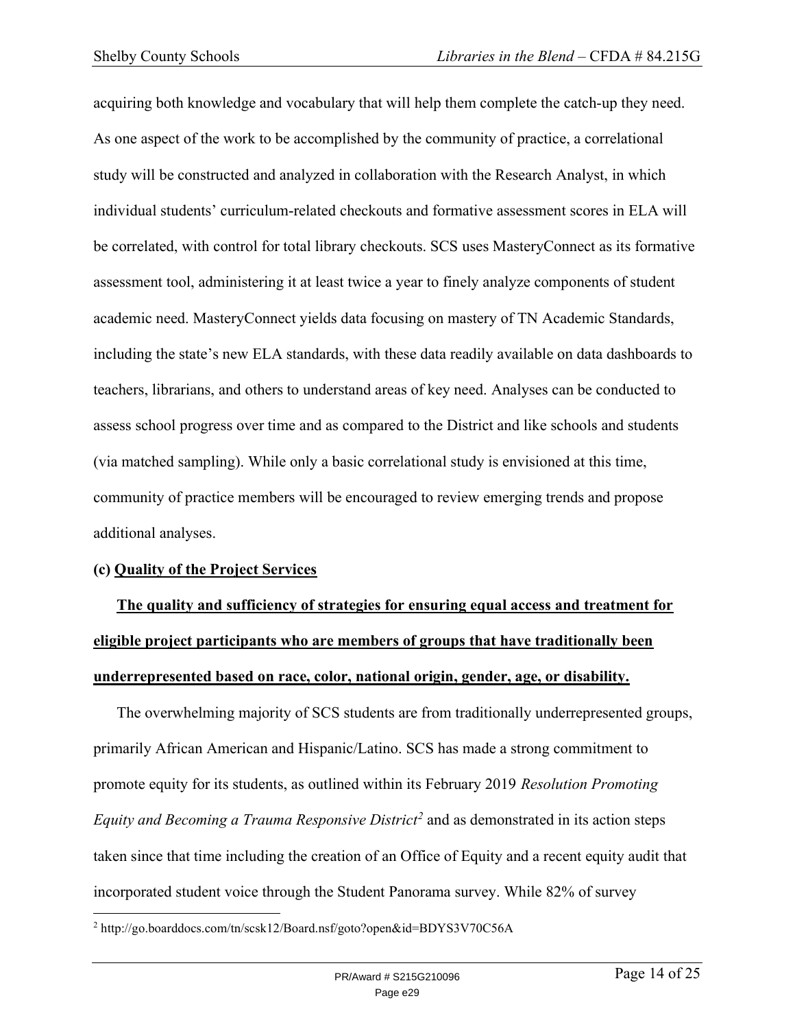acquiring both knowledge and vocabulary that will help them complete the catch-up they need. As one aspect of the work to be accomplished by the community of practice, a correlational study will be constructed and analyzed in collaboration with the Research Analyst, in which individual students' curriculum-related checkouts and formative assessment scores in ELA will be correlated, with control for total library checkouts. SCS uses MasteryConnect as its formative assessment tool, administering it at least twice a year to finely analyze components of student academic need. MasteryConnect yields data focusing on mastery of TN Academic Standards, including the state's new ELA standards, with these data readily available on data dashboards to teachers, librarians, and others to understand areas of key need. Analyses can be conducted to assess school progress over time and as compared to the District and like schools and students (via matched sampling). While only a basic correlational study is envisioned at this time, community of practice members will be encouraged to review emerging trends and propose additional analyses.

**(c) <u>Quality of the Project Services</u>**

**<u>The quality and sufficiency of strategies for ensuring equal access and treatment for eligible project participants who are members of groups that have traditionally been underrepresented based on race, color, national origin, gender, age, or disability.</u>**

The overwhelming majority of SCS students are from traditionally underrepresented groups, primarily African American and Hispanic/Latino. SCS has made a strong commitment to promote equity for its students, as outlined within its February 2019 *Resolution Promoting Equity and Becoming a Trauma Responsive District*[2] and as demonstrated in its action steps taken since that time including the creation of an Office of Equity and a recent equity audit that incorporated student voice through the Student Panorama survey. While 82% of survey

[2] http://go.boarddocs.com/tn/scsk12/Board.nsf/goto?open&id=BDYS3V70C56A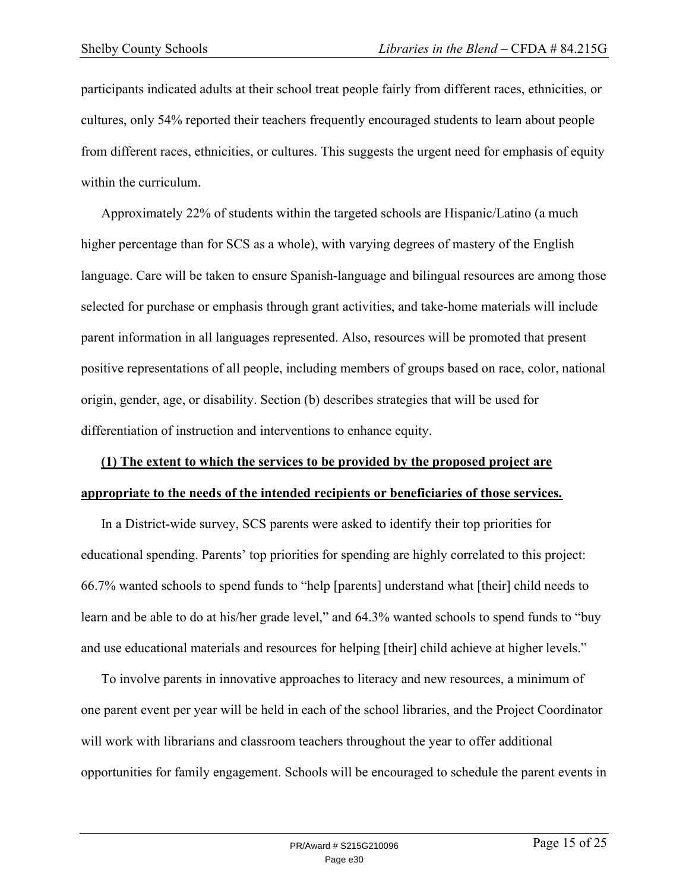participants indicated adults at their school treat people fairly from different races, ethnicities, or cultures, only 54% reported their teachers frequently encouraged students to learn about people from different races, ethnicities, or cultures. This suggests the urgent need for emphasis of equity within the curriculum.

Approximately 22% of students within the targeted schools are Hispanic/Latino (a much higher percentage than for SCS as a whole), with varying degrees of mastery of the English language. Care will be taken to ensure Spanish-language and bilingual resources are among those selected for purchase or emphasis through grant activities, and take-home materials will include parent information in all languages represented. Also, resources will be promoted that present positive representations of all people, including members of groups based on race, color, national origin, gender, age, or disability. Section (b) describes strategies that will be used for differentiation of instruction and interventions to enhance equity.

**(1) The extent to which the services to be provided by the proposed project are appropriate to the needs of the intended recipients or beneficiaries of those services.**

In a District-wide survey, SCS parents were asked to identify their top priorities for educational spending. Parents' top priorities for spending are highly correlated to this project: 66.7% wanted schools to spend funds to "help [parents] understand what [their] child needs to learn and be able to do at his/her grade level," and 64.3% wanted schools to spend funds to "buy and use educational materials and resources for helping [their] child achieve at higher levels."

To involve parents in innovative approaches to literacy and new resources, a minimum of one parent event per year will be held in each of the school libraries, and the Project Coordinator will work with librarians and classroom teachers throughout the year to offer additional opportunities for family engagement. Schools will be encouraged to schedule the parent events in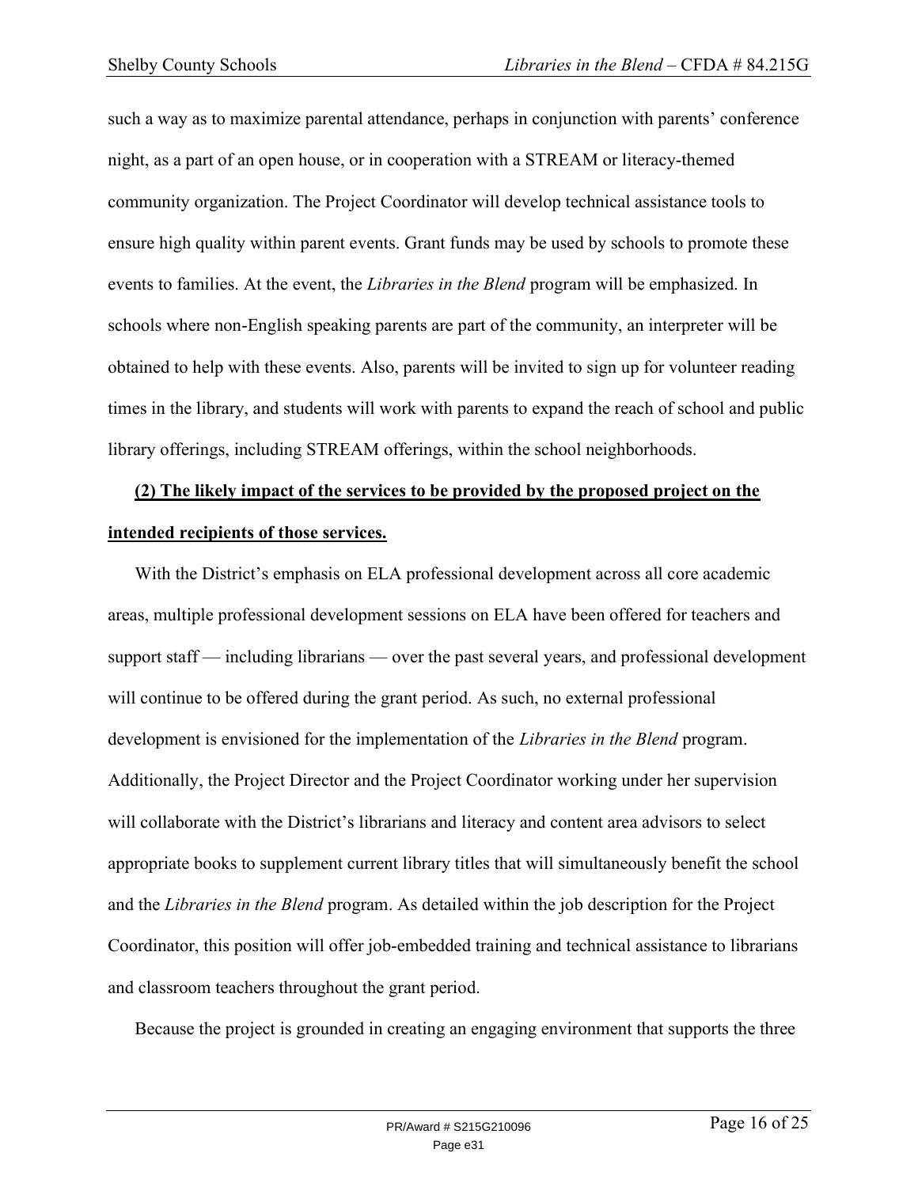such a way as to maximize parental attendance, perhaps in conjunction with parents' conference night, as a part of an open house, or in cooperation with a STREAM or literacy-themed community organization. The Project Coordinator will develop technical assistance tools to ensure high quality within parent events. Grant funds may be used by schools to promote these events to families. At the event, the *Libraries in the Blend* program will be emphasized. In schools where non-English speaking parents are part of the community, an interpreter will be obtained to help with these events. Also, parents will be invited to sign up for volunteer reading times in the library, and students will work with parents to expand the reach of school and public library offerings, including STREAM offerings, within the school neighborhoods.

**(2) The likely impact of the services to be provided by the proposed project on the intended recipients of those services.**

With the District's emphasis on ELA professional development across all core academic areas, multiple professional development sessions on ELA have been offered for teachers and support staff — including librarians — over the past several years, and professional development will continue to be offered during the grant period. As such, no external professional development is envisioned for the implementation of the *Libraries in the Blend* program. Additionally, the Project Director and the Project Coordinator working under her supervision will collaborate with the District's librarians and literacy and content area advisors to select appropriate books to supplement current library titles that will simultaneously benefit the school and the *Libraries in the Blend* program. As detailed within the job description for the Project Coordinator, this position will offer job-embedded training and technical assistance to librarians and classroom teachers throughout the grant period.

Because the project is grounded in creating an engaging environment that supports the three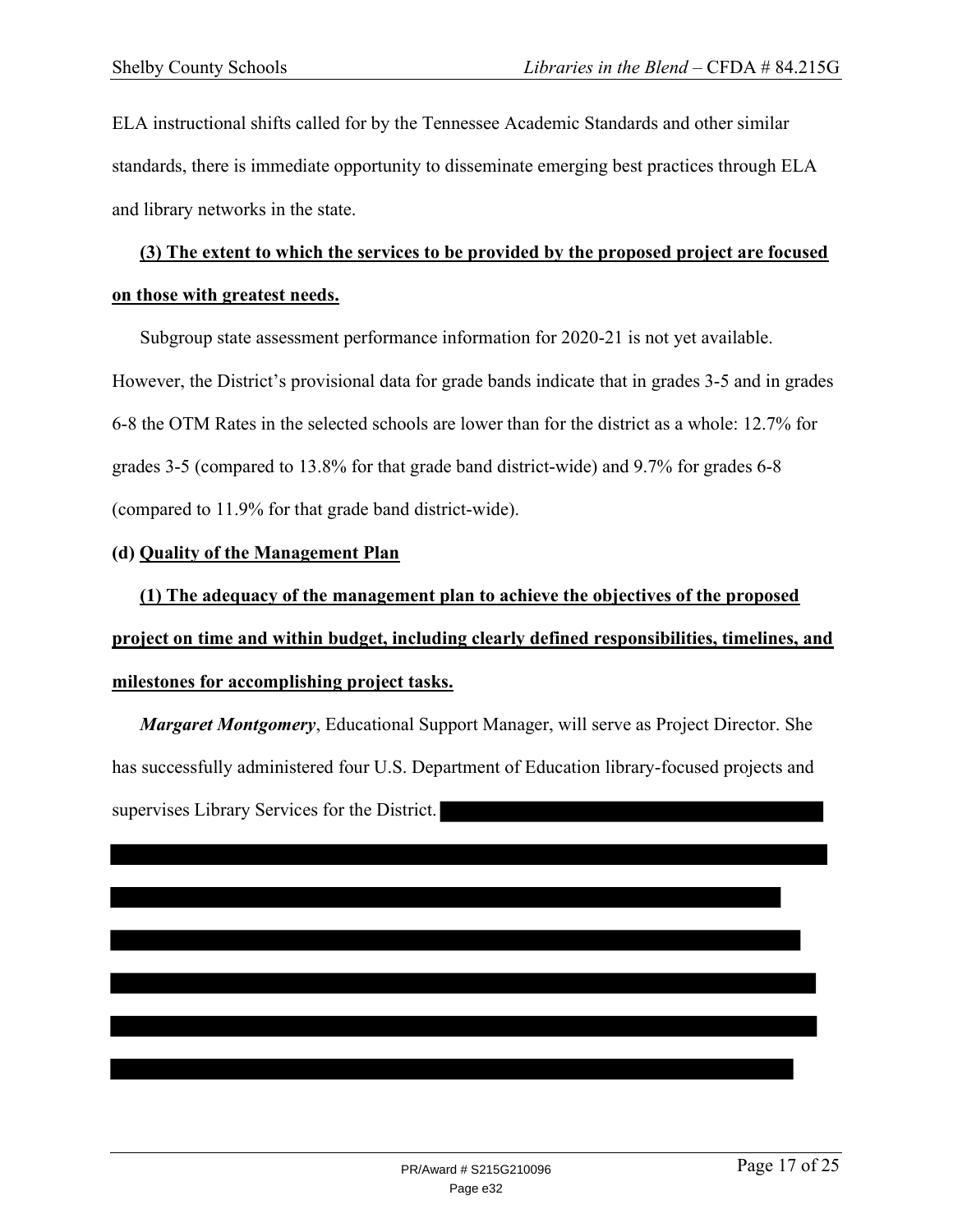ELA instructional shifts called for by the Tennessee Academic Standards and other similar standards, there is immediate opportunity to disseminate emerging best practices through ELA and library networks in the state.

**(3) The extent to which the services to be provided by the proposed project are focused on those with greatest needs.**

Subgroup state assessment performance information for 2020-21 is not yet available. However, the District's provisional data for grade bands indicate that in grades 3-5 and in grades 6-8 the OTM Rates in the selected schools are lower than for the district as a whole: 12.7% for grades 3-5 (compared to 13.8% for that grade band district-wide) and 9.7% for grades 6-8 (compared to 11.9% for that grade band district-wide).

**(d) Quality of the Management Plan**

**(1) The adequacy of the management plan to achieve the objectives of the proposed project on time and within budget, including clearly defined responsibilities, timelines, and milestones for accomplishing project tasks.**

***Margaret Montgomery***, Educational Support Manager, will serve as Project Director. She has successfully administered four U.S. Department of Education library-focused projects and supervises Library Services for the District.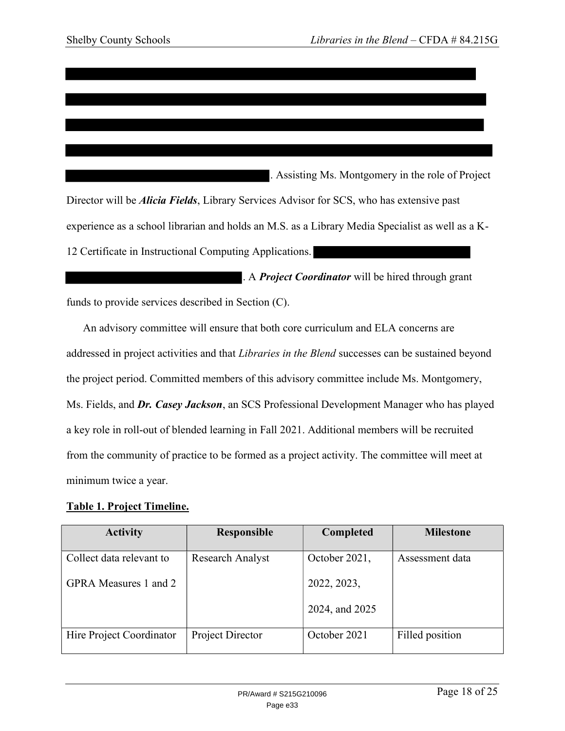. Assisting Ms. Montgomery in the role of Project Director will be ***Alicia Fields***, Library Services Advisor for SCS, who has extensive past experience as a school librarian and holds an M.S. as a Library Media Specialist as well as a K-12 Certificate in Instructional Computing Applications. . A ***Project Coordinator*** will be hired through grant funds to provide services described in Section (C).

An advisory committee will ensure that both core curriculum and ELA concerns are addressed in project activities and that *Libraries in the Blend* successes can be sustained beyond the project period. Committed members of this advisory committee include Ms. Montgomery, Ms. Fields, and ***Dr. Casey Jackson***, an SCS Professional Development Manager who has played a key role in roll-out of blended learning in Fall 2021. Additional members will be recruited from the community of practice to be formed as a project activity. The committee will meet at minimum twice a year.

**Table 1. Project Timeline.**

| Activity | Responsible | Completed | Milestone |
| --- | --- | --- | --- |
| Collect data relevant to GPRA Measures 1 and 2 | Research Analyst | October 2021, 2022, 2023, 2024, and 2025 | Assessment data |
| Hire Project Coordinator | Project Director | October 2021 | Filled position |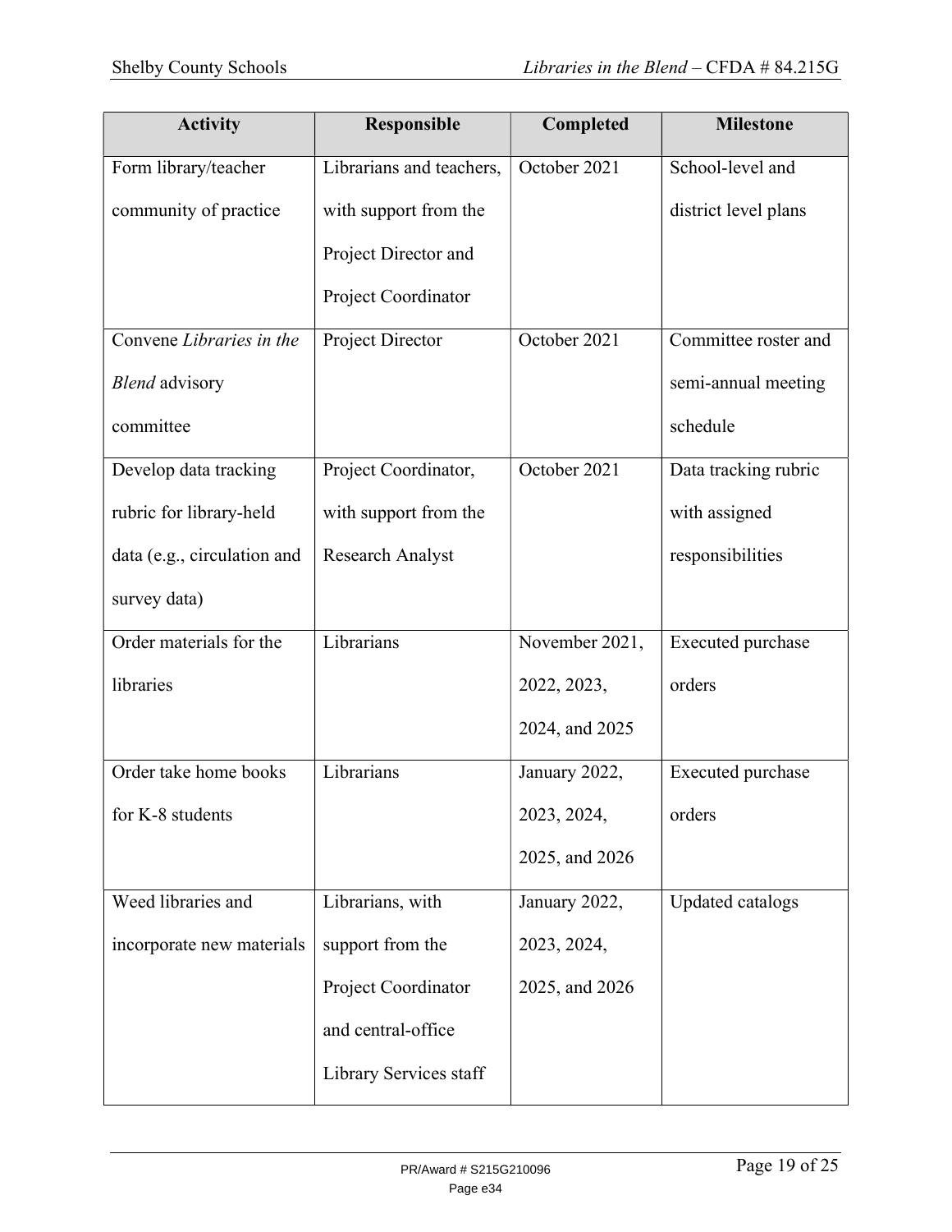| Activity | Responsible | Completed | Milestone |
|---|---|---|---|
| Form library/teacher community of practice | Librarians and teachers, with support from the Project Director and Project Coordinator | October 2021 | School-level and district level plans |
| Convene *Libraries in the Blend* advisory committee | Project Director | October 2021 | Committee roster and semi-annual meeting schedule |
| Develop data tracking rubric for library-held data (e.g., circulation and survey data) | Project Coordinator, with support from the Research Analyst | October 2021 | Data tracking rubric with assigned responsibilities |
| Order materials for the libraries | Librarians | November 2021, 2022, 2023, 2024, and 2025 | Executed purchase orders |
| Order take home books for K-8 students | Librarians | January 2022, 2023, 2024, 2025, and 2026 | Executed purchase orders |
| Weed libraries and incorporate new materials | Librarians, with support from the Project Coordinator and central-office Library Services staff | January 2022, 2023, 2024, 2025, and 2026 | Updated catalogs |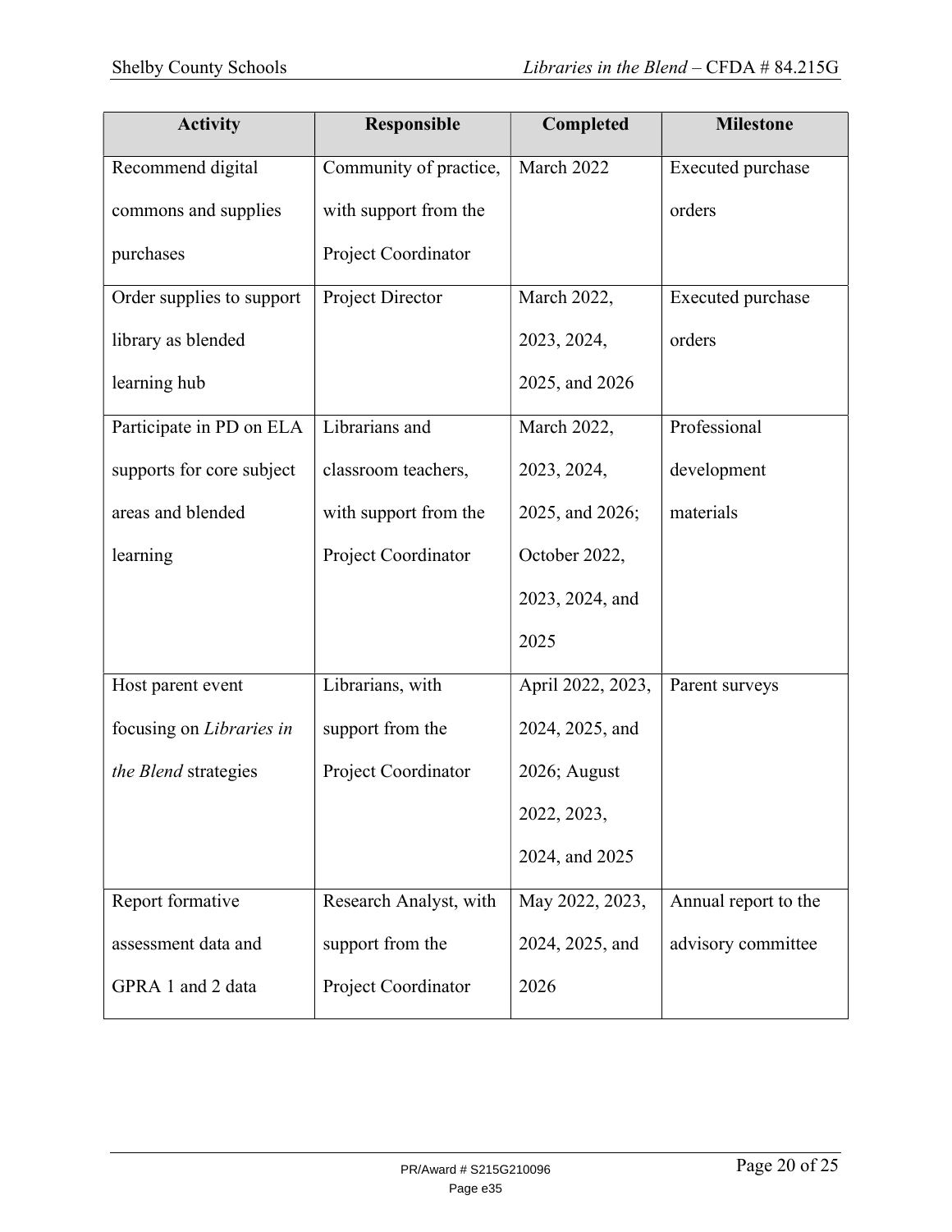| Activity | Responsible | Completed | Milestone |
| --- | --- | --- | --- |
| Recommend digital commons and supplies purchases | Community of practice, with support from the Project Coordinator | March 2022 | Executed purchase orders |
| Order supplies to support library as blended learning hub | Project Director | March 2022, 2023, 2024, 2025, and 2026 | Executed purchase orders |
| Participate in PD on ELA supports for core subject areas and blended learning | Librarians and classroom teachers, with support from the Project Coordinator | March 2022, 2023, 2024, 2025, and 2026; October 2022, 2023, 2024, and 2025 | Professional development materials |
| Host parent event focusing on *Libraries in the Blend* strategies | Librarians, with support from the Project Coordinator | April 2022, 2023, 2024, 2025, and 2026; August 2022, 2023, 2024, and 2025 | Parent surveys |
| Report formative assessment data and GPRA 1 and 2 data | Research Analyst, with support from the Project Coordinator | May 2022, 2023, 2024, 2025, and 2026 | Annual report to the advisory committee |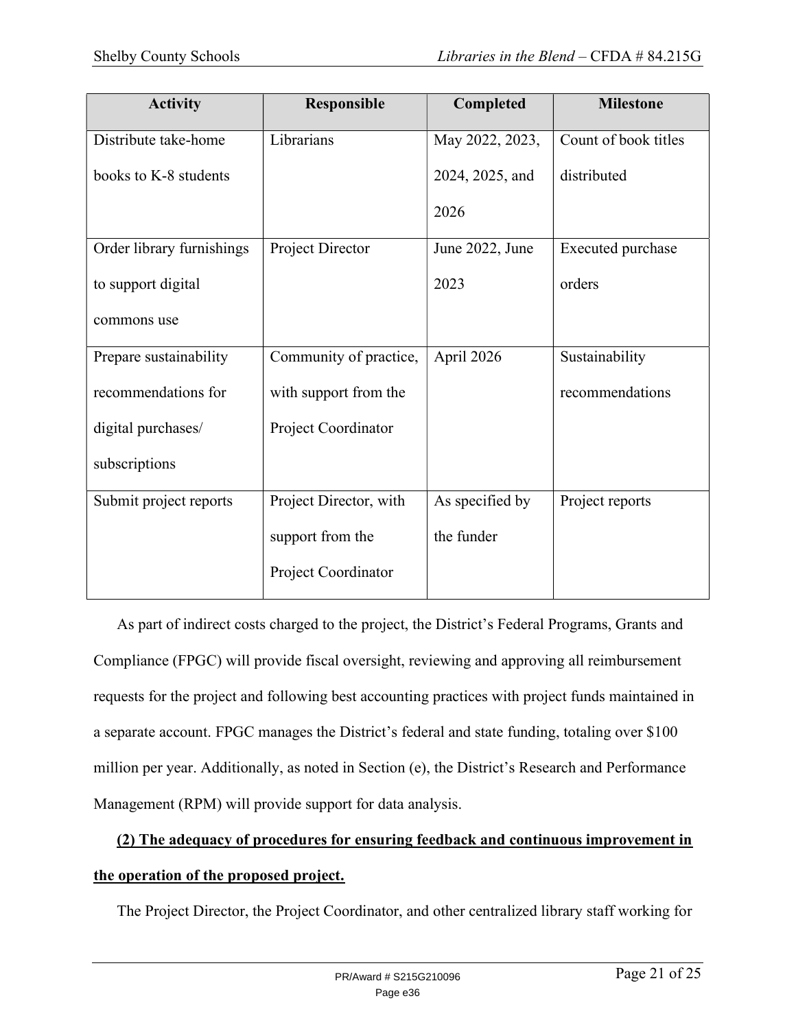| Activity | Responsible | Completed | Milestone |
|---|---|---|---|
| Distribute take-home books to K-8 students | Librarians | May 2022, 2023, 2024, 2025, and 2026 | Count of book titles distributed |
| Order library furnishings to support digital commons use | Project Director | June 2022, June 2023 | Executed purchase orders |
| Prepare sustainability recommendations for digital purchases/ subscriptions | Community of practice, with support from the Project Coordinator | April 2026 | Sustainability recommendations |
| Submit project reports | Project Director, with support from the Project Coordinator | As specified by the funder | Project reports |

As part of indirect costs charged to the project, the District's Federal Programs, Grants and Compliance (FPGC) will provide fiscal oversight, reviewing and approving all reimbursement requests for the project and following best accounting practices with project funds maintained in a separate account. FPGC manages the District's federal and state funding, totaling over $100 million per year. Additionally, as noted in Section (e), the District's Research and Performance Management (RPM) will provide support for data analysis.

**(2) The adequacy of procedures for ensuring feedback and continuous improvement in the operation of the proposed project.**

The Project Director, the Project Coordinator, and other centralized library staff working for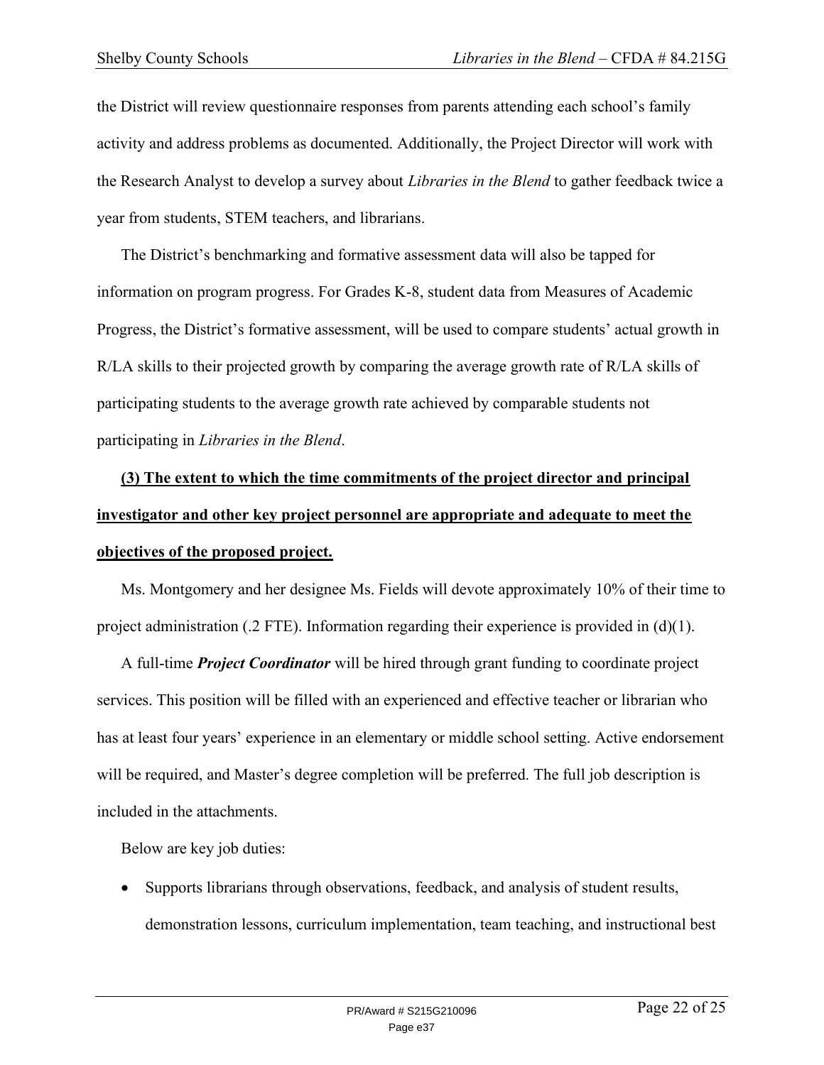the District will review questionnaire responses from parents attending each school's family activity and address problems as documented. Additionally, the Project Director will work with the Research Analyst to develop a survey about *Libraries in the Blend* to gather feedback twice a year from students, STEM teachers, and librarians.

The District's benchmarking and formative assessment data will also be tapped for information on program progress. For Grades K-8, student data from Measures of Academic Progress, the District's formative assessment, will be used to compare students' actual growth in R/LA skills to their projected growth by comparing the average growth rate of R/LA skills of participating students to the average growth rate achieved by comparable students not participating in *Libraries in the Blend*.

**(3) The extent to which the time commitments of the project director and principal investigator and other key project personnel are appropriate and adequate to meet the objectives of the proposed project.**

Ms. Montgomery and her designee Ms. Fields will devote approximately 10% of their time to project administration (.2 FTE). Information regarding their experience is provided in (d)(1).

A full-time ***Project Coordinator*** will be hired through grant funding to coordinate project services. This position will be filled with an experienced and effective teacher or librarian who has at least four years' experience in an elementary or middle school setting. Active endorsement will be required, and Master's degree completion will be preferred. The full job description is included in the attachments.

Below are key job duties:

- Supports librarians through observations, feedback, and analysis of student results, demonstration lessons, curriculum implementation, team teaching, and instructional best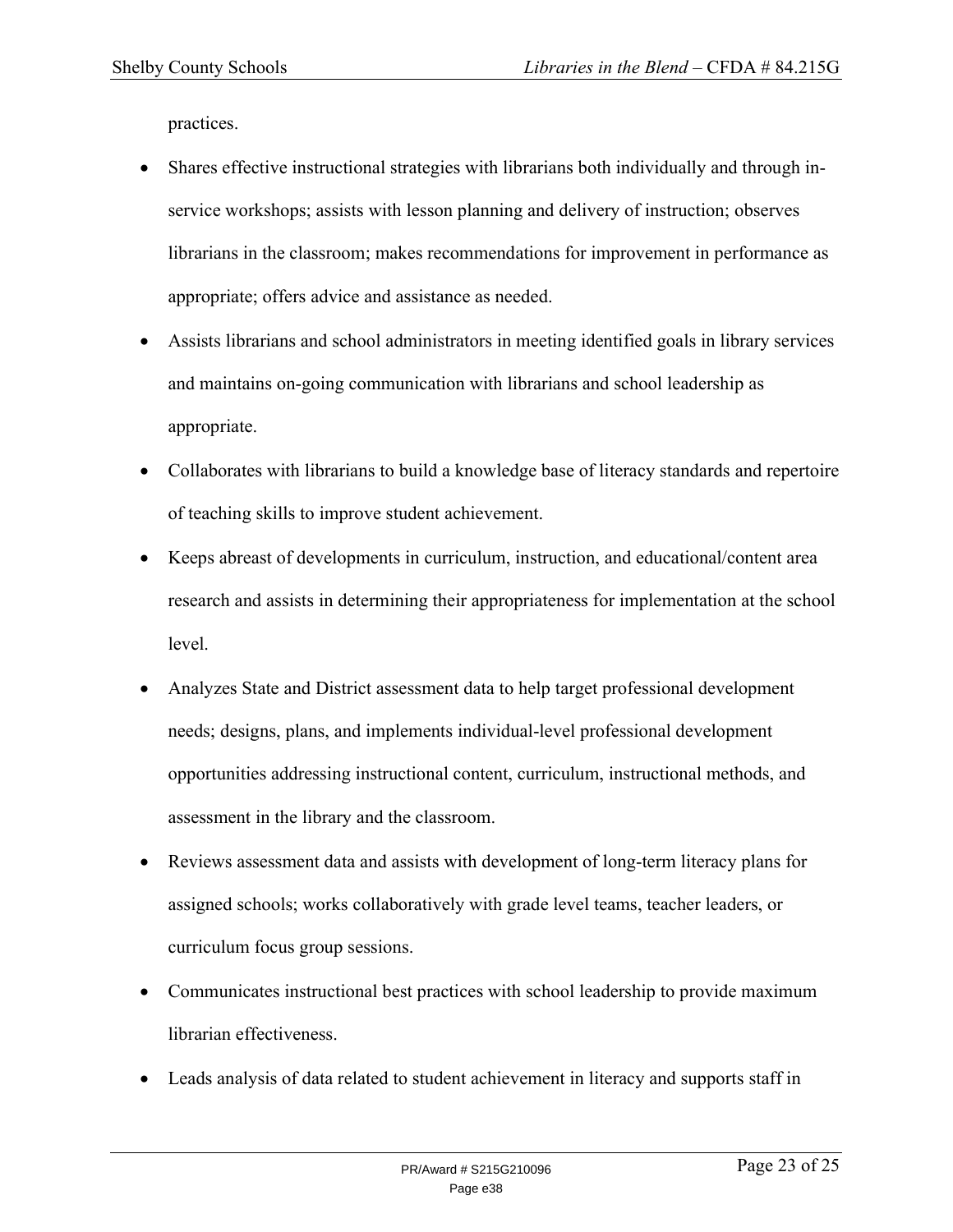practices.

- Shares effective instructional strategies with librarians both individually and through in-service workshops; assists with lesson planning and delivery of instruction; observes librarians in the classroom; makes recommendations for improvement in performance as appropriate; offers advice and assistance as needed.
- Assists librarians and school administrators in meeting identified goals in library services and maintains on-going communication with librarians and school leadership as appropriate.
- Collaborates with librarians to build a knowledge base of literacy standards and repertoire of teaching skills to improve student achievement.
- Keeps abreast of developments in curriculum, instruction, and educational/content area research and assists in determining their appropriateness for implementation at the school level.
- Analyzes State and District assessment data to help target professional development needs; designs, plans, and implements individual-level professional development opportunities addressing instructional content, curriculum, instructional methods, and assessment in the library and the classroom.
- Reviews assessment data and assists with development of long-term literacy plans for assigned schools; works collaboratively with grade level teams, teacher leaders, or curriculum focus group sessions.
- Communicates instructional best practices with school leadership to provide maximum librarian effectiveness.
- Leads analysis of data related to student achievement in literacy and supports staff in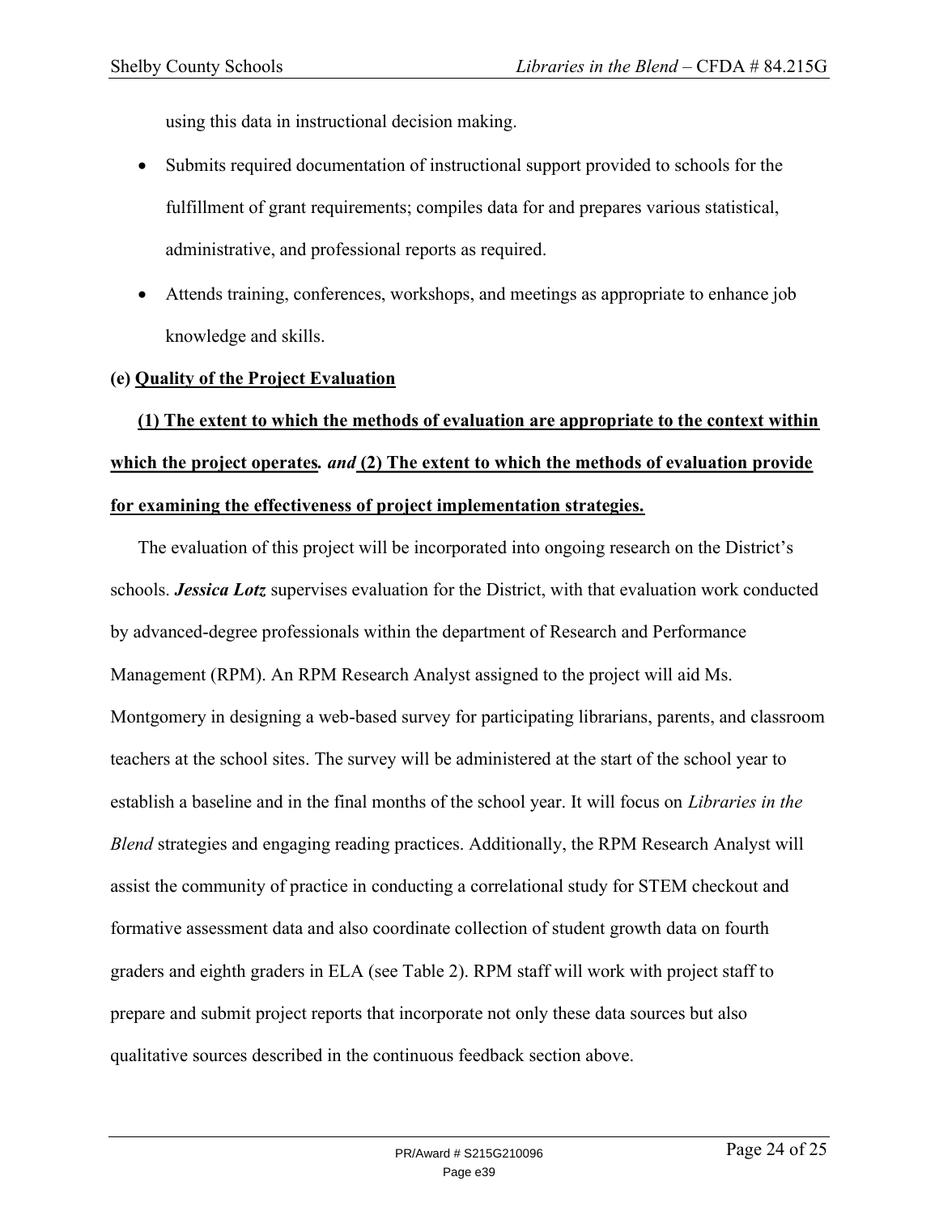using this data in instructional decision making.

- Submits required documentation of instructional support provided to schools for the fulfillment of grant requirements; compiles data for and prepares various statistical, administrative, and professional reports as required.
- Attends training, conferences, workshops, and meetings as appropriate to enhance job knowledge and skills.

### (e) Quality of the Project Evaluation

**(1) The extent to which the methods of evaluation are appropriate to the context within which the project operates.** ***and*** **(2) The extent to which the methods of evaluation provide for examining the effectiveness of project implementation strategies.**

The evaluation of this project will be incorporated into ongoing research on the District's schools. ***Jessica Lotz*** supervises evaluation for the District, with that evaluation work conducted by advanced-degree professionals within the department of Research and Performance Management (RPM). An RPM Research Analyst assigned to the project will aid Ms. Montgomery in designing a web-based survey for participating librarians, parents, and classroom teachers at the school sites. The survey will be administered at the start of the school year to establish a baseline and in the final months of the school year. It will focus on *Libraries in the Blend* strategies and engaging reading practices. Additionally, the RPM Research Analyst will assist the community of practice in conducting a correlational study for STEM checkout and formative assessment data and also coordinate collection of student growth data on fourth graders and eighth graders in ELA (see Table 2). RPM staff will work with project staff to prepare and submit project reports that incorporate not only these data sources but also qualitative sources described in the continuous feedback section above.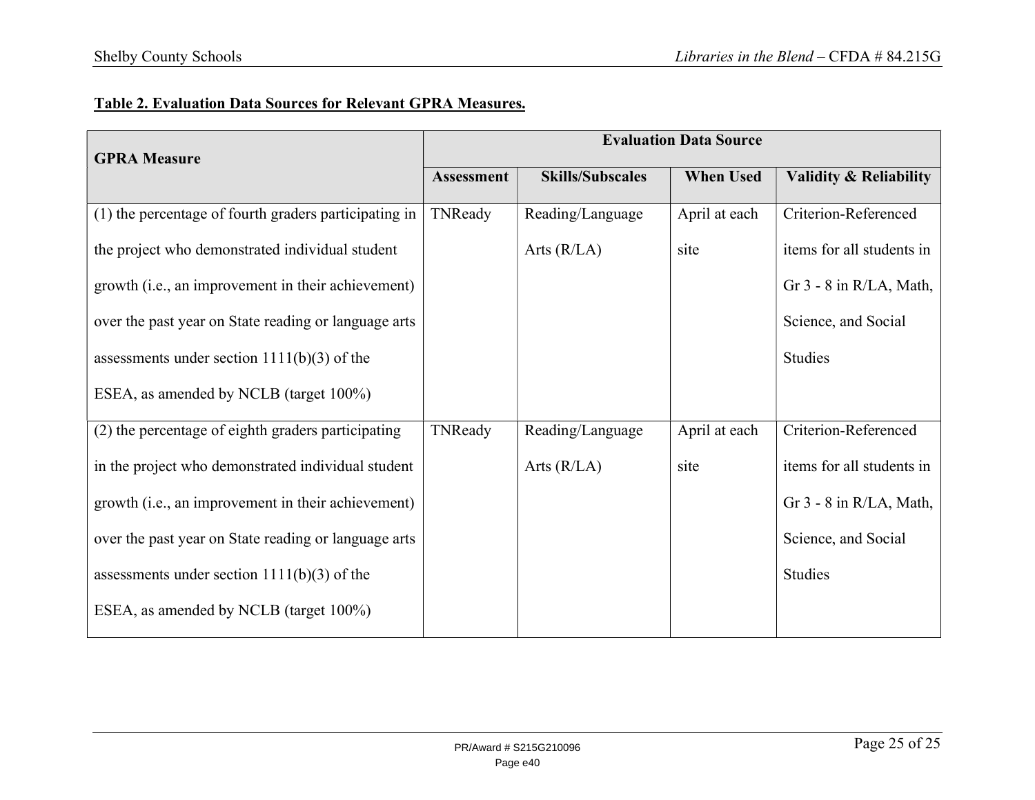**Table 2. Evaluation Data Sources for Relevant GPRA Measures.**

| GPRA Measure | Evaluation Data Source | | | |
|---|---|---|---|---|
| | Assessment | Skills/Subscales | When Used | Validity & Reliability |
| (1) the percentage of fourth graders participating in the project who demonstrated individual student growth (i.e., an improvement in their achievement) over the past year on State reading or language arts assessments under section 1111(b)(3) of the ESEA, as amended by NCLB (target 100%) | TNReady | Reading/Language Arts (R/LA) | April at each site | Criterion-Referenced items for all students in Gr 3 - 8 in R/LA, Math, Science, and Social Studies |
| (2) the percentage of eighth graders participating in the project who demonstrated individual student growth (i.e., an improvement in their achievement) over the past year on State reading or language arts assessments under section 1111(b)(3) of the ESEA, as amended by NCLB (target 100%) | TNReady | Reading/Language Arts (R/LA) | April at each site | Criterion-Referenced items for all students in Gr 3 - 8 in R/LA, Math, Science, and Social Studies |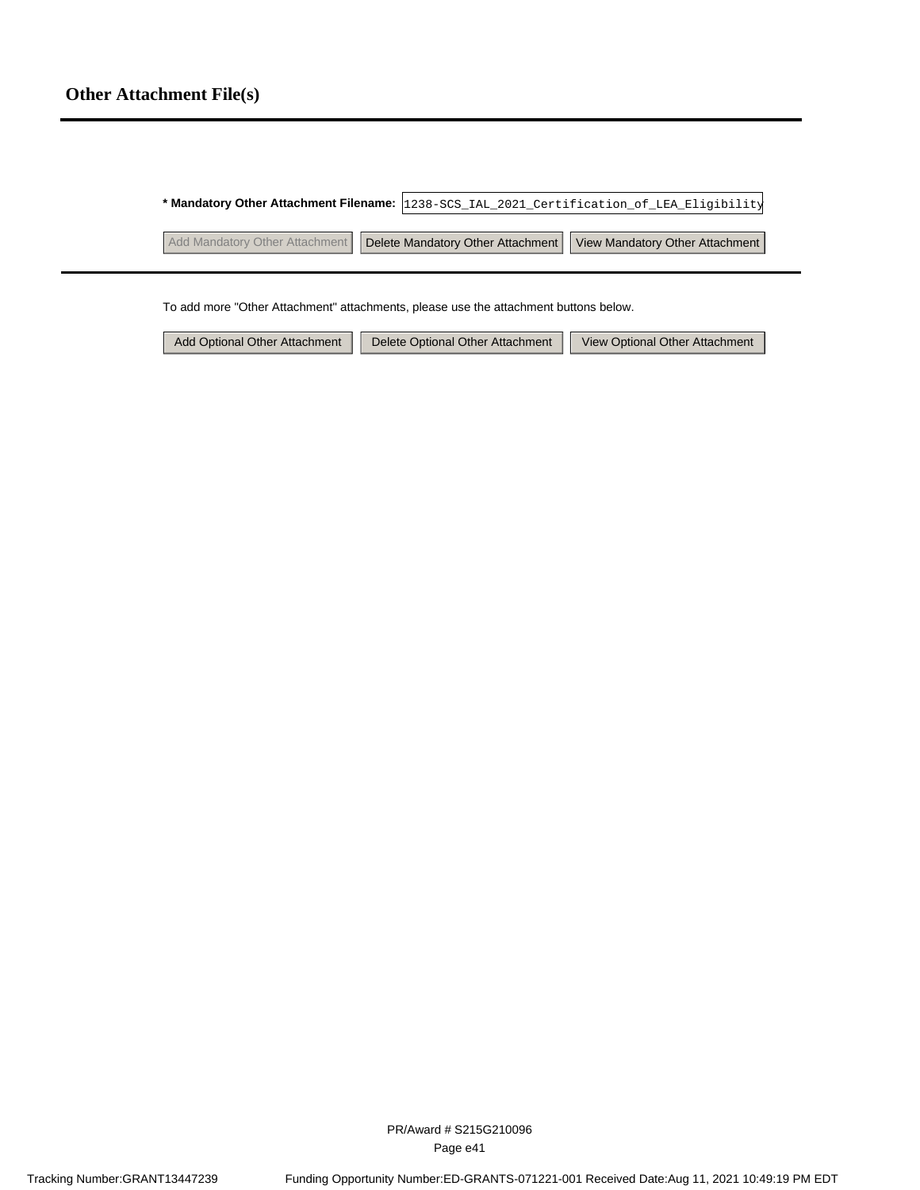## Other Attachment File(s)

**\* Mandatory Other Attachment Filename:** 1238-SCS_IAL_2021_Certification_of_LEA_Eligibility

Add Mandatory Other Attachment | Delete Mandatory Other Attachment | View Mandatory Other Attachment

To add more "Other Attachment" attachments, please use the attachment buttons below.

Add Optional Other Attachment | Delete Optional Other Attachment | View Optional Other Attachment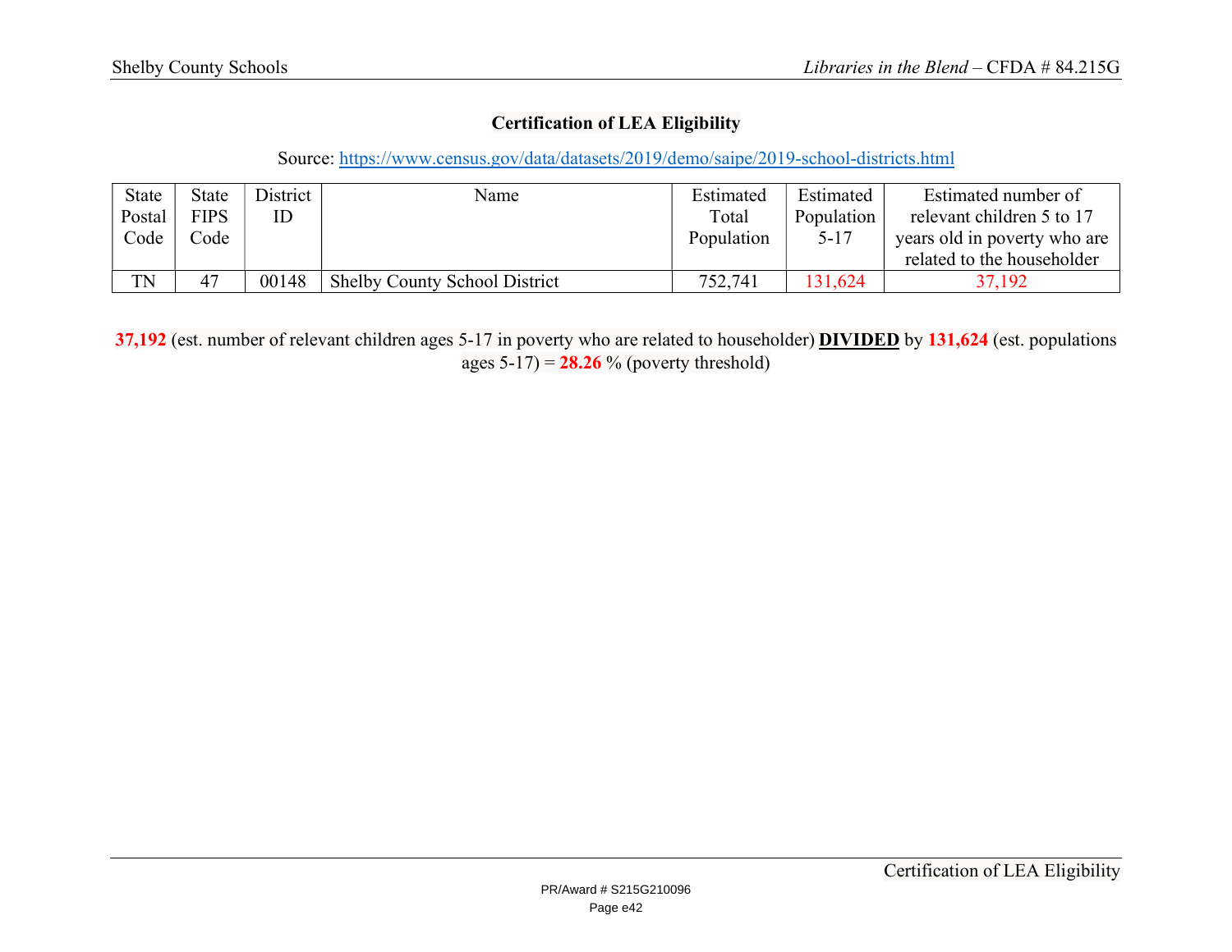## Certification of LEA Eligibility

Source: https://www.census.gov/data/datasets/2019/demo/saipe/2019-school-districts.html

| State Postal Code | State FIPS Code | District ID | Name | Estimated Total Population | Estimated Population 5-17 | Estimated number of relevant children 5 to 17 years old in poverty who are related to the householder |
|---|---|---|---|---|---|---|
| TN | 47 | 00148 | Shelby County School District | 752,741 | 131,624 | 37,192 |

**37,192** (est. number of relevant children ages 5-17 in poverty who are related to householder) **DIVIDED** by **131,624** (est. populations ages 5-17) = **28.26** % (poverty threshold)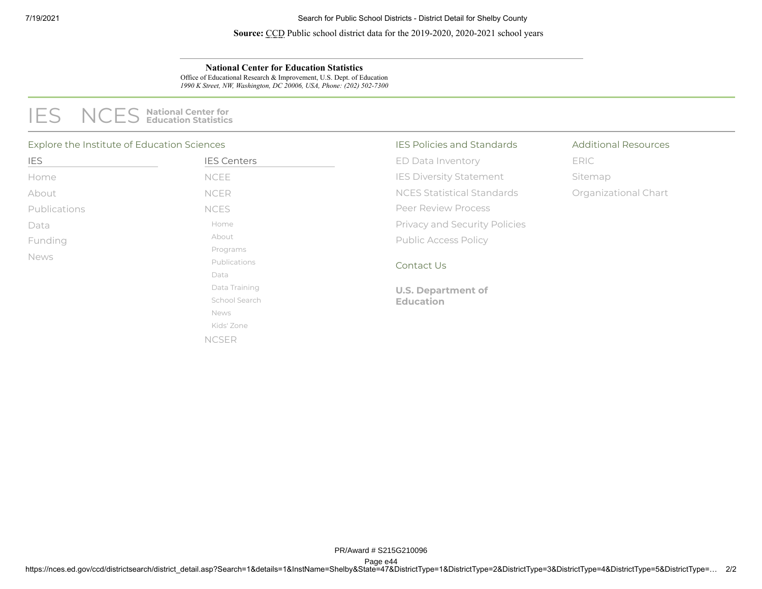**Source:** CCD Public school district data for the 2019-2020, 2020-2021 school years

---

**National Center for Education Statistics**
Office of Educational Research & Improvement, U.S. Dept. of Education
*1990 K Street, NW, Washington, DC 20006, USA, Phone: (202) 502-7300*

IES NCES **National Center for Education Statistics**

Explore the Institute of Education Sciences

IES
- Home
- About
- Publications
- Data
- Funding
- News

IES Centers
- NCEE
- NCER
- NCES
  - Home
  - About
  - Programs
  - Publications
  - Data
  - Data Training
  - School Search
  - News
  - Kids' Zone
- NCSER

IES Policies and Standards
- ED Data Inventory
- IES Diversity Statement
- NCES Statistical Standards
- Peer Review Process
- Privacy and Security Policies
- Public Access Policy

Contact Us

**U.S. Department of Education**

Additional Resources
- ERIC
- Sitemap
- Organizational Chart

PR/Award # S215G210096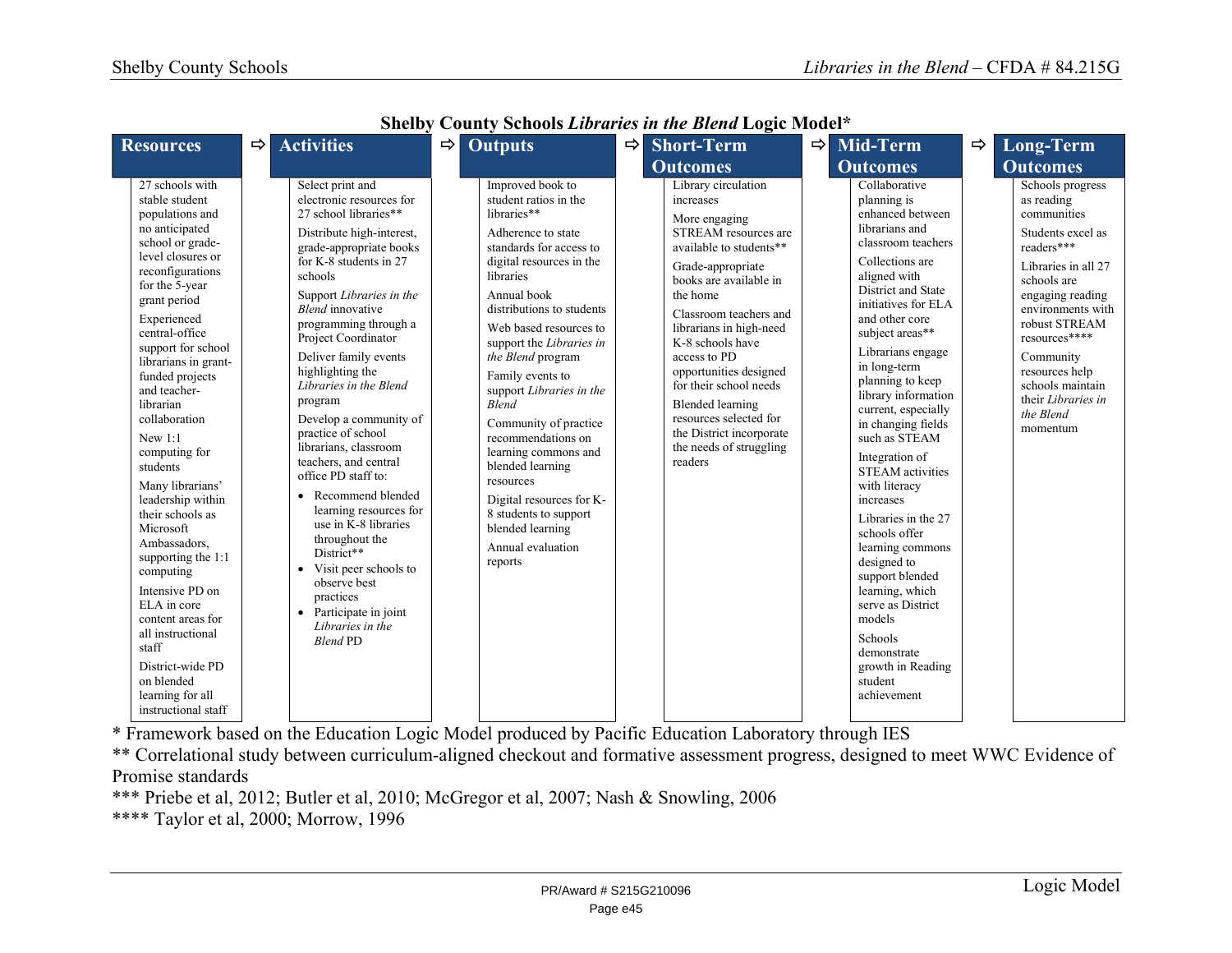**Shelby County Schools *Libraries in the Blend* Logic Model***

| Resources | Activities | Outputs | Short-Term Outcomes | Mid-Term Outcomes | Long-Term Outcomes |
|---|---|---|---|---|---|
| 27 schools with stable student populations and no anticipated school or grade-level closures or reconfigurations for the 5-year grant period<br><br>Experienced central-office support for school librarians in grant-funded projects and teacher-librarian collaboration<br><br>New 1:1 computing for students<br><br>Many librarians' leadership within their schools as Microsoft Ambassadors, supporting the 1:1 computing<br><br>Intensive PD on ELA in core content areas for all instructional staff<br><br>District-wide PD on blended learning for all instructional staff | Select print and electronic resources for 27 school libraries**<br><br>Distribute high-interest, grade-appropriate books for K-8 students in 27 schools<br><br>Support *Libraries in the Blend* innovative programming through a Project Coordinator<br><br>Deliver family events highlighting the *Libraries in the Blend* program<br><br>Develop a community of practice of school librarians, classroom teachers, and central office PD staff to:<br>• Recommend blended learning resources for use in K-8 libraries throughout the District**<br>• Visit peer schools to observe best practices<br>• Participate in joint *Libraries in the Blend* PD | Improved book to student ratios in the libraries**<br><br>Adherence to state standards for access to digital resources in the libraries<br><br>Annual book distributions to students<br><br>Web based resources to support the *Libraries in the Blend* program<br><br>Family events to support *Libraries in the Blend*<br><br>Community of practice recommendations on learning commons and blended learning resources<br><br>Digital resources for K-8 students to support blended learning<br><br>Annual evaluation reports | Library circulation increases<br><br>More engaging STREAM resources are available to students**<br><br>Grade-appropriate books are available in the home<br><br>Classroom teachers and librarians in high-need K-8 schools have access to PD opportunities designed for their school needs<br><br>Blended learning resources selected for the District incorporate the needs of struggling readers | Collaborative planning is enhanced between librarians and classroom teachers<br><br>Collections are aligned with District and State initiatives for ELA and other core subject areas**<br><br>Librarians engage in long-term planning to keep library information current, especially in changing fields such as STEAM<br><br>Integration of STEAM activities with literacy increases<br><br>Libraries in the 27 schools offer learning commons designed to support blended learning, which serve as District models<br><br>Schools demonstrate growth in Reading student achievement | Schools progress as reading communities<br><br>Students excel as readers***<br><br>Libraries in all 27 schools are engaging reading environments with robust STREAM resources****<br><br>Community resources help schools maintain their *Libraries in the Blend* momentum |

* Framework based on the Education Logic Model produced by Pacific Education Laboratory through IES

** Correlational study between curriculum-aligned checkout and formative assessment progress, designed to meet WWC Evidence of Promise standards

*** Priebe et al, 2012; Butler et al, 2010; McGregor et al, 2007; Nash & Snowling, 2006

**** Taylor et al, 2000; Morrow, 1996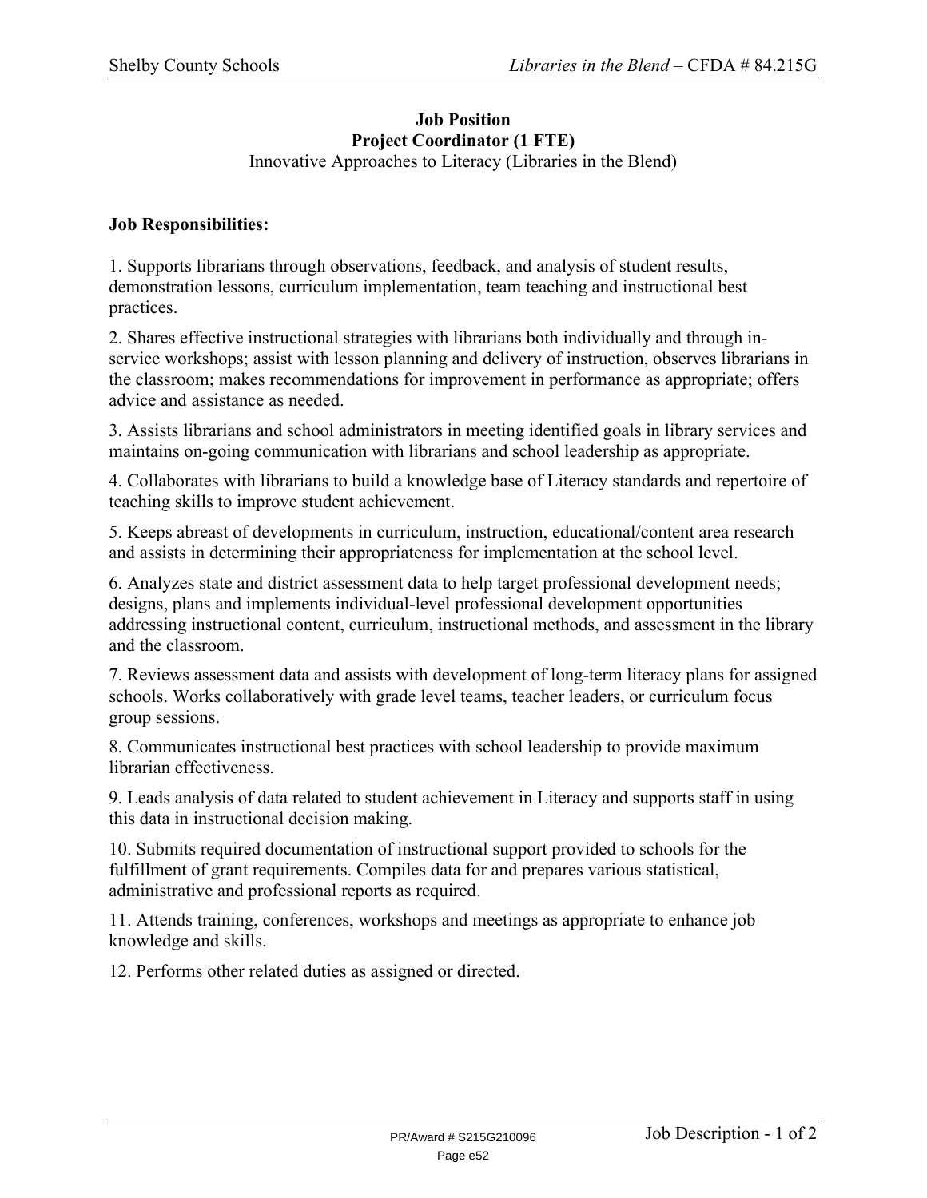**Job Position**
**Project Coordinator (1 FTE)**
Innovative Approaches to Literacy (Libraries in the Blend)

**Job Responsibilities:**

1. Supports librarians through observations, feedback, and analysis of student results, demonstration lessons, curriculum implementation, team teaching and instructional best practices.

2. Shares effective instructional strategies with librarians both individually and through in-service workshops; assist with lesson planning and delivery of instruction, observes librarians in the classroom; makes recommendations for improvement in performance as appropriate; offers advice and assistance as needed.

3. Assists librarians and school administrators in meeting identified goals in library services and maintains on-going communication with librarians and school leadership as appropriate.

4. Collaborates with librarians to build a knowledge base of Literacy standards and repertoire of teaching skills to improve student achievement.

5. Keeps abreast of developments in curriculum, instruction, educational/content area research and assists in determining their appropriateness for implementation at the school level.

6. Analyzes state and district assessment data to help target professional development needs; designs, plans and implements individual-level professional development opportunities addressing instructional content, curriculum, instructional methods, and assessment in the library and the classroom.

7. Reviews assessment data and assists with development of long-term literacy plans for assigned schools. Works collaboratively with grade level teams, teacher leaders, or curriculum focus group sessions.

8. Communicates instructional best practices with school leadership to provide maximum librarian effectiveness.

9. Leads analysis of data related to student achievement in Literacy and supports staff in using this data in instructional decision making.

10. Submits required documentation of instructional support provided to schools for the fulfillment of grant requirements. Compiles data for and prepares various statistical, administrative and professional reports as required.

11. Attends training, conferences, workshops and meetings as appropriate to enhance job knowledge and skills.

12. Performs other related duties as assigned or directed.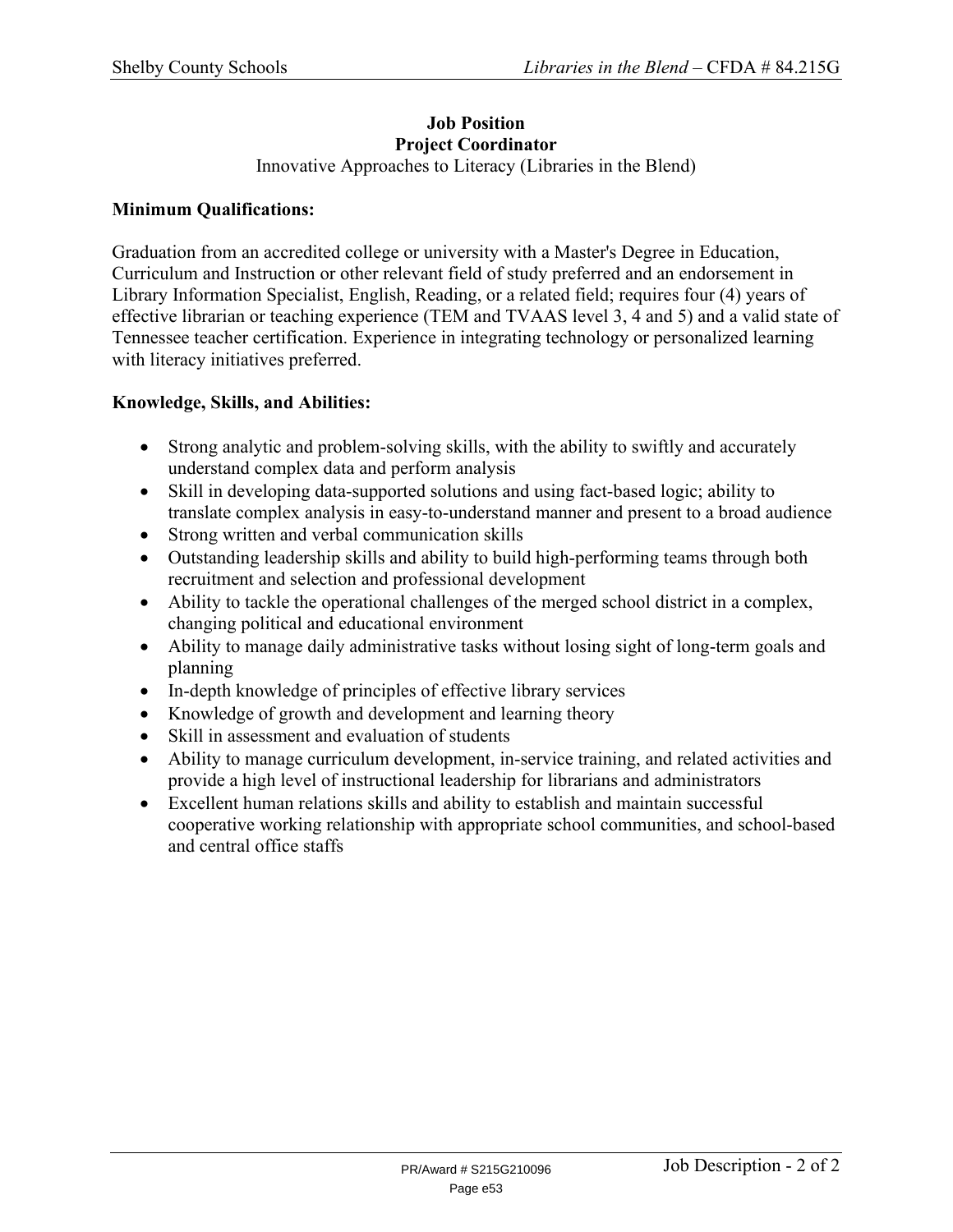**Job Position**
**Project Coordinator**
Innovative Approaches to Literacy (Libraries in the Blend)

**Minimum Qualifications:**

Graduation from an accredited college or university with a Master's Degree in Education, Curriculum and Instruction or other relevant field of study preferred and an endorsement in Library Information Specialist, English, Reading, or a related field; requires four (4) years of effective librarian or teaching experience (TEM and TVAAS level 3, 4 and 5) and a valid state of Tennessee teacher certification. Experience in integrating technology or personalized learning with literacy initiatives preferred.

**Knowledge, Skills, and Abilities:**

- Strong analytic and problem-solving skills, with the ability to swiftly and accurately understand complex data and perform analysis
- Skill in developing data-supported solutions and using fact-based logic; ability to translate complex analysis in easy-to-understand manner and present to a broad audience
- Strong written and verbal communication skills
- Outstanding leadership skills and ability to build high-performing teams through both recruitment and selection and professional development
- Ability to tackle the operational challenges of the merged school district in a complex, changing political and educational environment
- Ability to manage daily administrative tasks without losing sight of long-term goals and planning
- In-depth knowledge of principles of effective library services
- Knowledge of growth and development and learning theory
- Skill in assessment and evaluation of students
- Ability to manage curriculum development, in-service training, and related activities and provide a high level of instructional leadership for librarians and administrators
- Excellent human relations skills and ability to establish and maintain successful cooperative working relationship with appropriate school communities, and school-based and central office staffs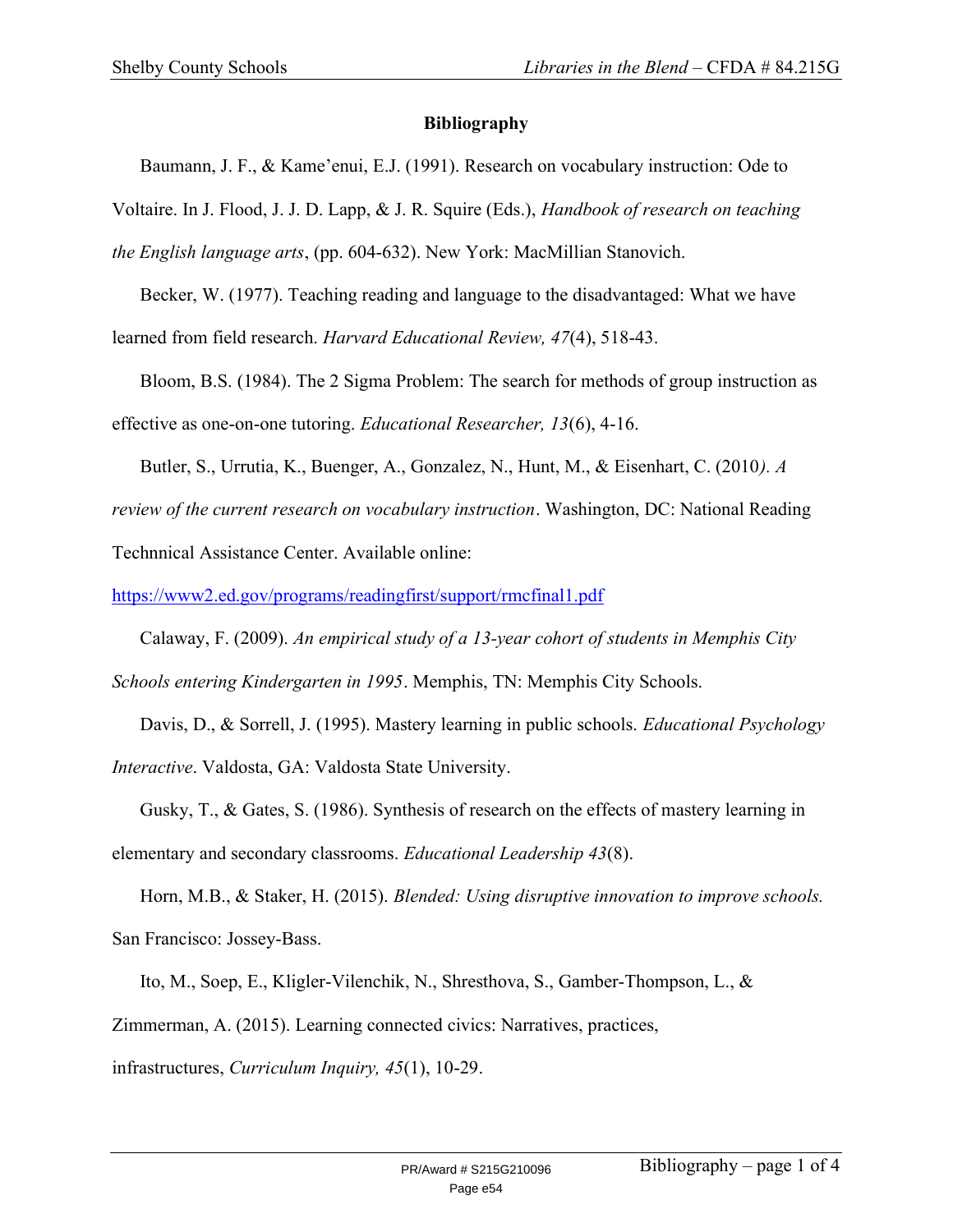**Bibliography**

Baumann, J. F., & Kame'enui, E.J. (1991). Research on vocabulary instruction: Ode to Voltaire. In J. Flood, J. J. D. Lapp, & J. R. Squire (Eds.), *Handbook of research on teaching the English language arts*, (pp. 604-632). New York: MacMillian Stanovich.

Becker, W. (1977). Teaching reading and language to the disadvantaged: What we have learned from field research. *Harvard Educational Review, 47*(4), 518-43.

Bloom, B.S. (1984). The 2 Sigma Problem: The search for methods of group instruction as effective as one-on-one tutoring. *Educational Researcher, 13*(6), 4-16.

Butler, S., Urrutia, K., Buenger, A., Gonzalez, N., Hunt, M., & Eisenhart, C. (2010*). A review of the current research on vocabulary instruction*. Washington, DC: National Reading Technnical Assistance Center. Available online: https://www2.ed.gov/programs/readingfirst/support/rmcfinal1.pdf

Calaway, F. (2009). *An empirical study of a 13-year cohort of students in Memphis City Schools entering Kindergarten in 1995*. Memphis, TN: Memphis City Schools.

Davis, D., & Sorrell, J. (1995). Mastery learning in public schools. *Educational Psychology Interactive*. Valdosta, GA: Valdosta State University.

Gusky, T., & Gates, S. (1986). Synthesis of research on the effects of mastery learning in elementary and secondary classrooms. *Educational Leadership 43*(8).

Horn, M.B., & Staker, H. (2015). *Blended: Using disruptive innovation to improve schools.* San Francisco: Jossey-Bass.

Ito, M., Soep, E., Kligler-Vilenchik, N., Shresthova, S., Gamber-Thompson, L., & Zimmerman, A. (2015). Learning connected civics: Narratives, practices, infrastructures, *Curriculum Inquiry, 45*(1), 10-29.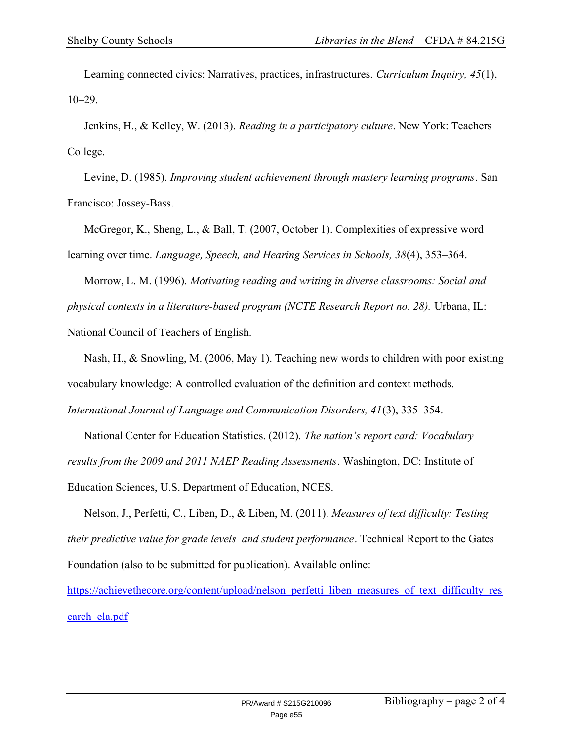Learning connected civics: Narratives, practices, infrastructures. *Curriculum Inquiry, 45*(1), 10–29.

Jenkins, H., & Kelley, W. (2013). *Reading in a participatory culture*. New York: Teachers College.

Levine, D. (1985). *Improving student achievement through mastery learning programs*. San Francisco: Jossey-Bass.

McGregor, K., Sheng, L., & Ball, T. (2007, October 1). Complexities of expressive word learning over time. *Language, Speech, and Hearing Services in Schools, 38*(4), 353–364.

Morrow, L. M. (1996). *Motivating reading and writing in diverse classrooms: Social and physical contexts in a literature-based program (NCTE Research Report no. 28).* Urbana, IL: National Council of Teachers of English.

Nash, H., & Snowling, M. (2006, May 1). Teaching new words to children with poor existing vocabulary knowledge: A controlled evaluation of the definition and context methods. *International Journal of Language and Communication Disorders, 41*(3), 335–354.

National Center for Education Statistics. (2012). *The nation's report card: Vocabulary results from the 2009 and 2011 NAEP Reading Assessments*. Washington, DC: Institute of Education Sciences, U.S. Department of Education, NCES.

Nelson, J., Perfetti, C., Liben, D., & Liben, M. (2011). *Measures of text difficulty: Testing their predictive value for grade levels and student performance*. Technical Report to the Gates Foundation (also to be submitted for publication). Available online: https://achievethecore.org/content/upload/nelson_perfetti_liben_measures_of_text_difficulty_research_ela.pdf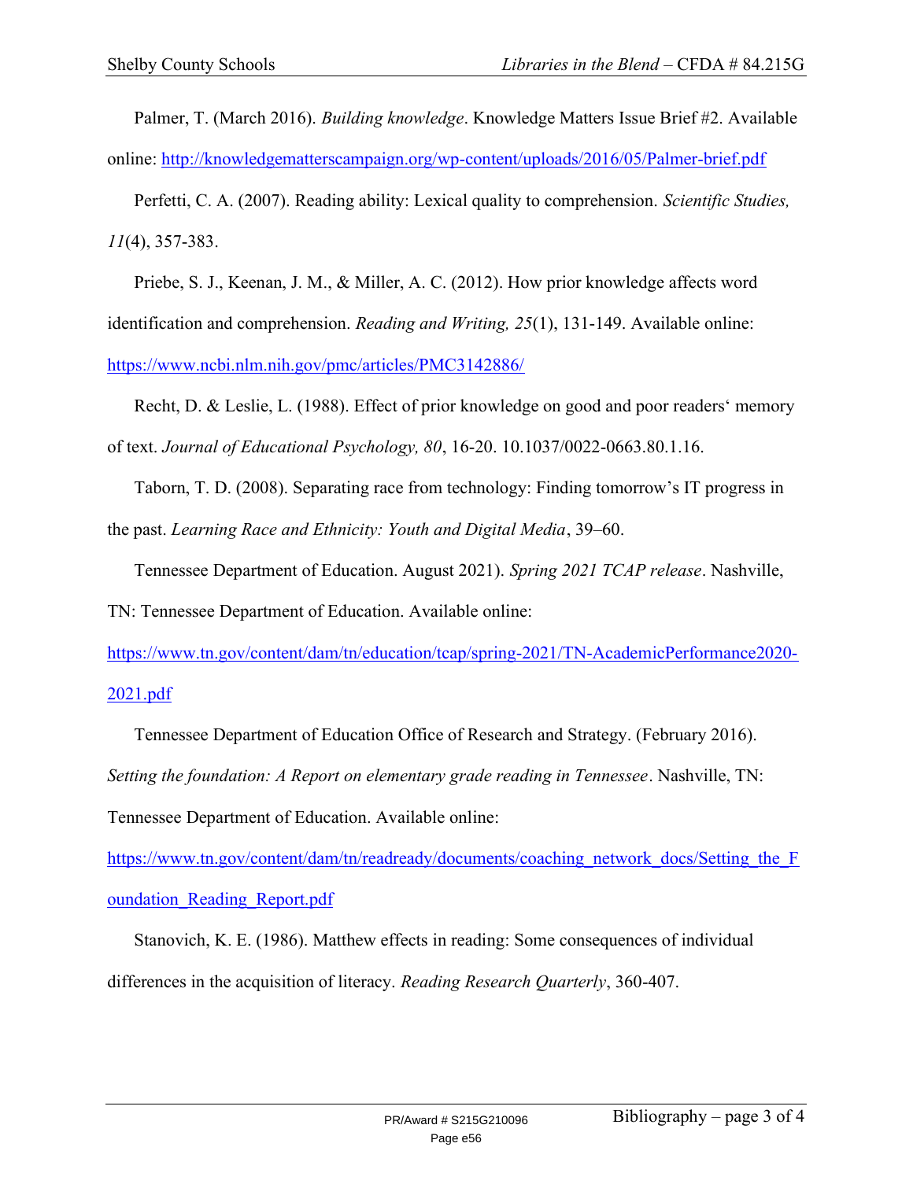Palmer, T. (March 2016). *Building knowledge*. Knowledge Matters Issue Brief #2. Available online: http://knowledgematterscampaign.org/wp-content/uploads/2016/05/Palmer-brief.pdf

Perfetti, C. A. (2007). Reading ability: Lexical quality to comprehension. *Scientific Studies, 11*(4), 357-383.

Priebe, S. J., Keenan, J. M., & Miller, A. C. (2012). How prior knowledge affects word identification and comprehension. *Reading and Writing, 25*(1), 131-149. Available online: https://www.ncbi.nlm.nih.gov/pmc/articles/PMC3142886/

Recht, D. & Leslie, L. (1988). Effect of prior knowledge on good and poor readers' memory of text. *Journal of Educational Psychology, 80*, 16-20. 10.1037/0022-0663.80.1.16.

Taborn, T. D. (2008). Separating race from technology: Finding tomorrow's IT progress in the past. *Learning Race and Ethnicity: Youth and Digital Media*, 39–60.

Tennessee Department of Education. August 2021). *Spring 2021 TCAP release*. Nashville, TN: Tennessee Department of Education. Available online: https://www.tn.gov/content/dam/tn/education/tcap/spring-2021/TN-AcademicPerformance2020-2021.pdf

Tennessee Department of Education Office of Research and Strategy. (February 2016). *Setting the foundation: A Report on elementary grade reading in Tennessee*. Nashville, TN: Tennessee Department of Education. Available online: https://www.tn.gov/content/dam/tn/readready/documents/coaching_network_docs/Setting_the_Foundation_Reading_Report.pdf

Stanovich, K. E. (1986). Matthew effects in reading: Some consequences of individual differences in the acquisition of literacy. *Reading Research Quarterly*, 360-407.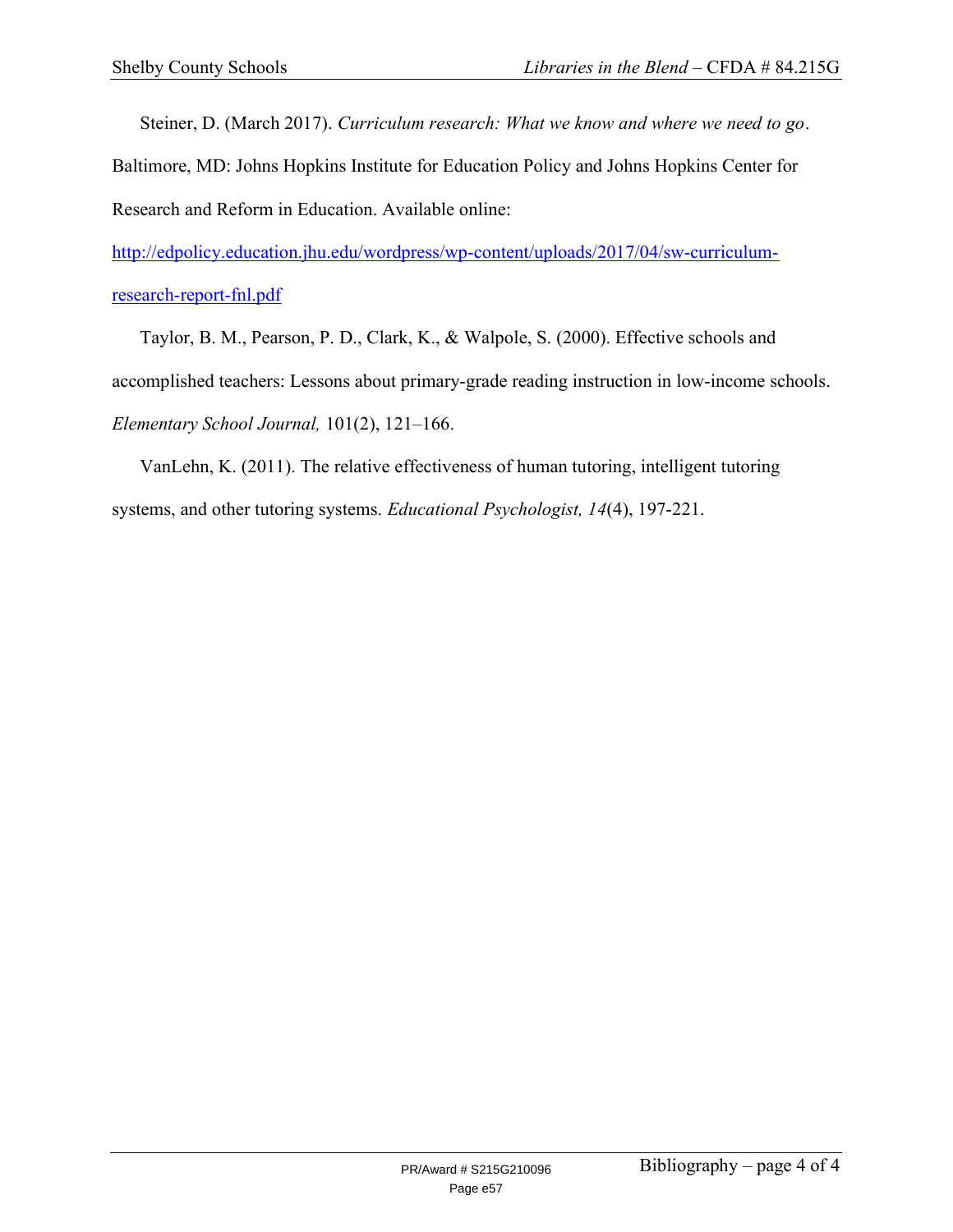Steiner, D. (March 2017). *Curriculum research: What we know and where we need to go*. Baltimore, MD: Johns Hopkins Institute for Education Policy and Johns Hopkins Center for Research and Reform in Education. Available online: [http://edpolicy.education.jhu.edu/wordpress/wp-content/uploads/2017/04/sw-curriculum-research-report-fnl.pdf](http://edpolicy.education.jhu.edu/wordpress/wp-content/uploads/2017/04/sw-curriculum-research-report-fnl.pdf)

Taylor, B. M., Pearson, P. D., Clark, K., & Walpole, S. (2000). Effective schools and accomplished teachers: Lessons about primary-grade reading instruction in low-income schools. *Elementary School Journal,* 101(2), 121–166.

VanLehn, K. (2011). The relative effectiveness of human tutoring, intelligent tutoring systems, and other tutoring systems. *Educational Psychologist, 14*(4), 197-221.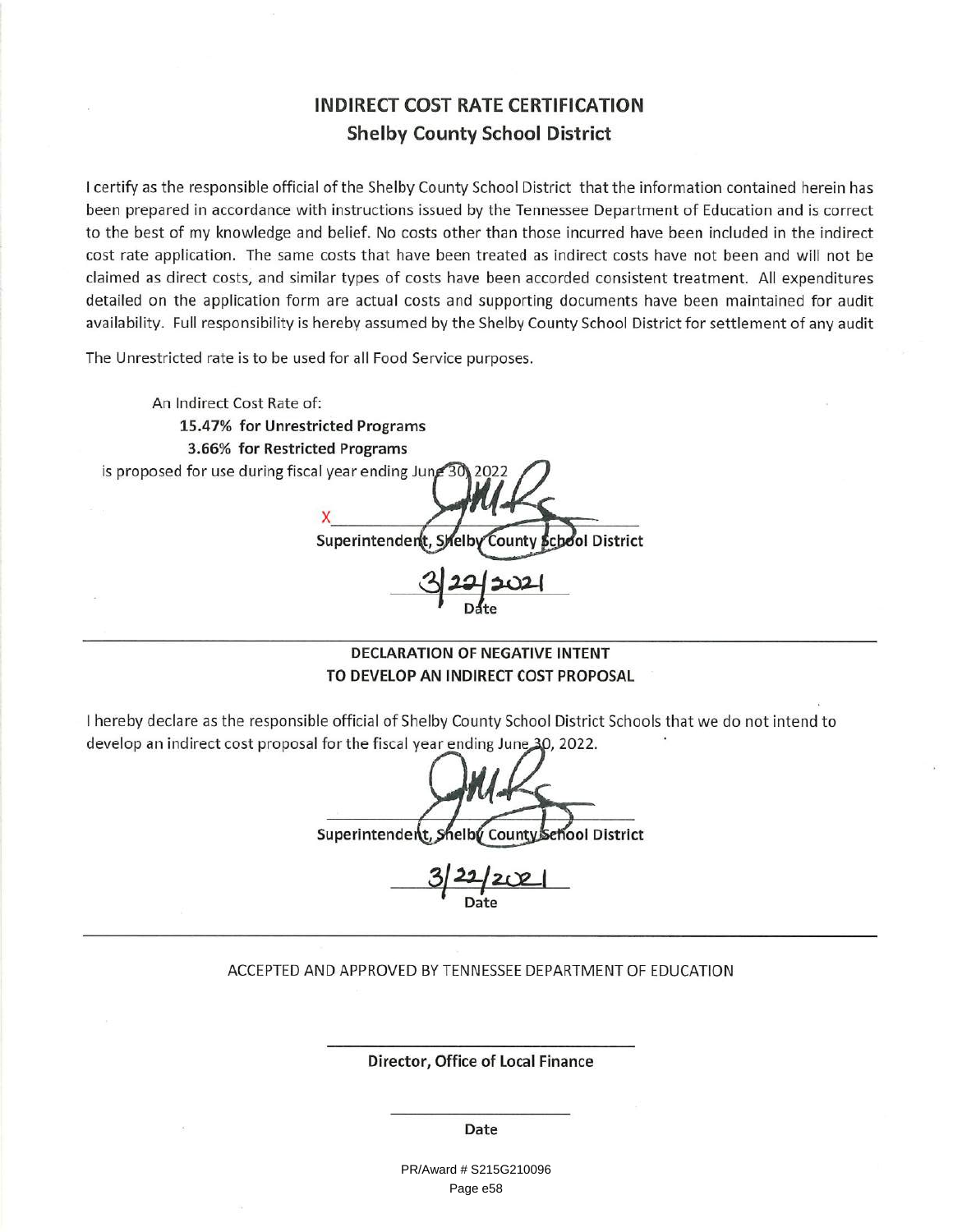# INDIRECT COST RATE CERTIFICATION
## Shelby County School District

I certify as the responsible official of the Shelby County School District that the information contained herein has been prepared in accordance with instructions issued by the Tennessee Department of Education and is correct to the best of my knowledge and belief. No costs other than those incurred have been included in the indirect cost rate application. The same costs that have been treated as indirect costs have not been and will not be claimed as direct costs, and similar types of costs have been accorded consistent treatment. All expenditures detailed on the application form are actual costs and supporting documents have been maintained for audit availability. Full responsibility is hereby assumed by the Shelby County School District for settlement of any audit

The Unrestricted rate is to be used for all Food Service purposes.

An Indirect Cost Rate of:

**15.47% for Unrestricted Programs**

**3.66% for Restricted Programs**

is proposed for use during fiscal year ending June 30, 2022

X ______________________________

**Superintendent, Shelby County School District**

3/22/2021

**Date**

---

### DECLARATION OF NEGATIVE INTENT TO DEVELOP AN INDIRECT COST PROPOSAL

I hereby declare as the responsible official of Shelby County School District Schools that we do not intend to develop an indirect cost proposal for the fiscal year ending June 30, 2022.

______________________________

**Superintendent, Shelby County School District**

3/22/2021

**Date**

---

ACCEPTED AND APPROVED BY TENNESSEE DEPARTMENT OF EDUCATION

______________________________

**Director, Office of Local Finance**

______________________________

**Date**

PR/Award # S215G210096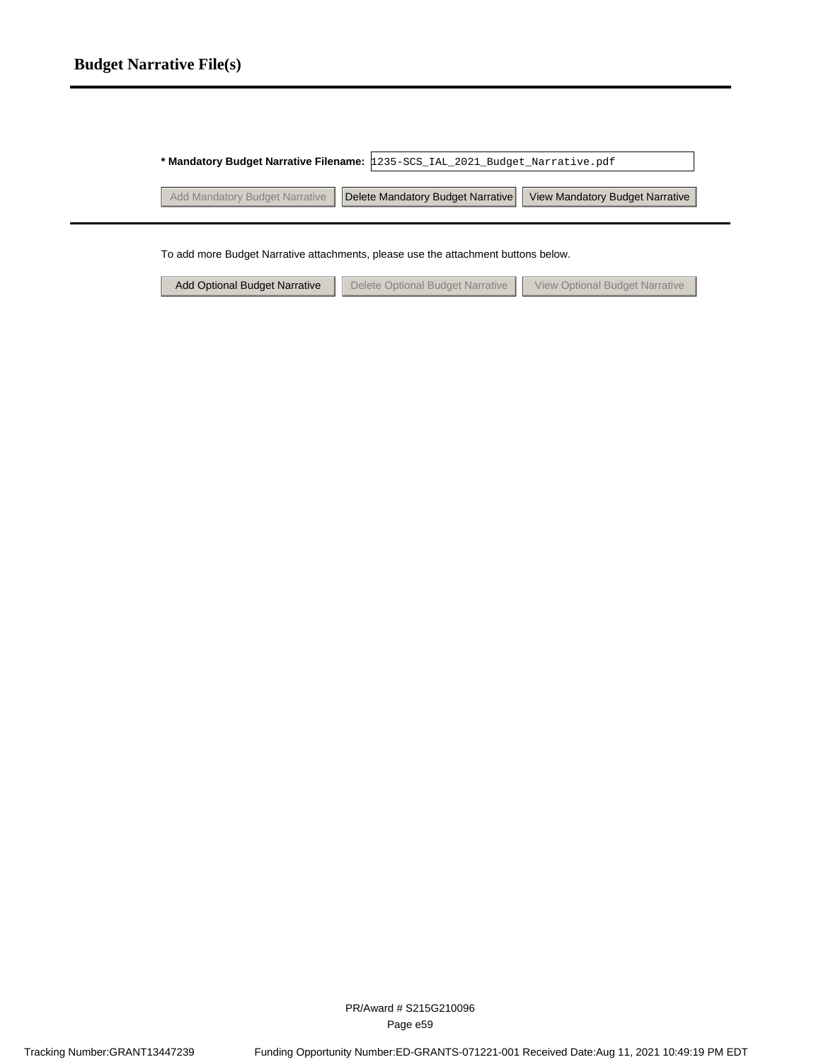# Budget Narrative File(s)

**\* Mandatory Budget Narrative Filename:** 1235-SCS_IAL_2021_Budget_Narrative.pdf

Add Mandatory Budget Narrative | Delete Mandatory Budget Narrative | View Mandatory Budget Narrative

To add more Budget Narrative attachments, please use the attachment buttons below.

Add Optional Budget Narrative | Delete Optional Budget Narrative | View Optional Budget Narrative

PR/Award # S215G210096

Tracking Number:GRANT13447239 Funding Opportunity Number:ED-GRANTS-071221-001 Received Date:Aug 11, 2021 10:49:19 PM EDT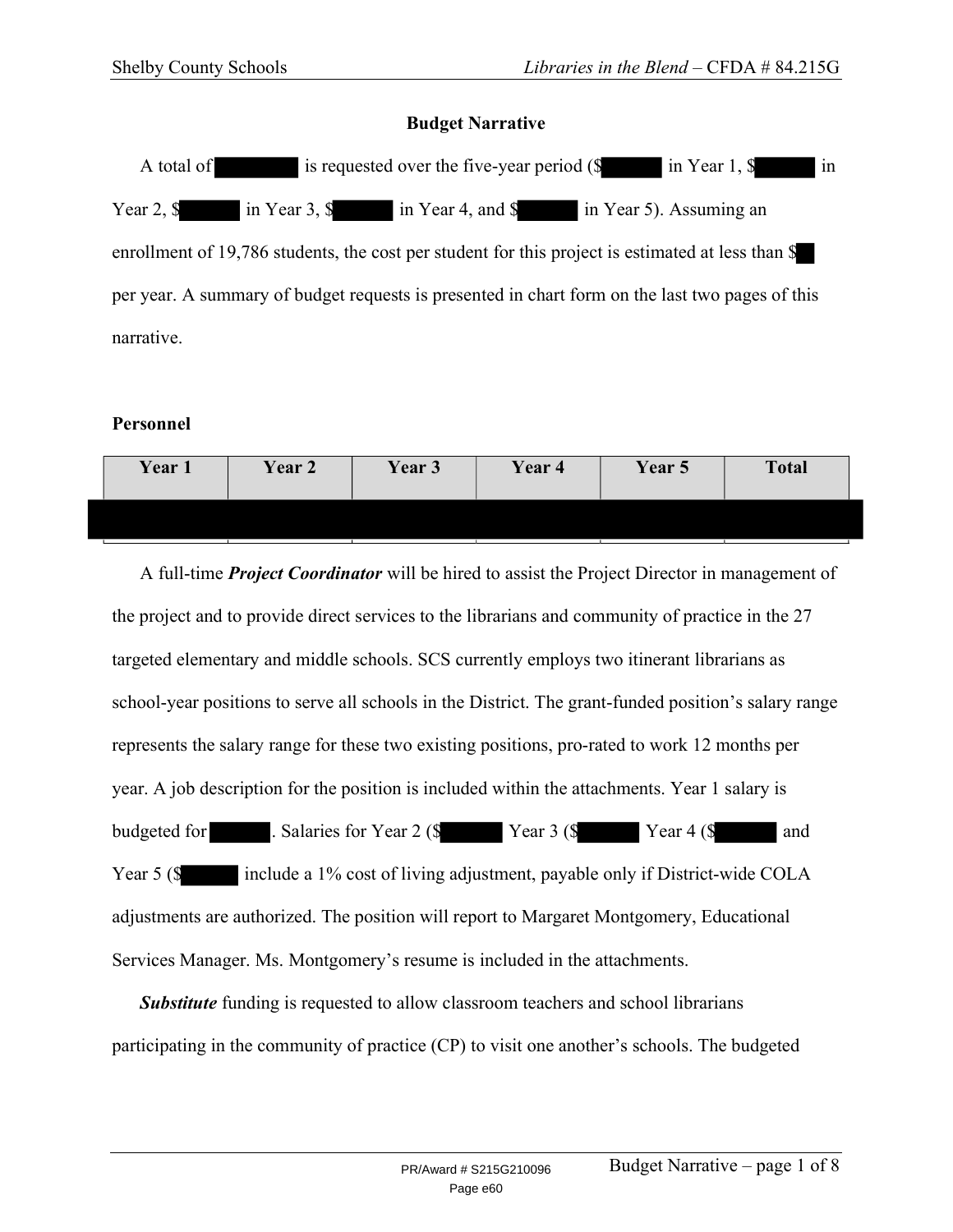### Budget Narrative

A total of [redacted] is requested over the five-year period ($[redacted] in Year 1, $[redacted] in Year 2, $[redacted] in Year 3, $[redacted] in Year 4, and $[redacted] in Year 5). Assuming an enrollment of 19,786 students, the cost per student for this project is estimated at less than $[redacted] per year. A summary of budget requests is presented in chart form on the last two pages of this narrative.

### Personnel

| Year 1 | Year 2 | Year 3 | Year 4 | Year 5 | Total |
|---|---|---|---|---|---|
| [redacted] | [redacted] | [redacted] | [redacted] | [redacted] | [redacted] |

A full-time ***Project Coordinator*** will be hired to assist the Project Director in management of the project and to provide direct services to the librarians and community of practice in the 27 targeted elementary and middle schools. SCS currently employs two itinerant librarians as school-year positions to serve all schools in the District. The grant-funded position's salary range represents the salary range for these two existing positions, pro-rated to work 12 months per year. A job description for the position is included within the attachments. Year 1 salary is budgeted for [redacted]. Salaries for Year 2 ($[redacted] Year 3 ($[redacted] Year 4 ($[redacted] and Year 5 ($[redacted] include a 1% cost of living adjustment, payable only if District-wide COLA adjustments are authorized. The position will report to Margaret Montgomery, Educational Services Manager. Ms. Montgomery's resume is included in the attachments.

***Substitute*** funding is requested to allow classroom teachers and school librarians participating in the community of practice (CP) to visit one another's schools. The budgeted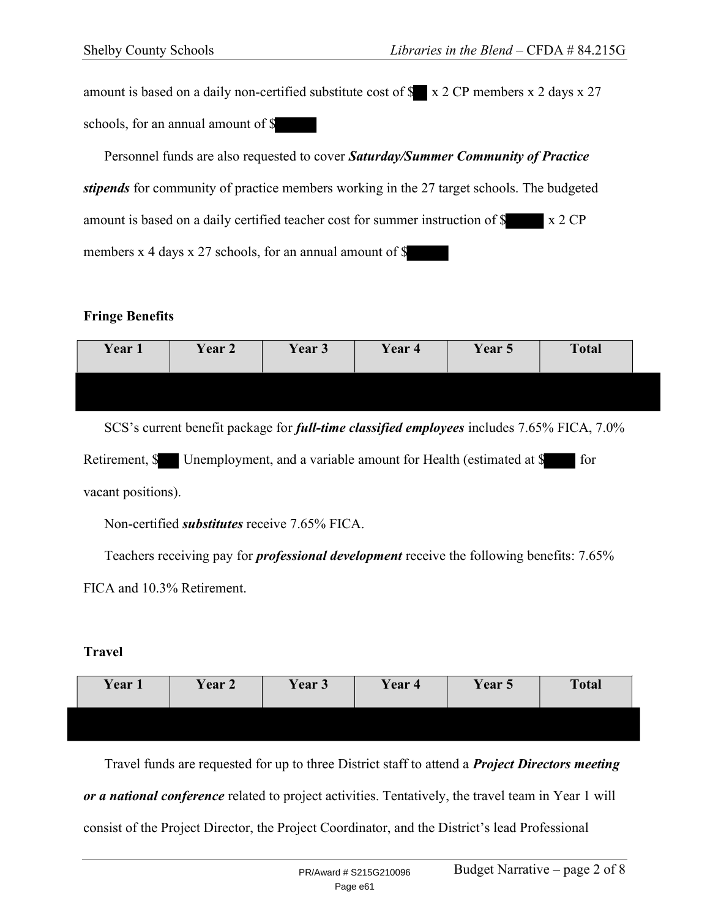amount is based on a daily non-certified substitute cost of $ x 2 CP members x 2 days x 27 schools, for an annual amount of $

Personnel funds are also requested to cover ***Saturday/Summer Community of Practice stipends*** for community of practice members working in the 27 target schools. The budgeted amount is based on a daily certified teacher cost for summer instruction of $ x 2 CP members x 4 days x 27 schools, for an annual amount of $

**Fringe Benefits**

| Year 1 | Year 2 | Year 3 | Year 4 | Year 5 | Total |
|---|---|---|---|---|---|
| | | | | | |

SCS's current benefit package for ***full-time classified employees*** includes 7.65% FICA, 7.0% Retirement, $ Unemployment, and a variable amount for Health (estimated at $ for vacant positions).

Non-certified ***substitutes*** receive 7.65% FICA.

Teachers receiving pay for ***professional development*** receive the following benefits: 7.65% FICA and 10.3% Retirement.

**Travel**

| Year 1 | Year 2 | Year 3 | Year 4 | Year 5 | Total |
|---|---|---|---|---|---|
| | | | | | |

Travel funds are requested for up to three District staff to attend a ***Project Directors meeting or a national conference*** related to project activities. Tentatively, the travel team in Year 1 will consist of the Project Director, the Project Coordinator, and the District's lead Professional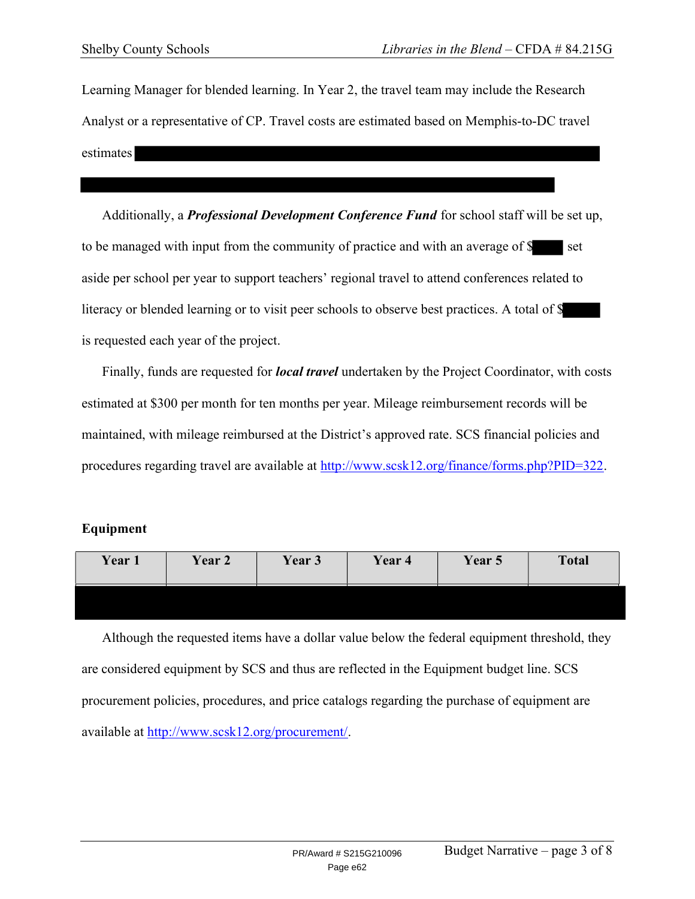Learning Manager for blended learning. In Year 2, the travel team may include the Research Analyst or a representative of CP. Travel costs are estimated based on Memphis-to-DC travel estimates

Additionally, a ***Professional Development Conference Fund*** for school staff will be set up, to be managed with input from the community of practice and with an average of $ set aside per school per year to support teachers' regional travel to attend conferences related to literacy or blended learning or to visit peer schools to observe best practices. A total of $ is requested each year of the project.

Finally, funds are requested for ***local travel*** undertaken by the Project Coordinator, with costs estimated at $300 per month for ten months per year. Mileage reimbursement records will be maintained, with mileage reimbursed at the District's approved rate. SCS financial policies and procedures regarding travel are available at http://www.scsk12.org/finance/forms.php?PID=322.

**Equipment**

| Year 1 | Year 2 | Year 3 | Year 4 | Year 5 | Total |
|---|---|---|---|---|---|
| | | | | | |

Although the requested items have a dollar value below the federal equipment threshold, they are considered equipment by SCS and thus are reflected in the Equipment budget line. SCS procurement policies, procedures, and price catalogs regarding the purchase of equipment are available at http://www.scsk12.org/procurement/.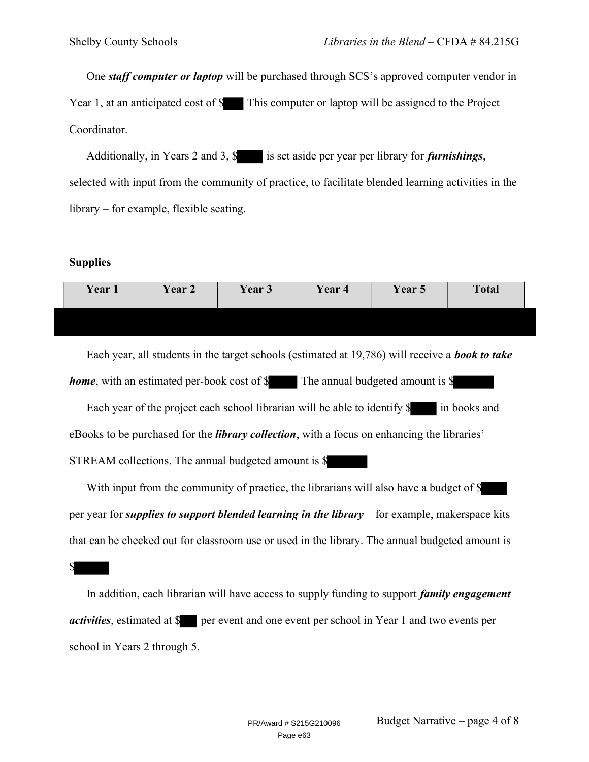One ***staff computer or laptop*** will be purchased through SCS's approved computer vendor in Year 1, at an anticipated cost of $ This computer or laptop will be assigned to the Project Coordinator.

Additionally, in Years 2 and 3, $ is set aside per year per library for ***furnishings***, selected with input from the community of practice, to facilitate blended learning activities in the library – for example, flexible seating.

**Supplies**

| Year 1 | Year 2 | Year 3 | Year 4 | Year 5 | Total |
|---|---|---|---|---|---|
| | | | | | |

Each year, all students in the target schools (estimated at 19,786) will receive a ***book to take home***, with an estimated per-book cost of $ The annual budgeted amount is $

Each year of the project each school librarian will be able to identify $ in books and eBooks to be purchased for the ***library collection***, with a focus on enhancing the libraries' STREAM collections. The annual budgeted amount is $

With input from the community of practice, the librarians will also have a budget of $ per year for ***supplies to support blended learning in the library*** – for example, makerspace kits that can be checked out for classroom use or used in the library. The annual budgeted amount is $

In addition, each librarian will have access to supply funding to support ***family engagement activities***, estimated at $ per event and one event per school in Year 1 and two events per school in Years 2 through 5.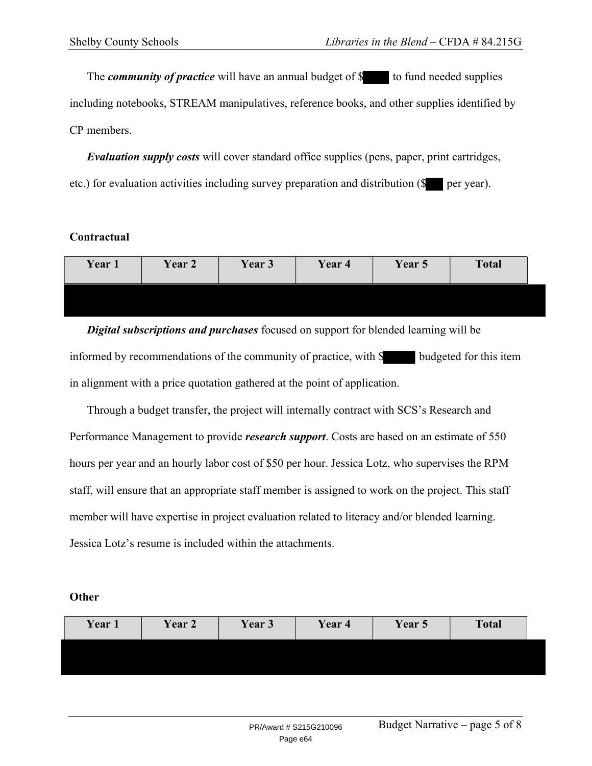The ***community of practice*** will have an annual budget of $ to fund needed supplies including notebooks, STREAM manipulatives, reference books, and other supplies identified by CP members.

***Evaluation supply costs*** will cover standard office supplies (pens, paper, print cartridges, etc.) for evaluation activities including survey preparation and distribution ($ per year).

**Contractual**

| Year 1 | Year 2 | Year 3 | Year 4 | Year 5 | Total |
|---|---|---|---|---|---|
| | | | | | |

***Digital subscriptions and purchases*** focused on support for blended learning will be informed by recommendations of the community of practice, with $ budgeted for this item in alignment with a price quotation gathered at the point of application.

Through a budget transfer, the project will internally contract with SCS's Research and Performance Management to provide ***research support***. Costs are based on an estimate of 550 hours per year and an hourly labor cost of $50 per hour. Jessica Lotz, who supervises the RPM staff, will ensure that an appropriate staff member is assigned to work on the project. This staff member will have expertise in project evaluation related to literacy and/or blended learning. Jessica Lotz's resume is included within the attachments.

**Other**

| Year 1 | Year 2 | Year 3 | Year 4 | Year 5 | Total |
|---|---|---|---|---|---|
| | | | | | |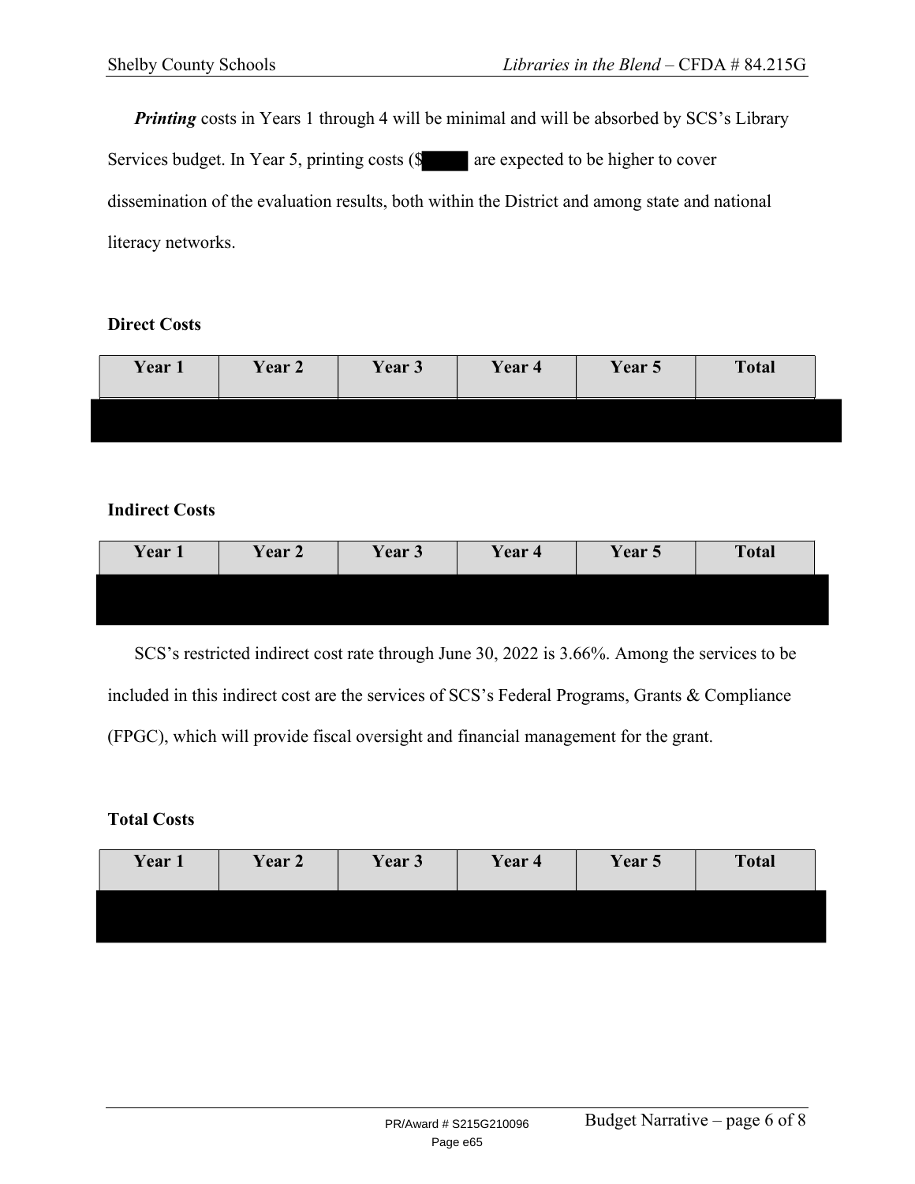***Printing*** costs in Years 1 through 4 will be minimal and will be absorbed by SCS's Library Services budget. In Year 5, printing costs ($ are expected to be higher to cover dissemination of the evaluation results, both within the District and among state and national literacy networks.

**Direct Costs**

| Year 1 | Year 2 | Year 3 | Year 4 | Year 5 | Total |
|---|---|---|---|---|---|
| | | | | | |

**Indirect Costs**

| Year 1 | Year 2 | Year 3 | Year 4 | Year 5 | Total |
|---|---|---|---|---|---|
| | | | | | |

SCS's restricted indirect cost rate through June 30, 2022 is 3.66%. Among the services to be included in this indirect cost are the services of SCS's Federal Programs, Grants & Compliance (FPGC), which will provide fiscal oversight and financial management for the grant.

**Total Costs**

| Year 1 | Year 2 | Year 3 | Year 4 | Year 5 | Total |
|---|---|---|---|---|---|
| | | | | | |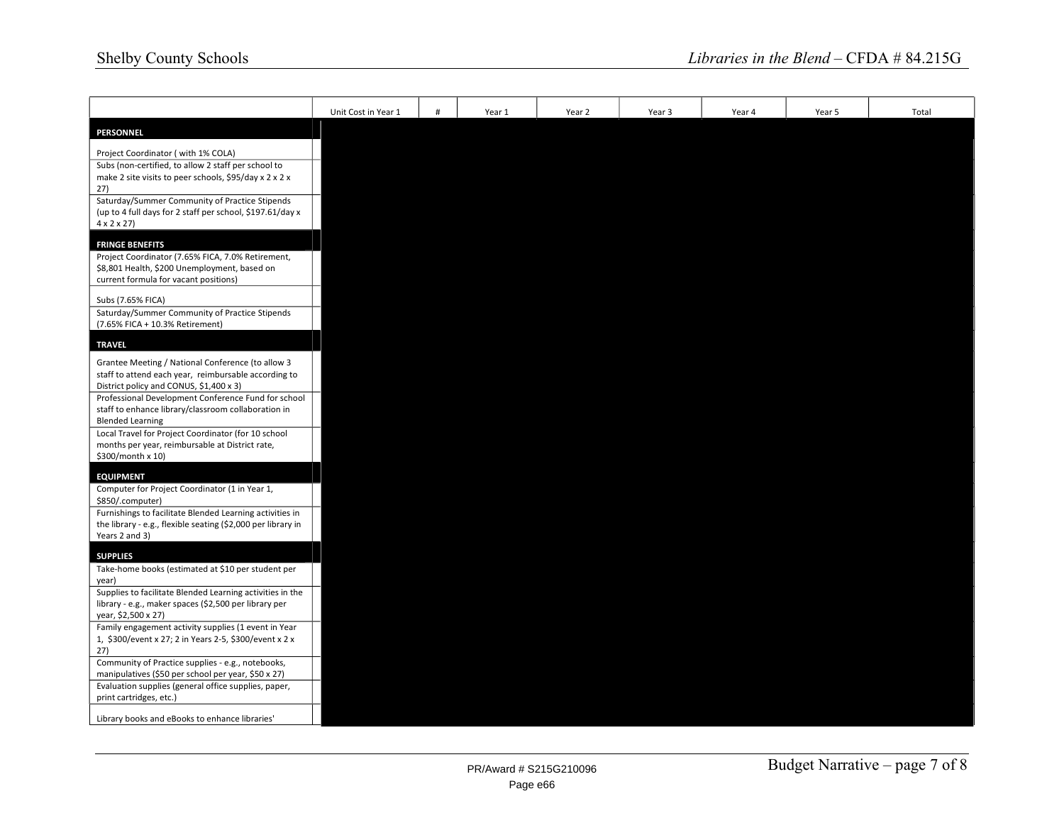| | Unit Cost in Year 1 | # | Year 1 | Year 2 | Year 3 | Year 4 | Year 5 | Total |
|---|---|---|---|---|---|---|---|---|
| **PERSONNEL** | | | | | | | | |
| Project Coordinator ( with 1% COLA) | | | | | | | | |
| Subs (non-certified, to allow 2 staff per school to make 2 site visits to peer schools, $95/day x 2 x 2 x 27) | | | | | | | | |
| Saturday/Summer Community of Practice Stipends (up to 4 full days for 2 staff per school, $197.61/day x 4 x 2 x 27) | | | | | | | | |
| **FRINGE BENEFITS** | | | | | | | | |
| Project Coordinator (7.65% FICA, 7.0% Retirement, $8,801 Health, $200 Unemployment, based on current formula for vacant positions) | | | | | | | | |
| Subs (7.65% FICA) | | | | | | | | |
| Saturday/Summer Community of Practice Stipends (7.65% FICA + 10.3% Retirement) | | | | | | | | |
| **TRAVEL** | | | | | | | | |
| Grantee Meeting / National Conference (to allow 3 staff to attend each year, reimbursable according to District policy and CONUS, $1,400 x 3) | | | | | | | | |
| Professional Development Conference Fund for school staff to enhance library/classroom collaboration in Blended Learning | | | | | | | | |
| Local Travel for Project Coordinator (for 10 school months per year, reimbursable at District rate, $300/month x 10) | | | | | | | | |
| **EQUIPMENT** | | | | | | | | |
| Computer for Project Coordinator (1 in Year 1, $850/.computer) | | | | | | | | |
| Furnishings to facilitate Blended Learning activities in the library - e.g., flexible seating ($2,000 per library in Years 2 and 3) | | | | | | | | |
| **SUPPLIES** | | | | | | | | |
| Take-home books (estimated at $10 per student per year) | | | | | | | | |
| Supplies to facilitate Blended Learning activities in the library - e.g., maker spaces ($2,500 per library per year, $2,500 x 27) | | | | | | | | |
| Family engagement activity supplies (1 event in Year 1, $300/event x 27; 2 in Years 2-5, $300/event x 2 x 27) | | | | | | | | |
| Community of Practice supplies - e.g., notebooks, manipulatives ($50 per school per year, $50 x 27) | | | | | | | | |
| Evaluation supplies (general office supplies, paper, print cartridges, etc.) | | | | | | | | |
| Library books and eBooks to enhance libraries' | | | | | | | | |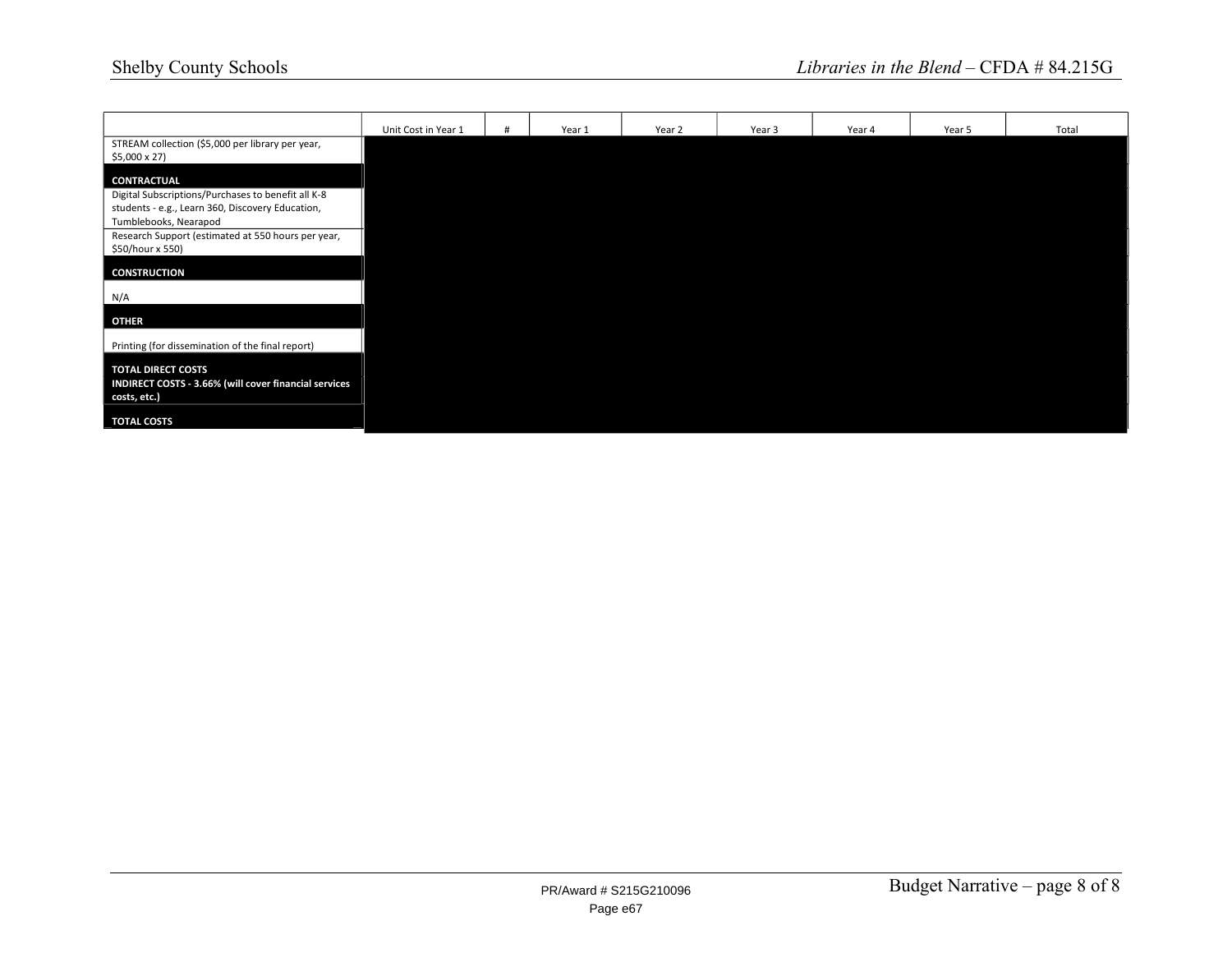| | Unit Cost in Year 1 | # | Year 1 | Year 2 | Year 3 | Year 4 | Year 5 | Total |
|---|---|---|---|---|---|---|---|---|
| STREAM collection ($5,000 per library per year, $5,000 x 27) | | | | | | | | |
| **CONTRACTUAL** | | | | | | | | |
| Digital Subscriptions/Purchases to benefit all K-8 students - e.g., Learn 360, Discovery Education, Tumblebooks, Nearapod | | | | | | | | |
| Research Support (estimated at 550 hours per year, $50/hour x 550) | | | | | | | | |
| **CONSTRUCTION** | | | | | | | | |
| N/A | | | | | | | | |
| **OTHER** | | | | | | | | |
| Printing (for dissemination of the final report) | | | | | | | | |
| **TOTAL DIRECT COSTS** | | | | | | | | |
| **INDIRECT COSTS - 3.66% (will cover financial services costs, etc.)** | | | | | | | | |
| **TOTAL COSTS** | | | | | | | | |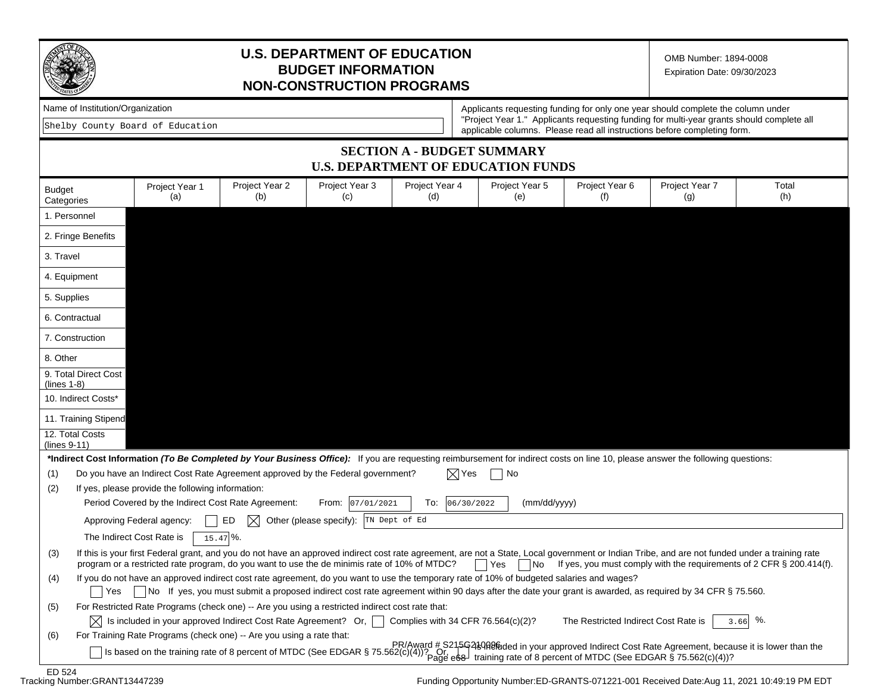# U.S. DEPARTMENT OF EDUCATION
# BUDGET INFORMATION
# NON-CONSTRUCTION PROGRAMS

OMB Number: 1894-0008
Expiration Date: 09/30/2023

Name of Institution/Organization

Shelby County Board of Education

Applicants requesting funding for only one year should complete the column under "Project Year 1." Applicants requesting funding for multi-year grants should complete all applicable columns. Please read all instructions before completing form.

## SECTION A - BUDGET SUMMARY
## U.S. DEPARTMENT OF EDUCATION FUNDS

| Budget Categories | Project Year 1 (a) | Project Year 2 (b) | Project Year 3 (c) | Project Year 4 (d) | Project Year 5 (e) | Project Year 6 (f) | Project Year 7 (g) | Total (h) |
|---|---|---|---|---|---|---|---|---|
| 1. Personnel | | | | | | | | |
| 2. Fringe Benefits | | | | | | | | |
| 3. Travel | | | | | | | | |
| 4. Equipment | | | | | | | | |
| 5. Supplies | | | | | | | | |
| 6. Contractual | | | | | | | | |
| 7. Construction | | | | | | | | |
| 8. Other | | | | | | | | |
| 9. Total Direct Cost (lines 1-8) | | | | | | | | |
| 10. Indirect Costs* | | | | | | | | |
| 11. Training Stipend | | | | | | | | |
| 12. Total Costs (lines 9-11) | | | | | | | | |

***Indirect Cost Information** ***(To Be Completed by Your Business Office):*** If you are requesting reimbursement for indirect costs on line 10, please answer the following questions:

(1) Do you have an Indirect Cost Rate Agreement approved by the Federal government? ☒ Yes ☐ No

(2) If yes, please provide the following information:

Period Covered by the Indirect Cost Rate Agreement: From: 07/01/2021 To: 06/30/2022 (mm/dd/yyyy)

Approving Federal agency: ☐ ED ☒ Other (please specify): TN Dept of Ed

The Indirect Cost Rate is 15.47 %.

(3) If this is your first Federal grant, and you do not have an approved indirect cost rate agreement, are not a State, Local government or Indian Tribe, and are not funded under a training rate program or a restricted rate program, do you want to use the de minimis rate of 10% of MTDC? ☐ Yes ☐ No If yes, you must comply with the requirements of 2 CFR § 200.414(f).

(4) If you do not have an approved indirect cost rate agreement, do you want to use the temporary rate of 10% of budgeted salaries and wages?
☐ Yes ☐ No If yes, you must submit a proposed indirect cost rate agreement within 90 days after the date your grant is awarded, as required by 34 CFR § 75.560.

(5) For Restricted Rate Programs (check one) -- Are you using a restricted indirect cost rate that:
☒ Is included in your approved Indirect Cost Rate Agreement? Or, ☐ Complies with 34 CFR 76.564(c)(2)? The Restricted Indirect Cost Rate is 3.66 %.

(6) For Training Rate Programs (check one) -- Are you using a rate that:
☐ Is based on the training rate of 8 percent of MTDC (See EDGAR § 75.562(c)(4))? Or, ☐ Is included in your approved Indirect Cost Rate Agreement, because it is lower than the training rate of 8 percent of MTDC (See EDGAR § 75.562(c)(4))?

PR/Award # S215G210006

ED 524
Tracking Number:GRANT13447239

Funding Opportunity Number:ED-GRANTS-071221-001 Received Date:Aug 11, 2021 10:49:19 PM EDT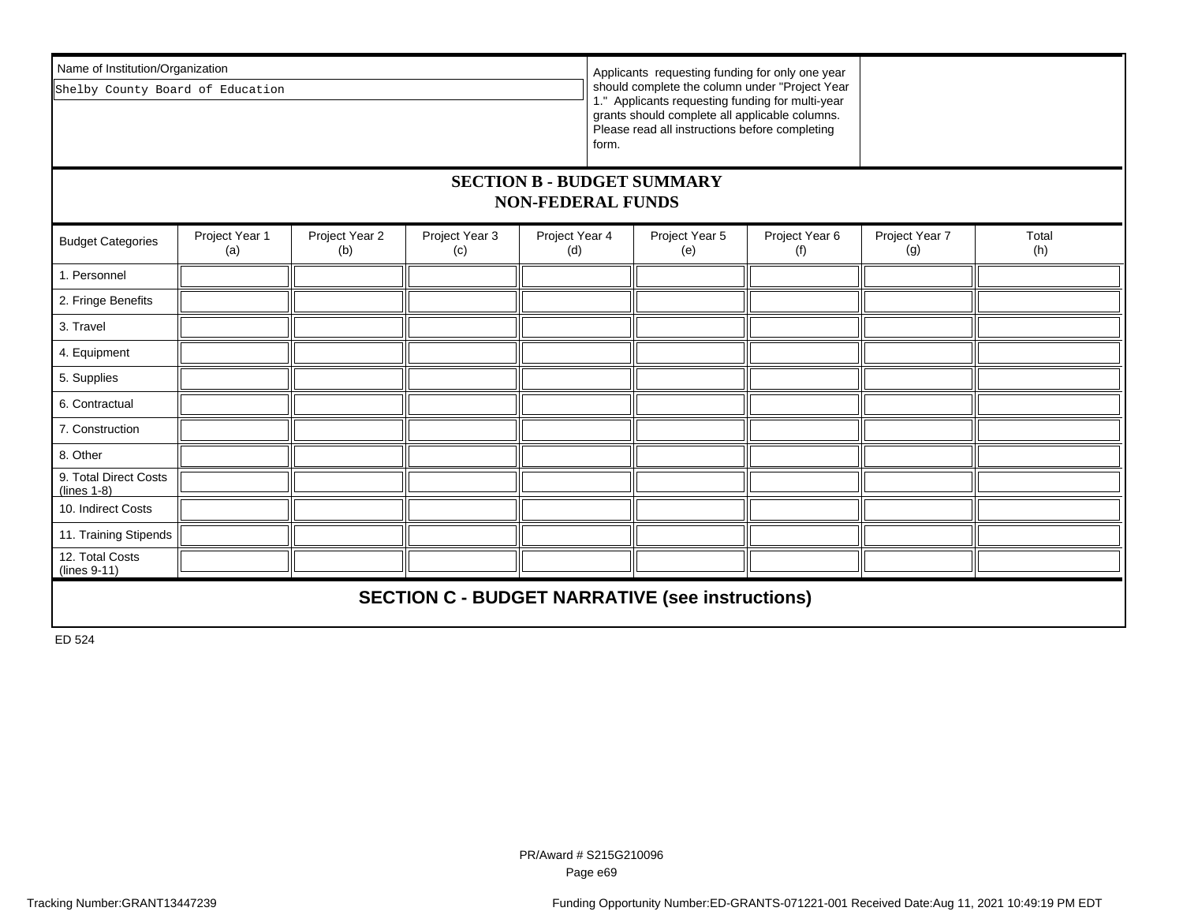Name of Institution/Organization

Shelby County Board of Education

Applicants requesting funding for only one year should complete the column under "Project Year 1." Applicants requesting funding for multi-year grants should complete all applicable columns. Please read all instructions before completing form.

## SECTION B - BUDGET SUMMARY
## NON-FEDERAL FUNDS

| Budget Categories | Project Year 1 (a) | Project Year 2 (b) | Project Year 3 (c) | Project Year 4 (d) | Project Year 5 (e) | Project Year 6 (f) | Project Year 7 (g) | Total (h) |
|---|---|---|---|---|---|---|---|---|
| 1. Personnel | | | | | | | | |
| 2. Fringe Benefits | | | | | | | | |
| 3. Travel | | | | | | | | |
| 4. Equipment | | | | | | | | |
| 5. Supplies | | | | | | | | |
| 6. Contractual | | | | | | | | |
| 7. Construction | | | | | | | | |
| 8. Other | | | | | | | | |
| 9. Total Direct Costs (lines 1-8) | | | | | | | | |
| 10. Indirect Costs | | | | | | | | |
| 11. Training Stipends | | | | | | | | |
| 12. Total Costs (lines 9-11) | | | | | | | | |

## SECTION C - BUDGET NARRATIVE (see instructions)

ED 524

PR/Award # S215G210096

Tracking Number:GRANT13447239

Funding Opportunity Number:ED-GRANTS-071221-001 Received Date:Aug 11, 2021 10:49:19 PM EDT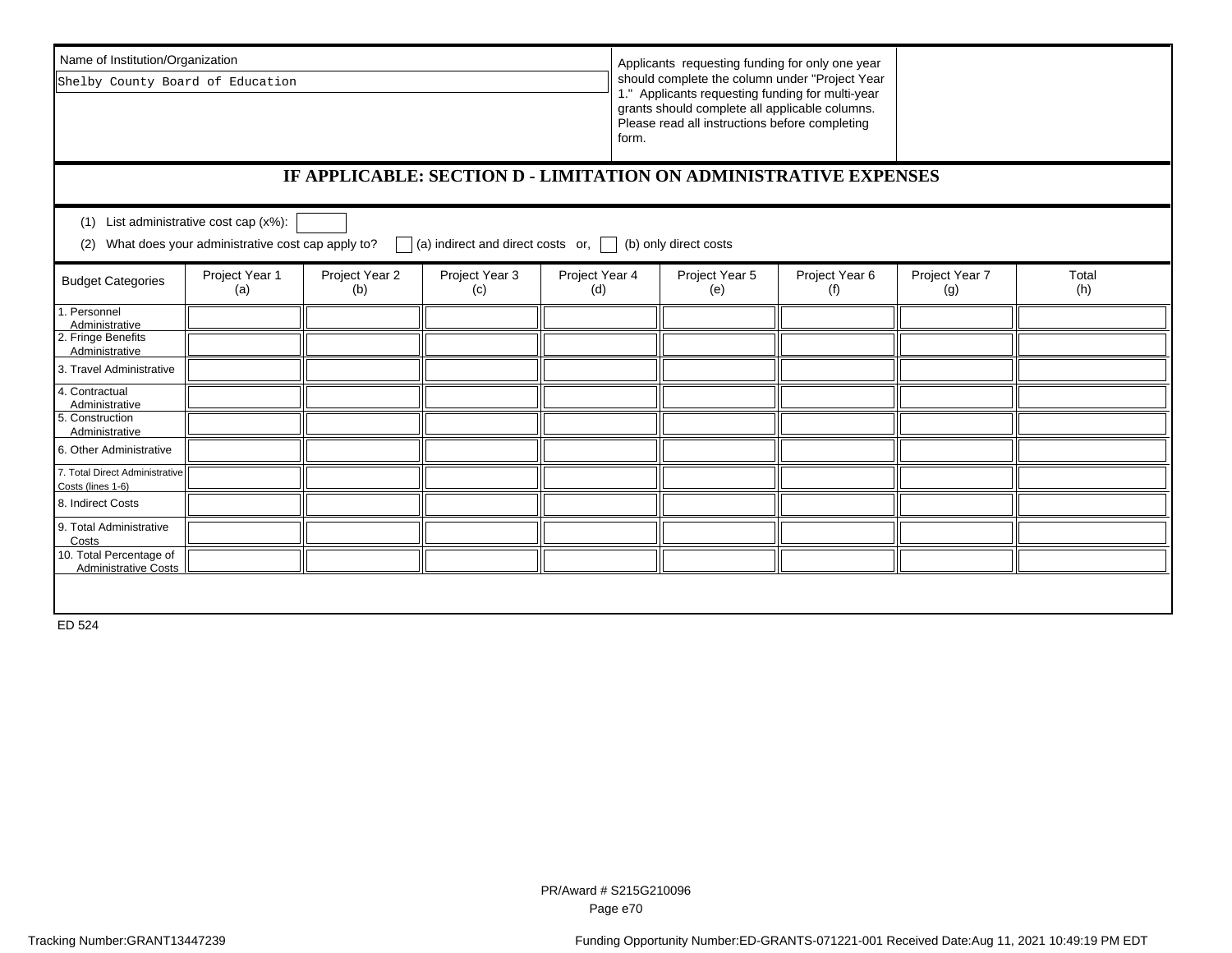Name of Institution/Organization

Shelby County Board of Education

Applicants requesting funding for only one year should complete the column under "Project Year 1." Applicants requesting funding for multi-year grants should complete all applicable columns. Please read all instructions before completing form.

## IF APPLICABLE: SECTION D - LIMITATION ON ADMINISTRATIVE EXPENSES

(1) List administrative cost cap (x%): 

(2) What does your administrative cost cap apply to? ☐ (a) indirect and direct costs or, ☐ (b) only direct costs

| Budget Categories | Project Year 1 (a) | Project Year 2 (b) | Project Year 3 (c) | Project Year 4 (d) | Project Year 5 (e) | Project Year 6 (f) | Project Year 7 (g) | Total (h) |
|---|---|---|---|---|---|---|---|---|
| 1. Personnel Administrative | | | | | | | | |
| 2. Fringe Benefits Administrative | | | | | | | | |
| 3. Travel Administrative | | | | | | | | |
| 4. Contractual Administrative | | | | | | | | |
| 5. Construction Administrative | | | | | | | | |
| 6. Other Administrative | | | | | | | | |
| 7. Total Direct Administrative Costs (lines 1-6) | | | | | | | | |
| 8. Indirect Costs | | | | | | | | |
| 9. Total Administrative Costs | | | | | | | | |
| 10. Total Percentage of Administrative Costs | | | | | | | | |

ED 524

PR/Award # S215G210096

Tracking Number:GRANT13447239

Funding Opportunity Number:ED-GRANTS-071221-001 Received Date:Aug 11, 2021 10:49:19 PM EDT